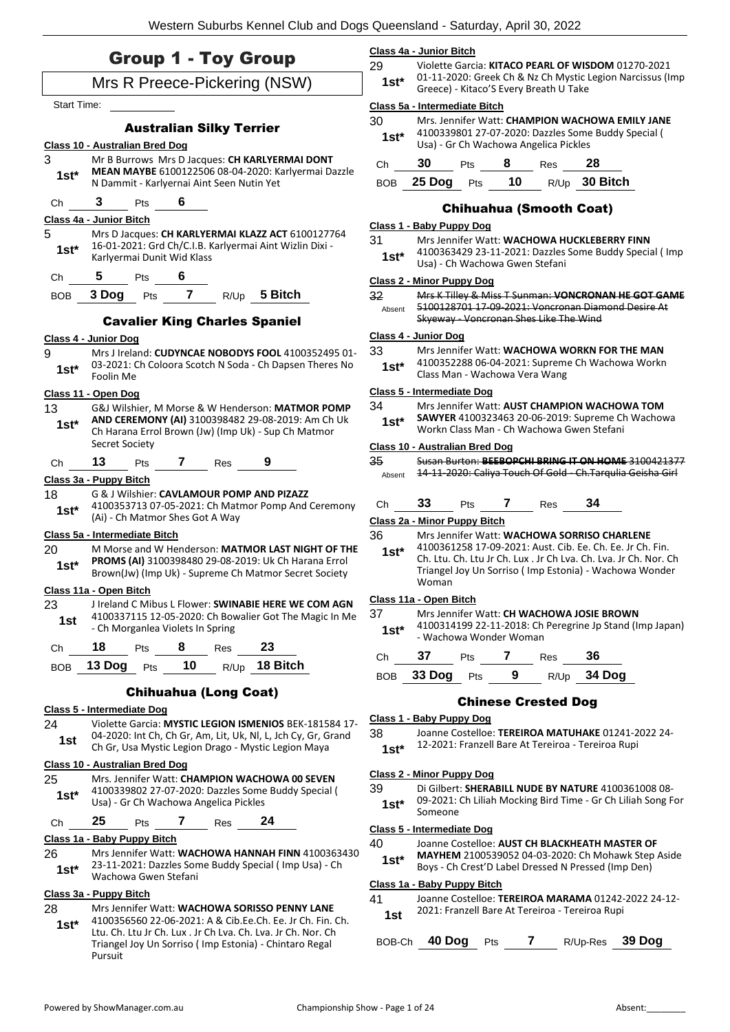# Group 1 - Toy Group

## Mrs R Preece-Pickering (NSW)

Start Time: ___________

### Australian Silky Terrier

**Class 10 - Australian Bred Dog**

3 — 1st* — Mr B Burrows Mrs D Jacques: **CH KARLYERMAI DONT MEAN MAYBE** 6100122506 08-04-2020: Karlyermai Dazzle N Dammit - Karlyernai Aint Seen Nutin Yet

Ch **3** Pts **6**

**Class 4a - Junior Bitch**

5 — 1st* — Mrs D Jacques: **CH KARLYERMAI KLAZZ ACT** 6100127764 16-01-2021: Grd Ch/C.I.B. Karlyermai Aint Wizlin Dixi - Karlyermai Dunit Wid Klass

Ch **5** Pts **6**

BOB **3 Dog** Pts **7** R/Up **5 Bitch**

### Cavalier King Charles Spaniel

**Class 4 - Junior Dog**

9 — 1st* — Mrs J Ireland: **CUDYNCAE NOBODYS FOOL** 4100352495 01-03-2021: Ch Coloora Scotch N Soda - Ch Dapsen Theres No Foolin Me

**Class 11 - Open Dog**

13 — 1st* — G&J Wilshier, M Morse & W Henderson: **MATMOR POMP AND CEREMONY (AI)** 3100398482 29-08-2019: Am Ch Uk Ch Harana Errol Brown (Jw) (Imp Uk) - Sup Ch Matmor Secret Society

Ch **13** Pts **7** Res **9**

**Class 3a - Puppy Bitch**

18 — 1st* — G & J Wilshier: **CAVLAMOUR POMP AND PIZAZZ** 4100353713 07-05-2021: Ch Matmor Pomp And Ceremony (Ai) - Ch Matmor Shes Got A Way

**Class 5a - Intermediate Bitch**

20 — 1st* — M Morse and W Henderson: **MATMOR LAST NIGHT OF THE PROMS (AI)** 3100398480 29-08-2019: Uk Ch Harana Errol Brown(Jw) (Imp Uk) - Supreme Ch Matmor Secret Society

**Class 11a - Open Bitch**

23 — 1st — J Ireland C Mibus L Flower: **SWINABIE HERE WE COM AGN** 4100337115 12-05-2020: Ch Bowalier Got The Magic In Me - Ch Morganlea Violets In Spring

Ch **18** Pts **8** Res **23**

BOB **13 Dog** Pts **10** R/Up **18 Bitch**

### Chihuahua (Long Coat)

**Class 5 - Intermediate Dog**

24 — 1st — Violette Garcia: **MYSTIC LEGION ISMENIOS** BEK-181584 17-04-2020: Int Ch, Ch Gr, Am, Lit, Uk, Nl, L, Jch Cy, Gr, Grand Ch Gr, Usa Mystic Legion Drago - Mystic Legion Maya

**Class 10 - Australian Bred Dog**

25 — 1st* — Mrs. Jennifer Watt: **CHAMPION WACHOWA 00 SEVEN** 4100339802 27-07-2020: Dazzles Some Buddy Special ( Usa) - Gr Ch Wachowa Angelica Pickles

Ch **25** Pts **7** Res **24**

**Class 1a - Baby Puppy Bitch**

26 — 1st* — Mrs Jennifer Watt: **WACHOWA HANNAH FINN** 4100363430 23-11-2021: Dazzles Some Buddy Special ( Imp Usa) - Ch Wachowa Gwen Stefani

**Class 3a - Puppy Bitch**

28 — 1st* — Mrs Jennifer Watt: **WACHOWA SORISSO PENNY LANE** 4100356560 22-06-2021: A & Cib.Ee.Ch. Ee. Jr Ch. Fin. Ch. Ltu. Ch. Ltu Jr Ch. Lux . Jr Ch Lva. Ch. Lva. Jr Ch. Nor. Ch Triangel Joy Un Sorriso ( Imp Estonia) - Chintaro Regal Pursuit

**Class 4a - Junior Bitch**

29 — 1st* — Violette Garcia: **KITACO PEARL OF WISDOM** 01270-2021 01-11-2020: Greek Ch & Nz Ch Mystic Legion Narcissus (Imp Greece) - Kitaco'S Every Breath U Take

**Class 5a - Intermediate Bitch**

30 — 1st* — Mrs. Jennifer Watt: **CHAMPION WACHOWA EMILY JANE** 4100339801 27-07-2020: Dazzles Some Buddy Special ( Usa) - Gr Ch Wachowa Angelica Pickles

Ch **30** Pts **8** Res **28**

BOB **25 Dog** Pts **10** R/Up **30 Bitch**

### Chihuahua (Smooth Coat)

**Class 1 - Baby Puppy Dog**

31 — 1st* — Mrs Jennifer Watt: **WACHOWA HUCKLEBERRY FINN** 4100363429 23-11-2021: Dazzles Some Buddy Special ( Imp Usa) - Ch Wachowa Gwen Stefani

**Class 2 - Minor Puppy Dog**

32 — Absent — ~~Mrs K Tilley & Miss T Sunman: **VONCRONAN HE GOT GAME** 5100128701 17-09-2021: Voncronan Diamond Desire At Skyeway - Voncronan Shes Like The Wind~~

**Class 4 - Junior Dog**

33 — 1st* — Mrs Jennifer Watt: **WACHOWA WORKN FOR THE MAN** 4100352288 06-04-2021: Supreme Ch Wachowa Workn Class Man - Wachowa Vera Wang

**Class 5 - Intermediate Dog**

34 — 1st* — Mrs Jennifer Watt: **AUST CHAMPION WACHOWA TOM SAWYER** 4100323463 20-06-2019: Supreme Ch Wachowa Workn Class Man - Ch Wachowa Gwen Stefani

**Class 10 - Australian Bred Dog**

35 — Absent — ~~Susan Burton: **BEEBOPCHI BRING IT ON HOME** 3100421377 14-11-2020: Caliya Touch Of Gold - Ch.Tarqulia Geisha Girl~~

Ch **33** Pts **7** Res **34**

**Class 2a - Minor Puppy Bitch**

36 — 1st* — Mrs Jennifer Watt: **WACHOWA SORRISO CHARLENE** 4100361258 17-09-2021: Aust. Cib. Ee. Ch. Ee. Jr Ch. Fin. Ch. Ltu. Ch. Ltu Jr Ch. Lux . Jr Ch Lva. Ch. Lva. Jr Ch. Nor. Ch Triangel Joy Un Sorriso ( Imp Estonia) - Wachowa Wonder Woman

**Class 11a - Open Bitch**

37 — 1st* — Mrs Jennifer Watt: **CH WACHOWA JOSIE BROWN** 4100314199 22-11-2018: Ch Peregrine Jp Stand (Imp Japan) - Wachowa Wonder Woman

Ch **37** Pts **7** Res **36**

BOB **33 Dog** Pts **9** R/Up **34 Dog**

### Chinese Crested Dog

**Class 1 - Baby Puppy Dog**

38 — 1st* — Joanne Costelloe: **TEREIROA MATUHAKE** 01241-2022 24-12-2021: Franzell Bare At Tereiroa - Tereiroa Rupi

**Class 2 - Minor Puppy Dog**

39 — 1st* — Di Gilbert: **SHERABILL NUDE BY NATURE** 4100361008 08-09-2021: Ch Liliah Mocking Bird Time - Gr Ch Liliah Song For Someone

**Class 5 - Intermediate Dog**

40 — 1st* — Joanne Costelloe: **AUST CH BLACKHEATH MASTER OF MAYHEM** 2100539052 04-03-2020: Ch Mohawk Step Aside Boys - Ch Crest'D Label Dressed N Pressed (Imp Den)

**Class 1a - Baby Puppy Bitch**

41 — 1st — Joanne Costelloe: **TEREIROA MARAMA** 01242-2022 24-12-2021: Franzell Bare At Tereiroa - Tereiroa Rupi

BOB-Ch **40 Dog** Pts **7** R/Up-Res **39 Dog**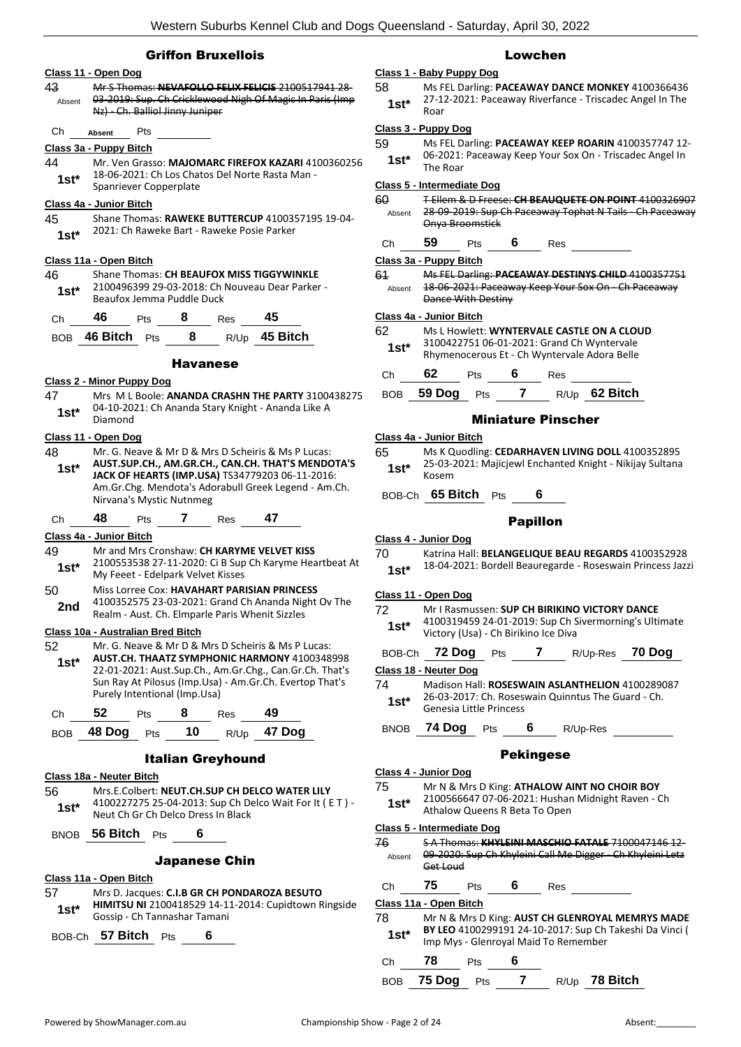## Griffon Bruxellois

**Class 11 - Open Dog**

43 Absent — ~~Mr S Thomas: **NEVAFOLLO FELIX FELICIS** 2100517941 28-03-2019: Sup. Ch Cricklewood Nigh Of Magic In Paris (Imp Nz) - Ch. Balliol Jinny Juniper~~

Ch Absent Pts

**Class 3a - Puppy Bitch**

44 1st* — Mr. Ven Grasso: **MAJOMARC FIREFOX KAZARI** 4100360256 18-06-2021: Ch Los Chatos Del Norte Rasta Man - Spanriever Copperplate

**Class 4a - Junior Bitch**

45 1st* — Shane Thomas: **RAWEKE BUTTERCUP** 4100357195 19-04-2021: Ch Raweke Bart - Raweke Posie Parker

**Class 11a - Open Bitch**

46 1st* — Shane Thomas: **CH BEAUFOX MISS TIGGYWINKLE** 2100496399 29-03-2018: Ch Nouveau Dear Parker - Beaufox Jemma Puddle Duck

Ch 46 Pts 8 Res 45

BOB 46 Bitch Pts 8 R/Up 45 Bitch

## Havanese

**Class 2 - Minor Puppy Dog**

47 1st* — Mrs M L Boole: **ANANDA CRASHN THE PARTY** 3100438275 04-10-2021: Ch Ananda Stary Knight - Ananda Like A Diamond

**Class 11 - Open Dog**

48 1st* — Mr. G. Neave & Mr D & Mrs D Scheiris & Ms P Lucas: **AUST.SUP.CH., AM.GR.CH., CAN.CH. THAT'S MENDOTA'S JACK OF HEARTS (IMP.USA)** TS34779203 06-11-2016: Am.Gr.Chg. Mendota's Adorabull Greek Legend - Am.Ch. Nirvana's Mystic Nutnmeg

Ch 48 Pts 7 Res 47

**Class 4a - Junior Bitch**

49 1st* — Mr and Mrs Cronshaw: **CH KARYME VELVET KISS** 2100553538 27-11-2020: Ci B Sup Ch Karyme Heartbeat At My Feeet - Edelpark Velvet Kisses

50 2nd — Miss Lorree Cox: **HAVAHART PARISIAN PRINCESS** 4100352575 23-03-2021: Grand Ch Ananda Night Ov The Realm - Aust. Ch. Elmparle Paris Whenit Sizzles

**Class 10a - Australian Bred Bitch**

52 1st* — Mr. G. Neave & Mr D & Mrs D Scheiris & Ms P Lucas: **AUST.CH. THAATZ SYMPHONIC HARMONY** 4100348998 22-01-2021: Aust.Sup.Ch., Am.Gr.Chg., Can.Gr.Ch. That's Sun Ray At Pilosus (Imp.Usa) - Am.Gr.Ch. Evertop That's Purely Intentional (Imp.Usa)

Ch 52 Pts 8 Res 49

BOB 48 Dog Pts 10 R/Up 47 Dog

## Italian Greyhound

**Class 18a - Neuter Bitch**

56 1st* — Mrs.E.Colbert: **NEUT.CH.SUP CH DELCO WATER LILY** 4100227275 25-04-2013: Sup Ch Delco Wait For It ( E T ) - Neut Ch Gr Ch Delco Dress In Black

BNOB 56 Bitch Pts 6

## Japanese Chin

**Class 11a - Open Bitch**

57 1st* — Mrs D. Jacques: **C.I.B GR CH PONDAROZA BESUTO HIMITSU NI** 2100418529 14-11-2014: Cupidtown Ringside Gossip - Ch Tannashar Tamani

BOB-Ch 57 Bitch Pts 6

## Lowchen

**Class 1 - Baby Puppy Dog**

58 1st* — Ms FEL Darling: **PACEAWAY DANCE MONKEY** 4100366436 27-12-2021: Paceaway Riverfance - Triscadec Angel In The Roar

**Class 3 - Puppy Dog**

59 1st* — Ms FEL Darling: **PACEAWAY KEEP ROARIN** 4100357747 12-06-2021: Paceaway Keep Your Sox On - Triscadec Angel In The Roar

**Class 5 - Intermediate Dog**

60 Absent — ~~T Ellem & D Freese: **CH BEAUQUETE ON POINT** 4100326907 28-09-2019: Sup Ch Paceaway Tophat N Tails - Ch Paceaway Onya Broomstick~~

Ch 59 Pts 6 Res

**Class 3a - Puppy Bitch**

61 Absent — ~~Ms FEL Darling: **PACEAWAY DESTINYS CHILD** 4100357751 18-06-2021: Paceaway Keep Your Sox On - Ch Paceaway Dance With Destiny~~

**Class 4a - Junior Bitch**

62 1st* — Ms L Howlett: **WYNTERVALE CASTLE ON A CLOUD** 3100422751 06-01-2021: Grand Ch Wyntervale Rhymenocerous Et - Ch Wyntervale Adora Belle

Ch 62 Pts 6 Res

BOB 59 Dog Pts 7 R/Up 62 Bitch

## Miniature Pinscher

**Class 4a - Junior Bitch**

65 1st* — Ms K Quodling: **CEDARHAVEN LIVING DOLL** 4100352895 25-03-2021: Majicjewl Enchanted Knight - Nikijay Sultana Kosem

BOB-Ch 65 Bitch Pts 6

## Papillon

**Class 4 - Junior Dog**

70 1st* — Katrina Hall: **BELANGELIQUE BEAU REGARDS** 4100352928 18-04-2021: Bordell Beauregarde - Roseswain Princess Jazzi

**Class 11 - Open Dog**

72 1st* — Mr I Rasmussen: **SUP CH BIRIKINO VICTORY DANCE** 4100319459 24-01-2019: Sup Ch Sivermorning's Ultimate Victory (Usa) - Ch Birikino Ice Diva

BOB-Ch 72 Dog Pts 7 R/Up-Res 70 Dog

**Class 18 - Neuter Dog**

74 1st* — Madison Hall: **ROSESWAIN ASLANTHELION** 4100289087 26-03-2017: Ch. Roseswain Quinntus The Guard - Ch. Genesia Little Princess

BNOB 74 Dog Pts 6 R/Up-Res

## Pekingese

**Class 4 - Junior Dog**

75 1st* — Mr N & Mrs D King: **ATHALOW AINT NO CHOIR BOY** 2100566647 07-06-2021: Hushan Midnight Raven - Ch Athalow Queens R Beta To Open

**Class 5 - Intermediate Dog**

76 Absent — ~~S A Thomas: **KHYLEINI MASCHIO FATALE** 7100047146 12-09-2020: Sup Ch Khyleini Call Me Digger - Ch Khyleini Letz Get Loud~~

Ch 75 Pts 6 Res

**Class 11a - Open Bitch**

78 1st* — Mr N & Mrs D King: **AUST CH GLENROYAL MEMRYS MADE BY LEO** 4100299191 24-10-2017: Sup Ch Takeshi Da Vinci ( Imp Mys - Glenroyal Maid To Remember

Ch 78 Pts 6

BOB 75 Dog Pts 7 R/Up 78 Bitch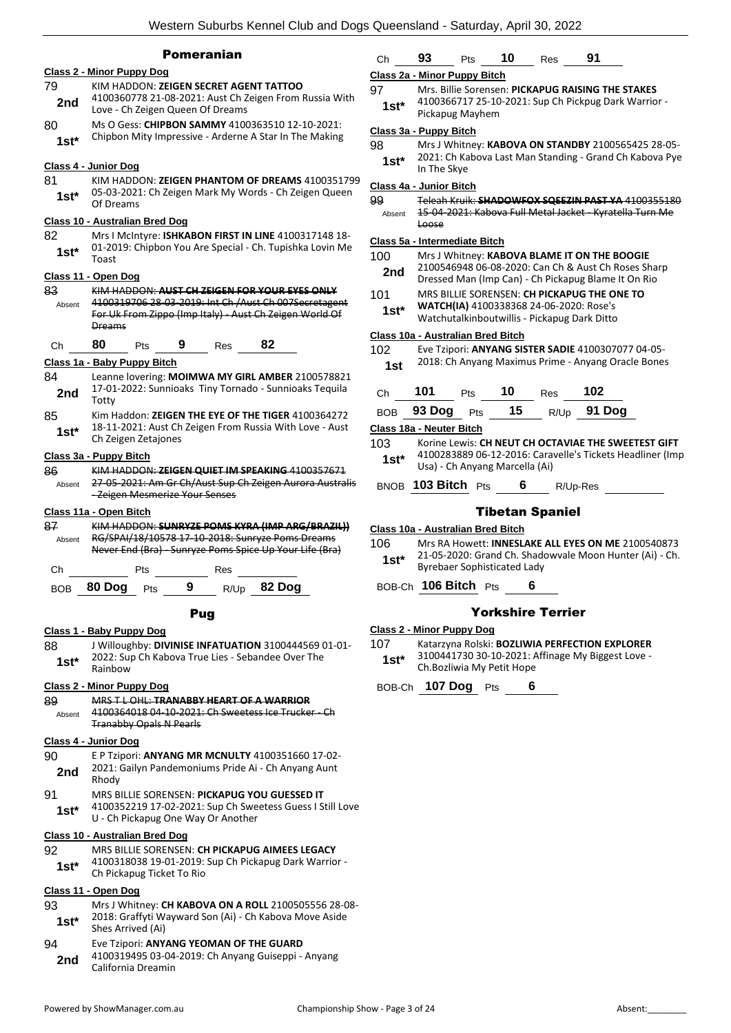## Pomeranian

**Class 2 - Minor Puppy Dog**

79 — **2nd** — KIM HADDON: **ZEIGEN SECRET AGENT TATTOO** 4100360778 21-08-2021: Aust Ch Zeigen From Russia With Love - Ch Zeigen Queen Of Dreams

80 — **1st*** — Ms O Gess: **CHIPBON SAMMY** 4100363510 12-10-2021: Chipbon Mity Impressive - Arderne A Star In The Making

**Class 4 - Junior Dog**

81 — **1st*** — KIM HADDON: **ZEIGEN PHANTOM OF DREAMS** 4100351799 05-03-2021: Ch Zeigen Mark My Words - Ch Zeigen Queen Of Dreams

**Class 10 - Australian Bred Dog**

82 — **1st*** — Mrs I McIntyre: **ISHKABON FIRST IN LINE** 4100317148 18-01-2019: Chipbon You Are Special - Ch. Tupishka Lovin Me Toast

**Class 11 - Open Dog**

83 — Absent — ~~KIM HADDON: **AUST CH ZEIGEN FOR YOUR EYES ONLY** 4100319706 28-03-2019: Int Ch /Aust Ch 007Secretagent For Uk From Zippo (Imp Italy) - Aust Ch Zeigen World Of Dreams~~

Ch 80 Pts 9 Res 82

**Class 1a - Baby Puppy Bitch**

84 — **2nd** — Leanne lovering: **MOIMWA MY GIRL AMBER** 2100578821 17-01-2022: Sunnioaks Tiny Tornado - Sunnioaks Tequila Totty

85 — **1st*** — Kim Haddon: **ZEIGEN THE EYE OF THE TIGER** 4100364272 18-11-2021: Aust Ch Zeigen From Russia With Love - Aust Ch Zeigen Zetajones

**Class 3a - Puppy Bitch**

86 — Absent — ~~KIM HADDON: **ZEIGEN QUIET IM SPEAKING** 4100357671 27-05-2021: Am Gr Ch/Aust Sup Ch Zeigen Aurora Australis - Zeigen Mesmerize Your Senses~~

**Class 11a - Open Bitch**

87 — Absent — ~~KIM HADDON: **SUNRYZE POMS KYRA (IMP ARG/BRAZIL)** RG/SPAI/18/10578 17-10-2018: Sunryze Poms Dreams Never End (Bra) - Sunryze Poms Spice Up Your Life (Bra)~~

Ch Pts Res

BOB **80 Dog** Pts **9** R/Up **82 Dog**

## Pug

**Class 1 - Baby Puppy Dog**

88 — **1st*** — J Willoughby: **DIVINISE INFATUATION** 3100444569 01-01-2022: Sup Ch Kabova True Lies - Sebandee Over The Rainbow

**Class 2 - Minor Puppy Dog**

89 — Absent — ~~MRS T L OHL: **TRANABBY HEART OF A WARRIOR** 4100364018 04-10-2021: Ch Sweetess Ice Trucker - Ch Tranabby Opals N Pearls~~

**Class 4 - Junior Dog**

90 — **2nd** — E P Tzipori: **ANYANG MR MCNULTY** 4100351660 17-02-2021: Gailyn Pandemoniums Pride Ai - Ch Anyang Aunt Rhody

91 — **1st*** — MRS BILLIE SORENSEN: **PICKAPUG YOU GUESSED IT** 4100352219 17-02-2021: Sup Ch Sweetess Guess I Still Love U - Ch Pickapug One Way Or Another

**Class 10 - Australian Bred Dog**

92 — **1st*** — MRS BILLIE SORENSEN: **CH PICKAPUG AIMEES LEGACY** 4100318038 19-01-2019: Sup Ch Pickapug Dark Warrior - Ch Pickapug Ticket To Rio

**Class 11 - Open Dog**

93 — **1st*** — Mrs J Whitney: **CH KABOVA ON A ROLL** 2100505556 28-08-2018: Graffyti Wayward Son (Ai) - Ch Kabova Move Aside Shes Arrived (Ai)

94 — **2nd** — Eve Tzipori: **ANYANG YEOMAN OF THE GUARD** 4100319495 03-04-2019: Ch Anyang Guiseppi - Anyang California Dreamin

Ch 93 Pts 10 Res 91

**Class 2a - Minor Puppy Bitch**

97 — **1st*** — Mrs. Billie Sorensen: **PICKAPUG RAISING THE STAKES** 4100366717 25-10-2021: Sup Ch Pickpug Dark Warrior - Pickapug Mayhem

**Class 3a - Puppy Bitch**

98 — **1st*** — Mrs J Whitney: **KABOVA ON STANDBY** 2100565425 28-05-2021: Ch Kabova Last Man Standing - Grand Ch Kabova Pye In The Skye

**Class 4a - Junior Bitch**

99 — Absent — ~~Teleah Kruik: **SHADOWFOX SQEEZIN PAST YA** 4100355180 15-04-2021: Kabova Full Metal Jacket - Kyratella Turn Me Loose~~

**Class 5a - Intermediate Bitch**

100 — **2nd** — Mrs J Whitney: **KABOVA BLAME IT ON THE BOOGIE** 2100546948 06-08-2020: Can Ch & Aust Ch Roses Sharp Dressed Man (Imp Can) - Ch Pickapug Blame It On Rio

101 — **1st*** — MRS BILLIE SORENSEN: **CH PICKAPUG THE ONE TO WATCH(IA)** 4100338368 24-06-2020: Rose's Watchutalkinboutwillis - Pickapug Dark Ditto

**Class 10a - Australian Bred Bitch**

102 — **1st** — Eve Tzipori: **ANYANG SISTER SADIE** 4100307077 04-05-2018: Ch Anyang Maximus Prime - Anyang Oracle Bones

Ch 101 Pts 10 Res 102

BOB **93 Dog** Pts **15** R/Up **91 Dog**

**Class 18a - Neuter Bitch**

103 — **1st*** — Korine Lewis: **CH NEUT CH OCTAVIAE THE SWEETEST GIFT** 4100283889 06-12-2016: Caravelle's Tickets Headliner (Imp Usa) - Ch Anyang Marcella (Ai)

BNOB **103 Bitch** Pts **6** R/Up-Res

## Tibetan Spaniel

**Class 10a - Australian Bred Bitch**

106 — **1st*** — Mrs RA Howett: **INNESLAKE ALL EYES ON ME** 2100540873 21-05-2020: Grand Ch. Shadowvale Moon Hunter (Ai) - Ch. Byrebaer Sophisticated Lady

BOB-Ch **106 Bitch** Pts **6**

## Yorkshire Terrier

**Class 2 - Minor Puppy Dog**

107 — **1st*** — Katarzyna Rolski: **BOZLIWIA PERFECTION EXPLORER** 3100441730 30-10-2021: Affinage My Biggest Love - Ch.Bozliwia My Petit Hope

BOB-Ch **107 Dog** Pts **6**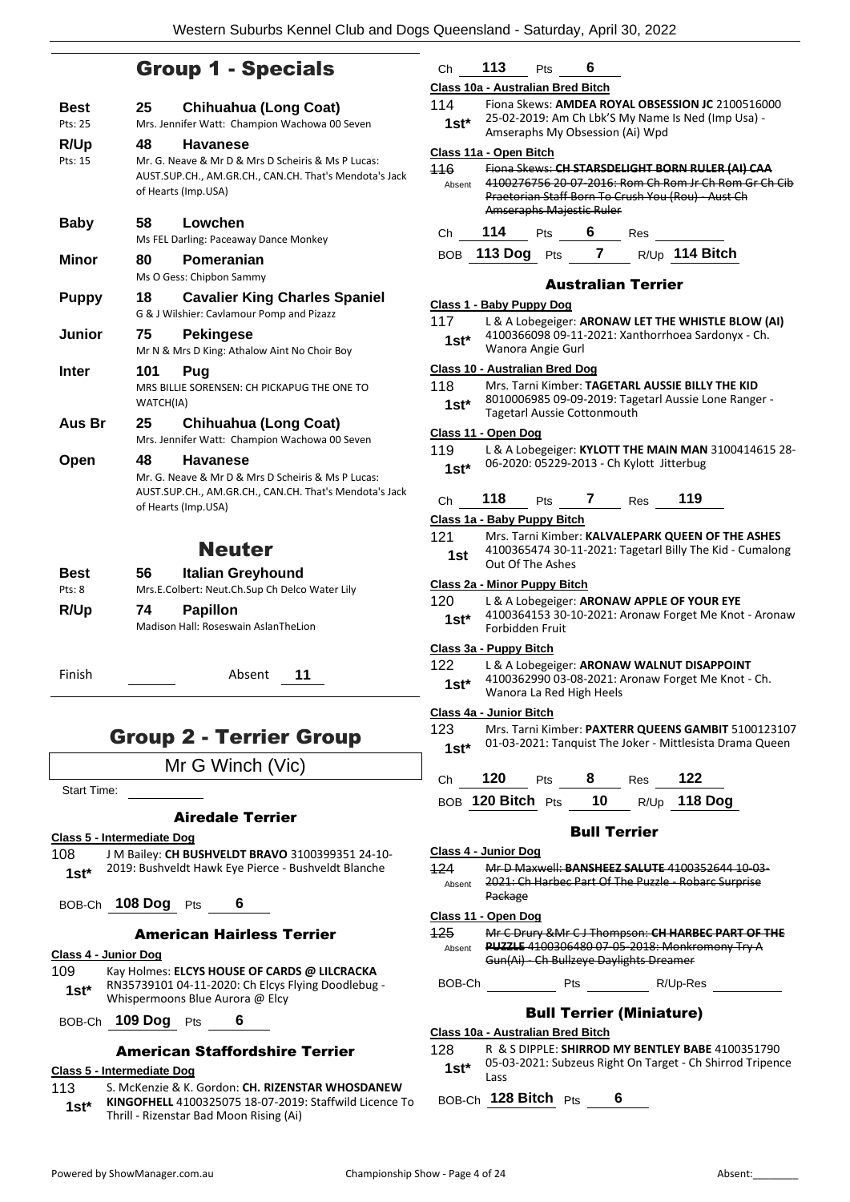## Group 1 - Specials

**Best** — Pts: 25 — **25 Chihuahua (Long Coat)**
Mrs. Jennifer Watt: Champion Wachowa 00 Seven

**R/Up** — Pts: 15 — **48 Havanese**
Mr. G. Neave & Mr D & Mrs D Scheiris & Ms P Lucas: AUST.SUP.CH., AM.GR.CH., CAN.CH. That's Mendota's Jack of Hearts (Imp.USA)

**Baby** — **58 Lowchen**
Ms FEL Darling: Paceaway Dance Monkey

**Minor** — **80 Pomeranian**
Ms O Gess: Chipbon Sammy

**Puppy** — **18 Cavalier King Charles Spaniel**
G & J Wilshier: Cavlamour Pomp and Pizazz

**Junior** — **75 Pekingese**
Mr N & Mrs D King: Athalow Aint No Choir Boy

**Inter** — **101 Pug**
MRS BILLIE SORENSEN: CH PICKAPUG THE ONE TO WATCH(IA)

**Aus Br** — **25 Chihuahua (Long Coat)**
Mrs. Jennifer Watt: Champion Wachowa 00 Seven

**Open** — **48 Havanese**
Mr. G. Neave & Mr D & Mrs D Scheiris & Ms P Lucas: AUST.SUP.CH., AM.GR.CH., CAN.CH. That's Mendota's Jack of Hearts (Imp.USA)

## Neuter

**Best** — Pts: 8 — **56 Italian Greyhound**
Mrs.E.Colbert: Neut.Ch.Sup Ch Delco Water Lily

**R/Up** — **74 Papillon**
Madison Hall: Roseswain AslanTheLion

Finish ______ Absent **11**

## Group 2 - Terrier Group

Mr G Winch (Vic)

Start Time:

### Airedale Terrier

**Class 5 - Intermediate Dog**

108 — 1st* — J M Bailey: **CH BUSHVELDT BRAVO** 3100399351 24-10-2019: Bushveldt Hawk Eye Pierce - Bushveldt Blanche

BOB-Ch **108 Dog** Pts **6**

### American Hairless Terrier

**Class 4 - Junior Dog**

109 — 1st* — Kay Holmes: **ELCYS HOUSE OF CARDS @ LILCRACKA** RN35739101 04-11-2020: Ch Elcys Flying Doodlebug - Whispermoons Blue Aurora @ Elcy

BOB-Ch **109 Dog** Pts **6**

### American Staffordshire Terrier

**Class 5 - Intermediate Dog**

113 — 1st* — S. McKenzie & K. Gordon: **CH. RIZENSTAR WHOSDANEW KINGOFHELL** 4100325075 18-07-2019: Staffwild Licence To Thrill - Rizenstar Bad Moon Rising (Ai)

Ch **113** Pts **6**

**Class 10a - Australian Bred Bitch**

114 — 1st* — Fiona Skews: **AMDEA ROYAL OBSESSION JC** 2100516000 25-02-2019: Am Ch Lbk'S My Name Is Ned (Imp Usa) - Amseraphs My Obsession (Ai) Wpd

**Class 11a - Open Bitch**

116 — Absent — ~~Fiona Skews: **CH STARSDELIGHT BORN RULER (AI) CAA** 4100276756 20-07-2016: Rom Ch Rom Jr Ch Rom Gr Ch Cib Praetorian Staff Born To Crush You (Rou) - Aust Ch Amseraphs Majestic Ruler~~

Ch **114** Pts **6** Res

BOB **113 Dog** Pts **7** R/Up **114 Bitch**

### Australian Terrier

**Class 1 - Baby Puppy Dog**

117 — 1st* — L & A Lobegeiger: **ARONAW LET THE WHISTLE BLOW (AI)** 4100366098 09-11-2021: Xanthorrhoea Sardonyx - Ch. Wanora Angie Gurl

**Class 10 - Australian Bred Dog**

118 — 1st* — Mrs. Tarni Kimber: **TAGETARL AUSSIE BILLY THE KID** 8010006985 09-09-2019: Tagetarl Aussie Lone Ranger - Tagetarl Aussie Cottonmouth

**Class 11 - Open Dog**

119 — 1st* — L & A Lobegeiger: **KYLOTT THE MAIN MAN** 3100414615 28-06-2020: 05229-2013 - Ch Kylott Jitterbug

Ch **118** Pts **7** Res **119**

**Class 1a - Baby Puppy Bitch**

121 — 1st — Mrs. Tarni Kimber: **KALVALEPARK QUEEN OF THE ASHES** 4100365474 30-11-2021: Tagetarl Billy The Kid - Cumalong Out Of The Ashes

**Class 2a - Minor Puppy Bitch**

120 — 1st* — L & A Lobegeiger: **ARONAW APPLE OF YOUR EYE** 4100364153 30-10-2021: Aronaw Forget Me Knot - Aronaw Forbidden Fruit

**Class 3a - Puppy Bitch**

122 — 1st* — L & A Lobegeiger: **ARONAW WALNUT DISAPPOINT** 4100362990 03-08-2021: Aronaw Forget Me Knot - Ch. Wanora La Red High Heels

**Class 4a - Junior Bitch**

123 — 1st* — Mrs. Tarni Kimber: **PAXTERR QUEENS GAMBIT** 5100123107 01-03-2021: Tanquist The Joker - Mittlesista Drama Queen

Ch **120** Pts **8** Res **122**

BOB **120 Bitch** Pts **10** R/Up **118 Dog**

### Bull Terrier

**Class 4 - Junior Dog**

124 — Absent — ~~Mr D Maxwell: **BANSHEEZ SALUTE** 4100352644 10-03-2021: Ch Harbec Part Of The Puzzle - Robarc Surprise Package~~

**Class 11 - Open Dog**

125 — Absent — ~~Mr C Drury &Mr C J Thompson: **CH HARBEC PART OF THE PUZZLE** 4100306480 07-05-2018: Monkromony Try A Gun(Ai) - Ch Bullzeye Daylights Dreamer~~

BOB-Ch ______ Pts ______ R/Up-Res ______

### Bull Terrier (Miniature)

**Class 10a - Australian Bred Bitch**

128 — 1st* — R & S DIPPLE: **SHIRROD MY BENTLEY BABE** 4100351790 05-03-2021: Subzeus Right On Target - Ch Shirrod Tripence Lass

BOB-Ch **128 Bitch** Pts **6**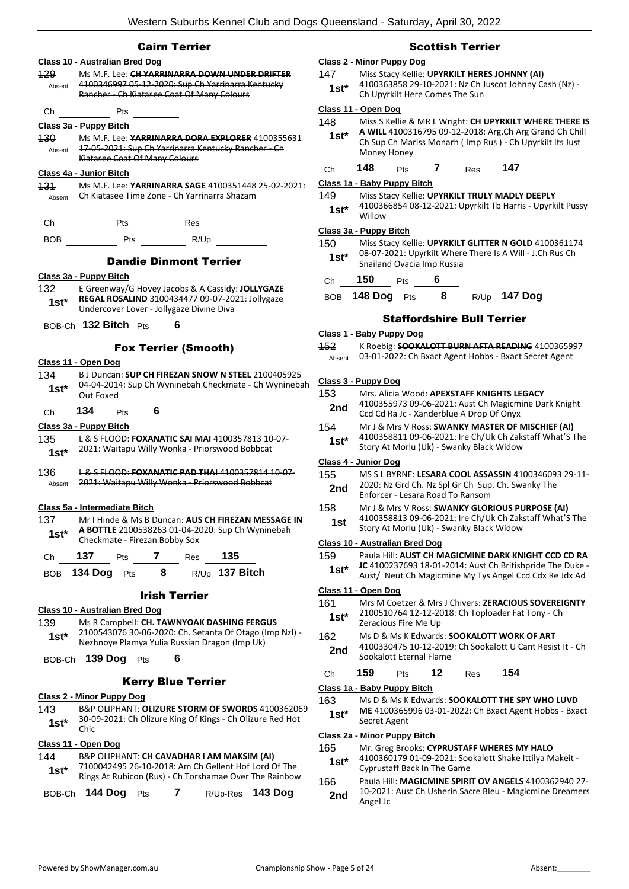## Cairn Terrier

**Class 10 - Australian Bred Dog**

129 Absent ~~Ms M.F. Lee: **CH YARRINARRA DOWN UNDER DRIFTER** 4100346997 05-12-2020: Sup Ch Yarrinarra Kentucky Rancher - Ch Kiatasee Coat Of Many Colours~~

Ch ______ Pts ______

**Class 3a - Puppy Bitch**

130 Absent ~~Ms M.F. Lee: **YARRINARRA DORA EXPLORER** 4100355631 17-05-2021: Sup Ch Yarrinarra Kentucky Rancher - Ch Kiatasee Coat Of Many Colours~~

**Class 4a - Junior Bitch**

131 Absent ~~Ms M.F. Lee: **YARRINARRA SAGE** 4100351448 25-02-2021: Ch Kiatasee Time Zone - Ch Yarrinarra Shazam~~

Ch ______ Pts ______ Res ______

BOB ______ Pts ______ R/Up ______

## Dandie Dinmont Terrier

**Class 3a - Puppy Bitch**

132 1st* E Greenway/G Hovey Jacobs & A Cassidy: **JOLLYGAZE REGAL ROSALIND** 3100434477 09-07-2021: Jollygaze Undercover Lover - Jollygaze Divine Diva

BOB-Ch **132 Bitch** Pts **6**

## Fox Terrier (Smooth)

**Class 11 - Open Dog**

134 1st* B J Duncan: **SUP CH FIREZAN SNOW N STEEL** 2100405925 04-04-2014: Sup Ch Wyninebah Checkmate - Ch Wyninebah Out Foxed

Ch **134** Pts **6**

**Class 3a - Puppy Bitch**

135 1st* L & S FLOOD: **FOXANATIC SAI MAI** 4100357813 10-07-2021: Waitapu Willy Wonka - Priorswood Bobbcat

136 Absent ~~L & S FLOOD: **FOXANATIC PAD THAI** 4100357814 10-07-2021: Waitapu Willy Wonka - Priorswood Bobbcat~~

**Class 5a - Intermediate Bitch**

137 1st* Mr I Hinde & Ms B Duncan: **AUS CH FIREZAN MESSAGE IN A BOTTLE** 2100538263 01-04-2020: Sup Ch Wyninebah Checkmate - Firezan Bobby Sox

Ch **137** Pts **7** Res **135**

BOB **134 Dog** Pts **8** R/Up **137 Bitch**

## Irish Terrier

**Class 10 - Australian Bred Dog**

139 1st* Ms R Campbell: **CH. TAWNYOAK DASHING FERGUS** 2100543076 30-06-2020: Ch. Setanta Of Otago (Imp Nzl) - Nezhnoye Plamya Yulia Russian Dragon (Imp Uk)

BOB-Ch **139 Dog** Pts **6**

## Kerry Blue Terrier

**Class 2 - Minor Puppy Dog**

143 1st* B&P OLIPHANT: **OLIZURE STORM OF SWORDS** 4100362069 30-09-2021: Ch Olizure King Of Kings - Ch Olizure Red Hot Chic

**Class 11 - Open Dog**

144 1st* B&P OLIPHANT: **CH CAVADHAR I AM MAKSIM (AI)** 7100042495 26-10-2018: Am Ch Gellent Hof Lord Of The Rings At Rubicon (Rus) - Ch Torshamae Over The Rainbow

BOB-Ch **144 Dog** Pts **7** R/Up-Res **143 Dog**

## Scottish Terrier

**Class 2 - Minor Puppy Dog**

147 1st* Miss Stacy Kellie: **UPYRKILT HERES JOHNNY (AI)** 4100363858 29-10-2021: Nz Ch Juscot Johnny Cash (Nz) - Ch Upyrkilt Here Comes The Sun

**Class 11 - Open Dog**

148 1st* Miss S Kellie & MR L Wright: **CH UPYRKILT WHERE THERE IS A WILL** 4100316795 09-12-2018: Arg.Ch Arg Grand Ch Chill Ch Sup Ch Mariss Monarh ( Imp Rus ) - Ch Upyrkilt Its Just Money Honey

Ch **148** Pts **7** Res **147**

**Class 1a - Baby Puppy Bitch**

149 1st* Miss Stacy Kellie: **UPYRKILT TRULY MADLY DEEPLY** 4100366854 08-12-2021: Upyrkilt Tb Harris - Upyrkilt Pussy Willow

**Class 3a - Puppy Bitch**

150 1st* Miss Stacy Kellie: **UPYRKILT GLITTER N GOLD** 4100361174 08-07-2021: Upyrkilt Where There Is A Will - J.Ch Rus Ch Snailand Ovacia Imp Russia

Ch **150** Pts **6**

BOB **148 Dog** Pts **8** R/Up **147 Dog**

## Staffordshire Bull Terrier

**Class 1 - Baby Puppy Dog**

152 Absent ~~K Roebig: **SOOKALOTT BURN AFTA READING** 4100365997 03-01-2022: Ch Bxact Agent Hobbs - Bxact Secret Agent~~

**Class 3 - Puppy Dog**

153 2nd Mrs. Alicia Wood: **APEXSTAFF KNIGHTS LEGACY** 4100355973 09-06-2021: Aust Ch Magicmine Dark Knight Ccd Cd Ra Jc - Xanderblue A Drop Of Onyx

154 1st* Mr J & Mrs V Ross: **SWANKY MASTER OF MISCHIEF (AI)** 4100358811 09-06-2021: Ire Ch/Uk Ch Zakstaff What'S The Story At Morlu (Uk) - Swanky Black Widow

**Class 4 - Junior Dog**

155 2nd MS S L BYRNE: **LESARA COOL ASSASSIN** 4100346093 29-11-2020: Nz Grd Ch. Nz Spl Gr Ch Sup. Ch. Swanky The Enforcer - Lesara Road To Ransom

158 1st Mr J & Mrs V Ross: **SWANKY GLORIOUS PURPOSE (AI)** 4100358813 09-06-2021: Ire Ch/Uk Ch Zakstaff What'S The Story At Morlu (Uk) - Swanky Black Widow

**Class 10 - Australian Bred Dog**

159 1st* Paula Hill: **AUST CH MAGICMINE DARK KNIGHT CCD CD RA JC** 4100237693 18-01-2014: Aust Ch Britishpride The Duke - Aust/ Neut Ch Magicmine My Tys Angel Ccd Cdx Re Jdx Ad

**Class 11 - Open Dog**

161 1st* Mrs M Coetzer & Mrs J Chivers: **ZERACIOUS SOVEREIGNTY** 2100510764 12-12-2018: Ch Toploader Fat Tony - Ch Zeracious Fire Me Up

162 2nd Ms D & Ms K Edwards: **SOOKALOTT WORK OF ART** 4100330475 10-12-2019: Ch Sookalott U Cant Resist It - Ch Sookalott Eternal Flame

Ch **159** Pts **12** Res **154**

**Class 1a - Baby Puppy Bitch**

163 1st* Ms D & Ms K Edwards: **SOOKALOTT THE SPY WHO LUVD ME** 4100365996 03-01-2022: Ch Bxact Agent Hobbs - Bxact Secret Agent

**Class 2a - Minor Puppy Bitch**

165 1st* Mr. Greg Brooks: **CYPRUSTAFF WHERES MY HALO** 4100360179 01-09-2021: Sookalott Shake Ittilya Makeit - Cyprustaff Back In The Game

166 2nd Paula Hill: **MAGICMINE SPIRIT OV ANGELS** 4100362940 27-10-2021: Aust Ch Usherin Sacre Bleu - Magicmine Dreamers Angel Jc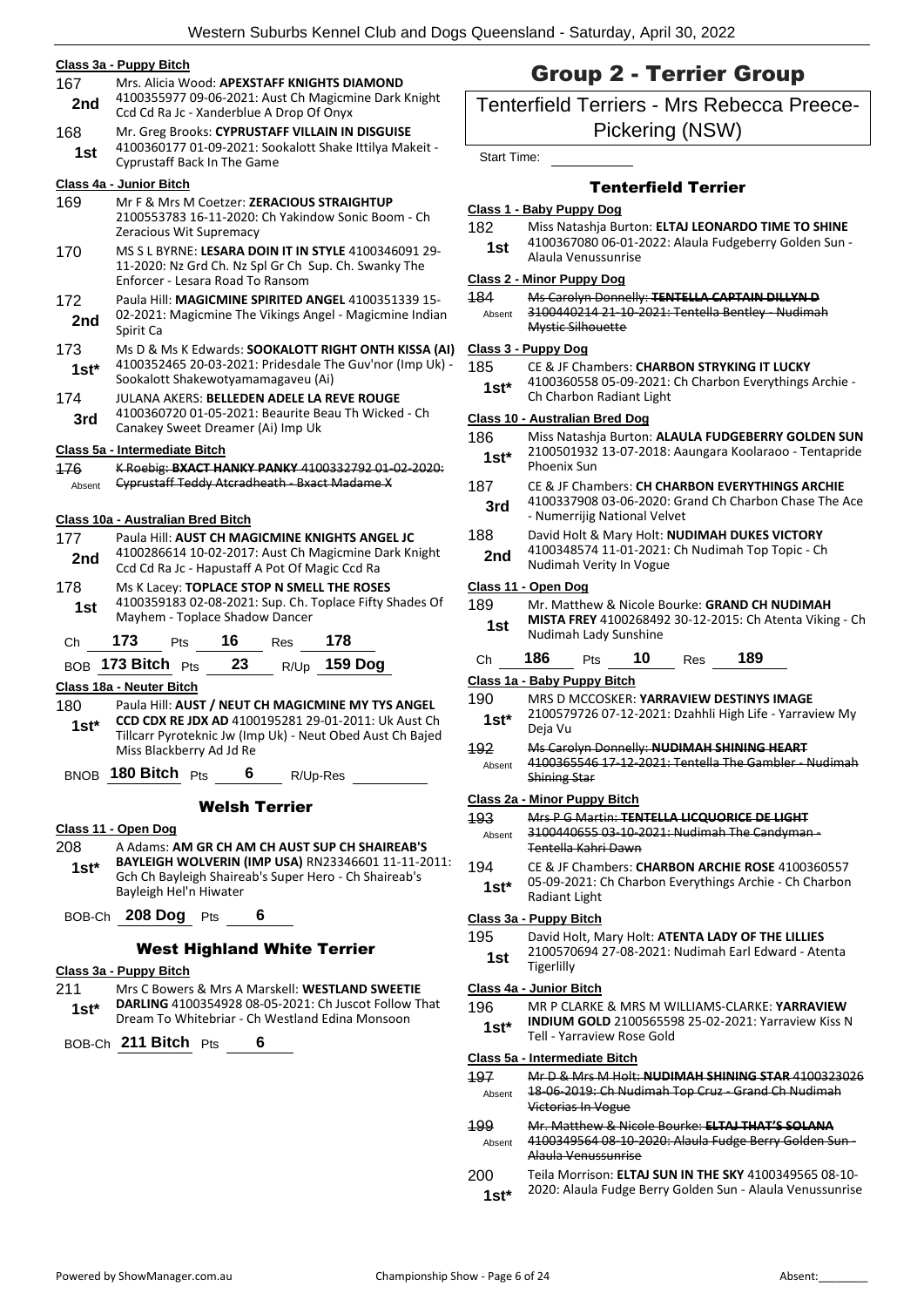#### Class 3a - Puppy Bitch

167 **2nd** Mrs. Alicia Wood: **APEXSTAFF KNIGHTS DIAMOND** 4100355977 09-06-2021: Aust Ch Magicmine Dark Knight Ccd Cd Ra Jc - Xanderblue A Drop Of Onyx

168 **1st** Mr. Greg Brooks: **CYPRUSTAFF VILLAIN IN DISGUISE** 4100360177 01-09-2021: Sookalott Shake Ittilya Makeit - Cyprustaff Back In The Game

#### Class 4a - Junior Bitch

169 Mr F & Mrs M Coetzer: **ZERACIOUS STRAIGHTUP** 2100553783 16-11-2020: Ch Yakindow Sonic Boom - Ch Zeracious Wit Supremacy

170 MS S L BYRNE: **LESARA DOIN IT IN STYLE** 4100346091 29-11-2020: Nz Grd Ch. Nz Spl Gr Ch Sup. Ch. Swanky The Enforcer - Lesara Road To Ransom

172 **2nd** Paula Hill: **MAGICMINE SPIRITED ANGEL** 4100351339 15-02-2021: Magicmine The Vikings Angel - Magicmine Indian Spirit Ca

173 **1st*** Ms D & Ms K Edwards: **SOOKALOTT RIGHT ONTH KISSA (AI)** 4100352465 20-03-2021: Pridesdale The Guv'nor (Imp Uk) - Sookalott Shakewotyamamagaveu (Ai)

174 **3rd** JULANA AKERS: **BELLEDEN ADELE LA REVE ROUGE** 4100360720 01-05-2021: Beaurite Beau Th Wicked - Ch Canakey Sweet Dreamer (Ai) Imp Uk

#### Class 5a - Intermediate Bitch

~~176~~ Absent ~~K Roebig: **BXACT HANKY PANKY** 4100332792 01-02-2020: Cyprustaff Teddy Atcradheath - Bxact Madame X~~

#### Class 10a - Australian Bred Bitch

177 **2nd** Paula Hill: **AUST CH MAGICMINE KNIGHTS ANGEL JC** 4100286614 10-02-2017: Aust Ch Magicmine Dark Knight Ccd Cd Ra Jc - Hapustaff A Pot Of Magic Ccd Ra

178 **1st** Ms K Lacey: **TOPLACE STOP N SMELL THE ROSES** 4100359183 02-08-2021: Sup. Ch. Toplace Fifty Shades Of Mayhem - Toplace Shadow Dancer

Ch **173** Pts **16** Res **178**

BOB **173 Bitch** Pts **23** R/Up **159 Dog**

#### Class 18a - Neuter Bitch

180 **1st*** Paula Hill: **AUST / NEUT CH MAGICMINE MY TYS ANGEL CCD CDX RE JDX AD** 4100195281 29-01-2011: Uk Aust Ch Tillcarr Pyroteknic Jw (Imp Uk) - Neut Obed Aust Ch Bajed Miss Blackberry Ad Jd Re

BNOB **180 Bitch** Pts **6** R/Up-Res

### Welsh Terrier

#### Class 11 - Open Dog

208 **1st*** A Adams: **AM GR CH AM CH AUST SUP CH SHAIREAB'S BAYLEIGH WOLVERIN (IMP USA)** RN23346601 11-11-2011: Gch Ch Bayleigh Shaireab's Super Hero - Ch Shaireab's Bayleigh Hel'n Hiwater

BOB-Ch **208 Dog** Pts **6**

### West Highland White Terrier

#### Class 3a - Puppy Bitch

211 **1st*** Mrs C Bowers & Mrs A Marskell: **WESTLAND SWEETIE DARLING** 4100354928 08-05-2021: Ch Juscot Follow That Dream To Whitebriar - Ch Westland Edina Monsoon

BOB-Ch **211 Bitch** Pts **6**

# Group 2 - Terrier Group

## Tenterfield Terriers - Mrs Rebecca Preece-Pickering (NSW)

Start Time:

### Tenterfield Terrier

#### Class 1 - Baby Puppy Dog

182 **1st** Miss Natashja Burton: **ELTAJ LEONARDO TIME TO SHINE** 4100367080 06-01-2022: Alaula Fudgeberry Golden Sun - Alaula Venussunrise

#### Class 2 - Minor Puppy Dog

~~184~~ Absent ~~Ms Carolyn Donnelly: **TENTELLA CAPTAIN DILLYN D** 3100440214 21-10-2021: Tentella Bentley - Nudimah Mystic Silhouette~~

#### Class 3 - Puppy Dog

185 **1st*** CE & JF Chambers: **CHARBON STRYKING IT LUCKY** 4100360558 05-09-2021: Ch Charbon Everythings Archie - Ch Charbon Radiant Light

#### Class 10 - Australian Bred Dog

186 **1st*** Miss Natashja Burton: **ALAULA FUDGEBERRY GOLDEN SUN** 2100501932 13-07-2018: Aaungara Koolaraoo - Tentapride Phoenix Sun

187 **3rd** CE & JF Chambers: **CH CHARBON EVERYTHINGS ARCHIE** 4100337908 03-06-2020: Grand Ch Charbon Chase The Ace - Numerrijig National Velvet

188 **2nd** David Holt & Mary Holt: **NUDIMAH DUKES VICTORY** 4100348574 11-01-2021: Ch Nudimah Top Topic - Ch Nudimah Verity In Vogue

#### Class 11 - Open Dog

189 **1st** Mr. Matthew & Nicole Bourke: **GRAND CH NUDIMAH MISTA FREY** 4100268492 30-12-2015: Ch Atenta Viking - Ch Nudimah Lady Sunshine

Ch **186** Pts **10** Res **189**

#### Class 1a - Baby Puppy Bitch

190 **1st*** MRS D MCCOSKER: **YARRAVIEW DESTINYS IMAGE** 2100579726 07-12-2021: Dzahhli High Life - Yarraview My Deja Vu

~~192~~ Absent ~~Ms Carolyn Donnelly: **NUDIMAH SHINING HEART** 4100365546 17-12-2021: Tentella The Gambler - Nudimah Shining Star~~

#### Class 2a - Minor Puppy Bitch

~~193~~ Absent ~~Mrs P G Martin: **TENTELLA LICQUORICE DE LIGHT** 3100440655 03-10-2021: Nudimah The Candyman - Tentella Kahri Dawn~~

194 **1st*** CE & JF Chambers: **CHARBON ARCHIE ROSE** 4100360557 05-09-2021: Ch Charbon Everythings Archie - Ch Charbon Radiant Light

#### Class 3a - Puppy Bitch

195 **1st** David Holt, Mary Holt: **ATENTA LADY OF THE LILLIES** 2100570694 27-08-2021: Nudimah Earl Edward - Atenta Tigerlilly

#### Class 4a - Junior Bitch

196 **1st*** MR P CLARKE & MRS M WILLIAMS-CLARKE: **YARRAVIEW INDIUM GOLD** 2100565598 25-02-2021: Yarraview Kiss N Tell - Yarraview Rose Gold

#### Class 5a - Intermediate Bitch

~~197~~ Absent ~~Mr D & Mrs M Holt: **NUDIMAH SHINING STAR** 4100323026 18-06-2019: Ch Nudimah Top Cruz - Grand Ch Nudimah Victorias In Vogue~~

~~199~~ Absent ~~Mr. Matthew & Nicole Bourke: **ELTAJ THAT'S SOLANA** 4100349564 08-10-2020: Alaula Fudge Berry Golden Sun - Alaula Venussunrise~~

200 **1st*** Teila Morrison: **ELTAJ SUN IN THE SKY** 4100349565 08-10-2020: Alaula Fudge Berry Golden Sun - Alaula Venussunrise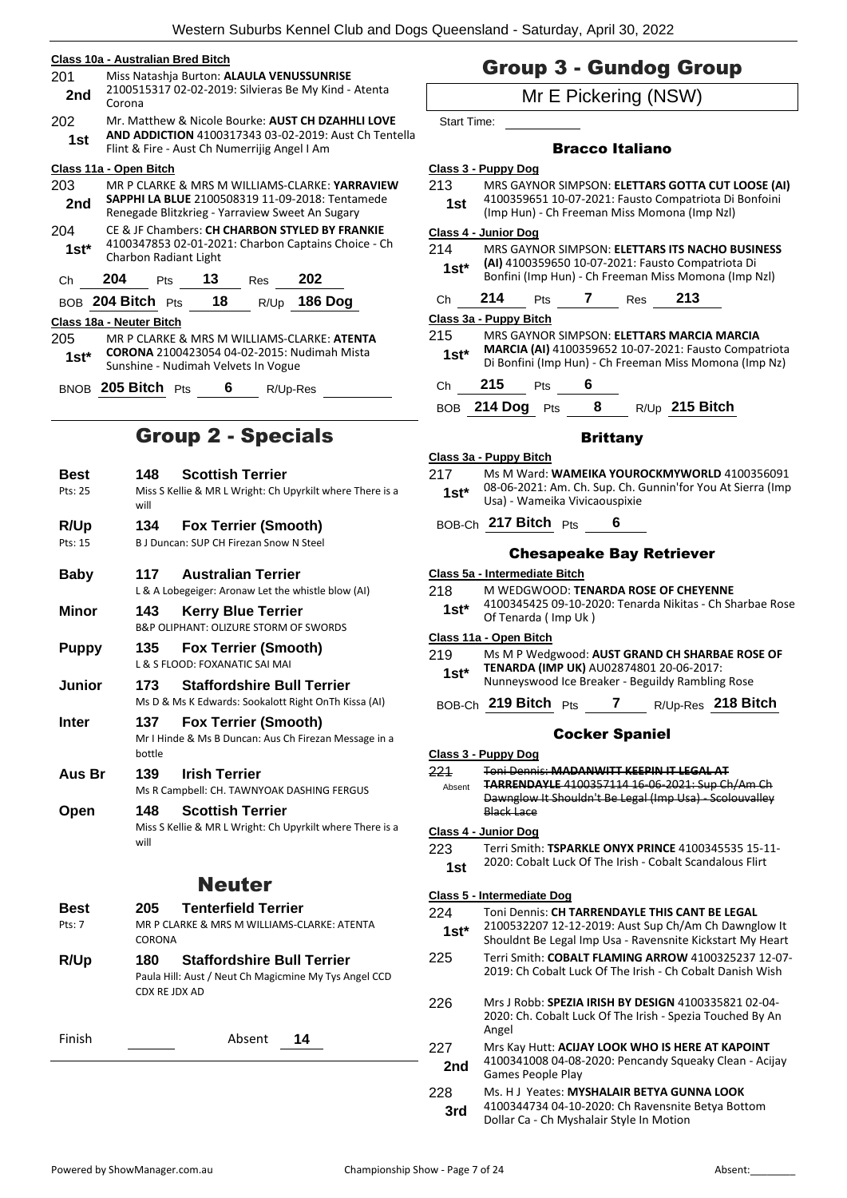**Class 10a - Australian Bred Bitch**

201 **2nd** Miss Natashja Burton: **ALAULA VENUSSUNRISE** 2100515317 02-02-2019: Silvieras Be My Kind - Atenta Corona

202 **1st** Mr. Matthew & Nicole Bourke: **AUST CH DZAHHLI LOVE AND ADDICTION** 4100317343 03-02-2019: Aust Ch Tentella Flint & Fire - Aust Ch Numerrijig Angel I Am

**Class 11a - Open Bitch**

203 **2nd** MR P CLARKE & MRS M WILLIAMS-CLARKE: **YARRAVIEW SAPPHI LA BLUE** 2100508319 11-09-2018: Tentamede Renegade Blitzkrieg - Yarraview Sweet An Sugary

204 **1st*** CE & JF Chambers: **CH CHARBON STYLED BY FRANKIE** 4100347853 02-01-2021: Charbon Captains Choice - Ch Charbon Radiant Light

Ch **204** Pts **13** Res **202**

BOB **204 Bitch** Pts **18** R/Up **186 Dog**

**Class 18a - Neuter Bitch**

205 **1st*** MR P CLARKE & MRS M WILLIAMS-CLARKE: **ATENTA CORONA** 2100423054 04-02-2015: Nudimah Mista Sunshine - Nudimah Velvets In Vogue

BNOB **205 Bitch** Pts **6** R/Up-Res

# Group 2 - Specials

**Best** (Pts: 25) — **148 Scottish Terrier** — Miss S Kellie & MR L Wright: Ch Upyrkilt where There is a will

**R/Up** (Pts: 15) — **134 Fox Terrier (Smooth)** — B J Duncan: SUP CH Firezan Snow N Steel

**Baby** — **117 Australian Terrier** — L & A Lobegeiger: Aronaw Let the whistle blow (AI)

**Minor** — **143 Kerry Blue Terrier** — B&P OLIPHANT: OLIZURE STORM OF SWORDS

**Puppy** — **135 Fox Terrier (Smooth)** — L & S FLOOD: FOXANATIC SAI MAI

**Junior** — **173 Staffordshire Bull Terrier** — Ms D & Ms K Edwards: Sookalott Right OnTh Kissa (AI)

**Inter** — **137 Fox Terrier (Smooth)** — Mr I Hinde & Ms B Duncan: Aus Ch Firezan Message in a bottle

**Aus Br** — **139 Irish Terrier** — Ms R Campbell: CH. TAWNYOAK DASHING FERGUS

**Open** — **148 Scottish Terrier** — Miss S Kellie & MR L Wright: Ch Upyrkilt where There is a will

## Neuter

**Best** (Pts: 7) — **205 Tenterfield Terrier** — MR P CLARKE & MRS M WILLIAMS-CLARKE: ATENTA CORONA

**R/Up** — **180 Staffordshire Bull Terrier** — Paula Hill: Aust / Neut Ch Magicmine My Tys Angel CCD CDX RE JDX AD

Finish ______ Absent **14**

# Group 3 - Gundog Group

Mr E Pickering (NSW)

Start Time: ______

### Bracco Italiano

**Class 3 - Puppy Dog**

213 **1st** MRS GAYNOR SIMPSON: **ELETTARS GOTTA CUT LOOSE (AI)** 4100359651 10-07-2021: Fausto Compatriota Di Bonfoini (Imp Hun) - Ch Freeman Miss Momona (Imp Nzl)

**Class 4 - Junior Dog**

214 **1st*** MRS GAYNOR SIMPSON: **ELETTARS ITS NACHO BUSINESS (AI)** 4100359650 10-07-2021: Fausto Compatriota Di Bonfini (Imp Hun) - Ch Freeman Miss Momona (Imp Nzl)

Ch **214** Pts **7** Res **213**

**Class 3a - Puppy Bitch**

215 **1st*** MRS GAYNOR SIMPSON: **ELETTARS MARCIA MARCIA MARCIA (AI)** 4100359652 10-07-2021: Fausto Compatriota Di Bonfini (Imp Hun) - Ch Freeman Miss Momona (Imp Nz)

Ch **215** Pts **6**

BOB **214 Dog** Pts **8** R/Up **215 Bitch**

### Brittany

**Class 3a - Puppy Bitch**

217 **1st*** Ms M Ward: **WAMEIKA YOUROCKMYWORLD** 4100356091 08-06-2021: Am. Ch. Sup. Ch. Gunnin'for You At Sierra (Imp Usa) - Wameika Vivicaouspixie

BOB-Ch **217 Bitch** Pts **6**

### Chesapeake Bay Retriever

**Class 5a - Intermediate Bitch**

218 **1st*** M WEDGWOOD: **TENARDA ROSE OF CHEYENNE** 4100345425 09-10-2020: Tenarda Nikitas - Ch Sharbae Rose Of Tenarda ( Imp Uk )

**Class 11a - Open Bitch**

219 **1st*** Ms M P Wedgwood: **AUST GRAND CH SHARBAE ROSE OF TENARDA (IMP UK)** AU02874801 20-06-2017: Nunneyswood Ice Breaker - Beguildy Rambling Rose

BOB-Ch **219 Bitch** Pts **7** R/Up-Res **218 Bitch**

### Cocker Spaniel

**Class 3 - Puppy Dog**

221 Absent ~~Toni Dennis: **MADANWITT KEEPIN IT LEGAL AT TARRENDAYLE** 4100357114 16-06-2021: Sup Ch/Am Ch Dawnglow It Shouldn't Be Legal (Imp Usa) - Scolouvalley Black Lace~~

**Class 4 - Junior Dog**

223 **1st** Terri Smith: **TSPARKLE ONYX PRINCE** 4100345535 15-11-2020: Cobalt Luck Of The Irish - Cobalt Scandalous Flirt

**Class 5 - Intermediate Dog**

224 **1st*** Toni Dennis: **CH TARRENDAYLE THIS CANT BE LEGAL** 2100532207 12-12-2019: Aust Sup Ch/Am Ch Dawnglow It Shouldnt Be Legal Imp Usa - Ravensnite Kickstart My Heart

225 Terri Smith: **COBALT FLAMING ARROW** 4100325237 12-07-2019: Ch Cobalt Luck Of The Irish - Ch Cobalt Danish Wish

226 Mrs J Robb: **SPEZIA IRISH BY DESIGN** 4100335821 02-04-2020: Ch. Cobalt Luck Of The Irish - Spezia Touched By An Angel

227 **2nd** Mrs Kay Hutt: **ACIJAY LOOK WHO IS HERE AT KAPOINT** 4100341008 04-08-2020: Pencandy Squeaky Clean - Acijay Games People Play

228 **3rd** Ms. H J Yeates: **MYSHALAIR BETYA GUNNA LOOK** 4100344734 04-10-2020: Ch Ravensnite Betya Bottom Dollar Ca - Ch Myshalair Style In Motion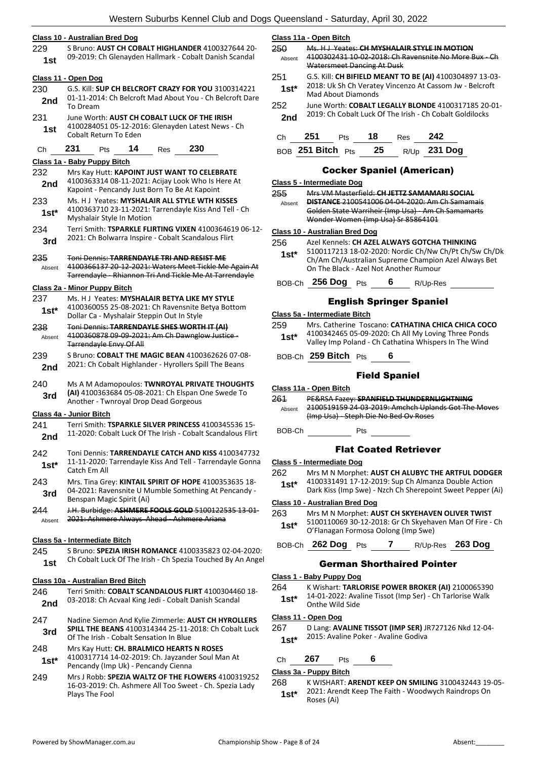**Class 10 - Australian Bred Dog**

229 **1st** S Bruno: **AUST CH COBALT HIGHLANDER** 4100327644 20-09-2019: Ch Glenayden Hallmark - Cobalt Danish Scandal

**Class 11 - Open Dog**

230 **2nd** G.S. Kill: **SUP CH BELCROFT CRAZY FOR YOU** 3100314221 01-11-2014: Ch Belcroft Mad About You - Ch Belcroft Dare To Dream

231 **1st** June Worth: **AUST CH COBALT LUCK OF THE IRISH** 4100284051 05-12-2016: Glenayden Latest News - Ch Cobalt Return To Eden

Ch **231** Pts **14** Res **230**

**Class 1a - Baby Puppy Bitch**

232 **2nd** Mrs Kay Hutt: **KAPOINT JUST WANT TO CELEBRATE** 4100363314 08-11-2021: Acijay Look Who Is Here At Kapoint - Pencandy Just Born To Be At Kapoint

233 **1st*** Ms. H J Yeates: **MYSHALAIR ALL STYLE WTH KISSES** 4100363710 23-11-2021: Tarrendayle Kiss And Tell - Ch Myshalair Style In Motion

234 **3rd** Terri Smith: **TSPARKLE FLIRTING VIXEN** 4100364619 06-12-2021: Ch Bolwarra Inspire - Cobalt Scandalous Flirt

235 Absent ~~Toni Dennis: **TARRENDAYLE TRI AND RESIST ME** 4100366137 20-12-2021: Waters Meet Tickle Me Again At Tarrendayle - Rhiannon Tri And Tickle Me At Tarrendayle~~

**Class 2a - Minor Puppy Bitch**

237 **1st*** Ms. H J Yeates: **MYSHALAIR BETYA LIKE MY STYLE** 4100360055 25-08-2021: Ch Ravensnite Betya Bottom Dollar Ca - Myshalair Steppin Out In Style

238 Absent ~~Toni Dennis: **TARRENDAYLE SHES WORTH IT (AI)** 4100360878 09-09-2021: Am Ch Dawnglow Justice - Tarrendayle Envy Of All~~

239 **2nd** S Bruno: **COBALT THE MAGIC BEAN** 4100362626 07-08-2021: Ch Cobalt Highlander - Hyrollers Spill The Beans

240 **3rd** Ms A M Adamopoulos: **TWNROYAL PRIVATE THOUGHTS (AI)** 4100363684 05-08-2021: Ch Elspan One Swede To Another - Twnroyal Drop Dead Gorgeous

**Class 4a - Junior Bitch**

241 **2nd** Terri Smith: **TSPARKLE SILVER PRINCESS** 4100345536 15-11-2020: Cobalt Luck Of The Irish - Cobalt Scandalous Flirt

242 **1st*** Toni Dennis: **TARRENDAYLE CATCH AND KISS** 4100347732 11-11-2020: Tarrendayle Kiss And Tell - Tarrendayle Gonna Catch Em All

243 **3rd** Mrs. Tina Grey: **KINTAIL SPIRIT OF HOPE** 4100353635 18-04-2021: Ravensnite U Mumble Something At Pencandy - Benspan Magic Spirit (Ai)

244 Absent ~~J.H. Burbidge: **ASHMERE FOOLS GOLD** 5100122535 13-01-2021: Ashmere Always Ahead - Ashmere Ariana~~

**Class 5a - Intermediate Bitch**

245 **1st** S Bruno: **SPEZIA IRISH ROMANCE** 4100335823 02-04-2020: Ch Cobalt Luck Of The Irish - Ch Spezia Touched By An Angel

**Class 10a - Australian Bred Bitch**

246 **2nd** Terri Smith: **COBALT SCANDALOUS FLIRT** 4100304460 18-03-2018: Ch Acvaal King Jedi - Cobalt Danish Scandal

247 **3rd** Nadine Siemon And Kylie Zimmerle: **AUST CH HYROLLERS SPILL THE BEANS** 4100314344 25-11-2018: Ch Cobalt Luck Of The Irish - Cobalt Sensation In Blue

248 **1st*** Mrs Kay Hutt: **CH. BRALMICO HEARTS N ROSES** 4100317714 14-02-2019: Ch. Jayzander Soul Man At Pencandy (Imp Uk) - Pencandy Cienna

249 Mrs J Robb: **SPEZIA WALTZ OF THE FLOWERS** 4100319252 16-03-2019: Ch. Ashmere All Too Sweet - Ch. Spezia Lady Plays The Fool

**Class 11a - Open Bitch**

250 Absent ~~Ms. H J Yeates: **CH MYSHALAIR STYLE IN MOTION** 4100302431 10-02-2018: Ch Ravensnite No More Bux - Ch Watersmeet Dancing At Dusk~~

251 **1st*** G.S. Kill: **CH BIFIELD MEANT TO BE (AI)** 4100304897 13-03-2018: Uk Sh Ch Veratey Vincenzo At Cassom Jw - Belcroft Mad About Diamonds

252 **2nd** June Worth: **COBALT LEGALLY BLONDE** 4100317185 20-01-2019: Ch Cobalt Luck Of The Irish - Ch Cobalt Goldilocks

Ch **251** Pts **18** Res **242**

BOB **251 Bitch** Pts **25** R/Up **231 Dog**

## Cocker Spaniel (American)

**Class 5 - Intermediate Dog**

255 Absent ~~Mrs VM Masterfield: **CH JETTZ SAMAMARI SOCIAL DISTANCE** 2100541006 04-04-2020: Am Ch Samamais Golden State Warriheir (Imp Usa) - Am Ch Samamarts Wonder Women (Imp Usa) Sr 85864101~~

**Class 10 - Australian Bred Dog**

256 **1st*** Azel Kennels: **CH AZEL ALWAYS GOTCHA THINKING** 5100117213 18-02-2020: Nordic Ch/Nw Ch/Pt Ch/Sw Ch/Dk Ch/Am Ch/Australian Supreme Champion Azel Always Bet On The Black - Azel Not Another Rumour

BOB-Ch **256 Dog** Pts **6** R/Up-Res

## English Springer Spaniel

**Class 5a - Intermediate Bitch**

259 **1st*** Mrs. Catherine Toscano: **CATHATINA CHICA CHICA COCO** 4100342465 05-09-2020: Ch All My Loving Three Ponds Valley Imp Poland - Ch Cathatina Whispers In The Wind

BOB-Ch **259 Bitch** Pts **6**

## Field Spaniel

**Class 11a - Open Bitch**

261 Absent ~~PE&RSA Fazey: **SPANFIELD THUNDERNLIGHTNING** 2100519159 24-03-2019: Amchch Uplands Got The Moves (Imp Usa) - Steph Die No Bed Ov Roses~~

BOB-Ch Pts

## Flat Coated Retriever

**Class 5 - Intermediate Dog**

262 **1st*** Mrs M N Morphet: **AUST CH ALUBYC THE ARTFUL DODGER** 4100331491 17-12-2019: Sup Ch Almanza Double Action Dark Kiss (Imp Swe) - Nzch Ch Sherepoint Sweet Pepper (Ai)

**Class 10 - Australian Bred Dog**

263 **1st*** Mrs M N Morphet: **AUST CH SKYEHAVEN OLIVER TWIST** 5100110069 30-12-2018: Gr Ch Skyehaven Man Of Fire - Ch O'Flanagan Formosa Oolong (Imp Swe)

BOB-Ch **262 Dog** Pts **7** R/Up-Res **263 Dog**

## German Shorthaired Pointer

**Class 1 - Baby Puppy Dog**

264 **1st*** K Wishart: **TARLORISE POWER BROKER (AI)** 2100065390 14-01-2022: Avaline Tissot (Imp Ser) - Ch Tarlorise Walk Onthe Wild Side

**Class 11 - Open Dog**

267 **1st*** D Lang: **AVALINE TISSOT (IMP SER)** JR727126 Nkd 12-04-2015: Avaline Poker - Avaline Godiva

Ch **267** Pts **6**

**Class 3a - Puppy Bitch**

268 **1st*** K WISHART: **ARENDT KEEP ON SMILING** 3100432443 19-05-2021: Arendt Keep The Faith - Woodwych Raindrops On Roses (Ai)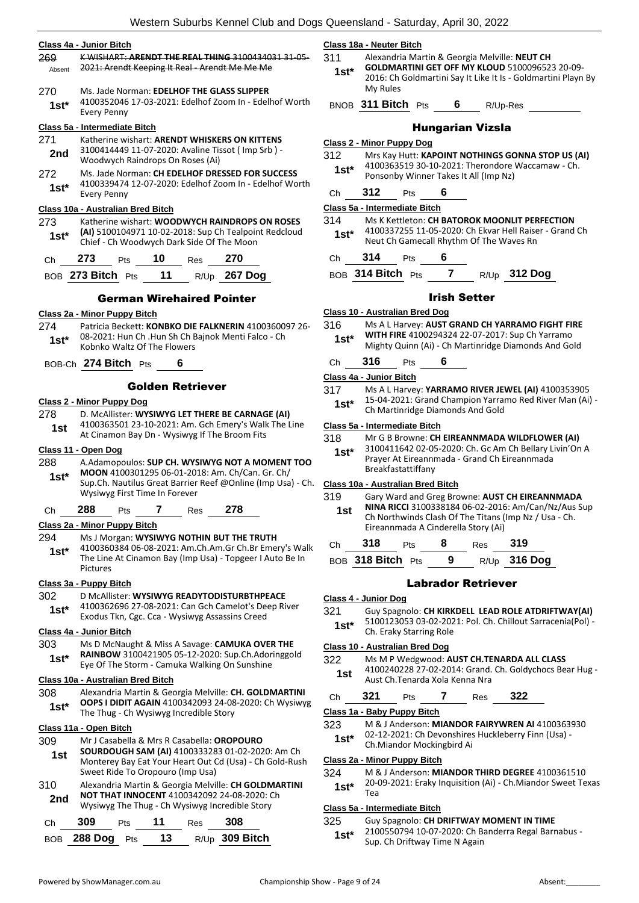### Class 4a - Junior Bitch

269 Absent ~~K WISHART: **ARENDT THE REAL THING** 3100434031 31-05-2021: Arendt Keeping It Real - Arendt Me Me Me~~

270 1st* Ms. Jade Norman: **EDELHOF THE GLASS SLIPPER** 4100352046 17-03-2021: Edelhof Zoom In - Edelhof Worth Every Penny

### Class 5a - Intermediate Bitch

271 2nd Katherine wishart: **ARENDT WHISKERS ON KITTENS** 3100414449 11-07-2020: Avaline Tissot ( Imp Srb ) - Woodwych Raindrops On Roses (Ai)

272 1st* Ms. Jade Norman: **CH EDELHOF DRESSED FOR SUCCESS** 4100339474 12-07-2020: Edelhof Zoom In - Edelhof Worth Every Penny

### Class 10a - Australian Bred Bitch

273 1st* Katherine wishart: **WOODWYCH RAINDROPS ON ROSES (AI)** 5100104971 10-02-2018: Sup Ch Tealpoint Redcloud Chief - Ch Woodwych Dark Side Of The Moon

Ch 273 Pts 10 Res 270

BOB 273 Bitch Pts 11 R/Up 267 Dog

## German Wirehaired Pointer

### Class 2a - Minor Puppy Bitch

274 1st* Patricia Beckett: **KONBKO DIE FALKNERIN** 4100360097 26-08-2021: Hun Ch .Hun Sh Ch Bajnok Menti Falco - Ch Kobnko Waltz Of The Flowers

BOB-Ch 274 Bitch Pts 6

## Golden Retriever

### Class 2 - Minor Puppy Dog

278 1st D. McAllister: **WYSIWYG LET THERE BE CARNAGE (AI)** 4100363501 23-10-2021: Am. Gch Emery's Walk The Line At Cinamon Bay Dn - Wysiwyg If The Broom Fits

### Class 11 - Open Dog

288 1st* A.Adamopoulos: **SUP CH. WYSIWYG NOT A MOMENT TOO MOON** 4100301295 06-01-2018: Am. Ch/Can. Gr. Ch/ Sup.Ch. Nautilus Great Barrier Reef @Online (Imp Usa) - Ch. Wysiwyg First Time In Forever

Ch 288 Pts 7 Res 278

### Class 2a - Minor Puppy Bitch

294 1st* Ms J Morgan: **WYSIWYG NOTHIN BUT THE TRUTH** 4100360384 06-08-2021: Am.Ch.Am.Gr Ch.Br Emery's Walk The Line At Cinamon Bay (Imp Usa) - Topgeer I Auto Be In Pictures

### Class 3a - Puppy Bitch

302 1st* D McAllister: **WYSIWYG READYTODISTURBTHPEACE** 4100362696 27-08-2021: Can Gch Camelot's Deep River Exodus Tkn, Cgc. Cca - Wysiwyg Assassins Creed

### Class 4a - Junior Bitch

303 1st* Ms D McNaught & Miss A Savage: **CAMUKA OVER THE RAINBOW** 3100421905 05-12-2020: Sup.Ch.Adoringgold Eye Of The Storm - Camuka Walking On Sunshine

### Class 10a - Australian Bred Bitch

308 1st* Alexandria Martin & Georgia Melville: **CH. GOLDMARTINI OOPS I DIDIT AGAIN** 4100342093 24-08-2020: Ch Wysiwyg The Thug - Ch Wysiwyg Incredible Story

### Class 11a - Open Bitch

309 1st Mr J Casabella & Mrs R Casabella: **OROPOURO SOURDOUGH SAM (AI)** 4100333283 01-02-2020: Am Ch Monterey Bay Eat Your Heart Out Cd (Usa) - Ch Gold-Rush Sweet Ride To Oropouro (Imp Usa)

310 2nd Alexandria Martin & Georgia Melville: **CH GOLDMARTINI NOT THAT INNOCENT** 4100342092 24-08-2020: Ch Wysiwyg The Thug - Ch Wysiwyg Incredible Story

Ch 309 Pts 11 Res 308

BOB 288 Dog Pts 13 R/Up 309 Bitch

### Class 18a - Neuter Bitch

311 1st* Alexandria Martin & Georgia Melville: **NEUT CH GOLDMARTINI GET OFF MY KLOUD** 5100096523 20-09-2016: Ch Goldmartini Say It Like It Is - Goldmartini Playn By My Rules

BNOB 311 Bitch Pts 6 R/Up-Res

## Hungarian Vizsla

### Class 2 - Minor Puppy Dog

312 1st* Mrs Kay Hutt: **KAPOINT NOTHINGS GONNA STOP US (AI)** 4100363519 30-10-2021: Therondore Waccamaw - Ch. Ponsonby Winner Takes It All (Imp Nz)

Ch 312 Pts 6

### Class 5a - Intermediate Bitch

314 1st* Ms K Kettleton: **CH BATOROK MOONLIT PERFECTION** 4100337255 11-05-2020: Ch Ekvar Hell Raiser - Grand Ch Neut Ch Gamecall Rhythm Of The Waves Rn

Ch 314 Pts 6

BOB 314 Bitch Pts 7 R/Up 312 Dog

## Irish Setter

### Class 10 - Australian Bred Dog

316 1st* Ms A L Harvey: **AUST GRAND CH YARRAMO FIGHT FIRE WITH FIRE** 4100294324 22-07-2017: Sup Ch Yarramo Mighty Quinn (Ai) - Ch Martinridge Diamonds And Gold

Ch 316 Pts 6

### Class 4a - Junior Bitch

317 1st* Ms A L Harvey: **YARRAMO RIVER JEWEL (AI)** 4100353905 15-04-2021: Grand Champion Yarramo Red River Man (Ai) - Ch Martinridge Diamonds And Gold

### Class 5a - Intermediate Bitch

318 1st* Mr G B Browne: **CH EIREANNMADA WILDFLOWER (AI)** 3100411642 02-05-2020: Ch. Gc Am Ch Bellary Livin'On A Prayer At Eireannmada - Grand Ch Eireannmada Breakfastattiffany

### Class 10a - Australian Bred Bitch

319 1st Gary Ward and Greg Browne: **AUST CH EIREANNMADA NINA RICCI** 3100338184 06-02-2016: Am/Can/Nz/Aus Sup Ch Northwinds Clash Of The Titans (Imp Nz / Usa - Ch. Eireannmada A Cinderella Story (Ai)

Ch 318 Pts 8 Res 319

BOB 318 Bitch Pts 9 R/Up 316 Dog

## Labrador Retriever

### Class 4 - Junior Dog

321 1st* Guy Spagnolo: **CH KIRKDELL LEAD ROLE ATDRIFTWAY(AI)** 5100123053 03-02-2021: Pol. Ch. Chillout Sarracenia(Pol) - Ch. Eraky Starring Role

### Class 10 - Australian Bred Dog

322 1st Ms M P Wedgwood: **AUST CH.TENARDA ALL CLASS** 4100240228 27-02-2014: Grand. Ch. Goldychocs Bear Hug - Aust Ch.Tenarda Xola Kenna Nra

Ch 321 Pts 7 Res 322

### Class 1a - Baby Puppy Bitch

323 1st* M & J Anderson: **MIANDOR FAIRYWREN AI** 4100363930 02-12-2021: Ch Devonshires Huckleberry Finn (Usa) - Ch.Miandor Mockingbird Ai

### Class 2a - Minor Puppy Bitch

324 1st* M & J Anderson: **MIANDOR THIRD DEGREE** 4100361510 20-09-2021: Eraky Inquisition (Ai) - Ch.Miandor Sweet Texas Tea

### Class 5a - Intermediate Bitch

325 1st* Guy Spagnolo: **CH DRIFTWAY MOMENT IN TIME** 2100550794 10-07-2020: Ch Banderra Regal Barnabus - Sup. Ch Driftway Time N Again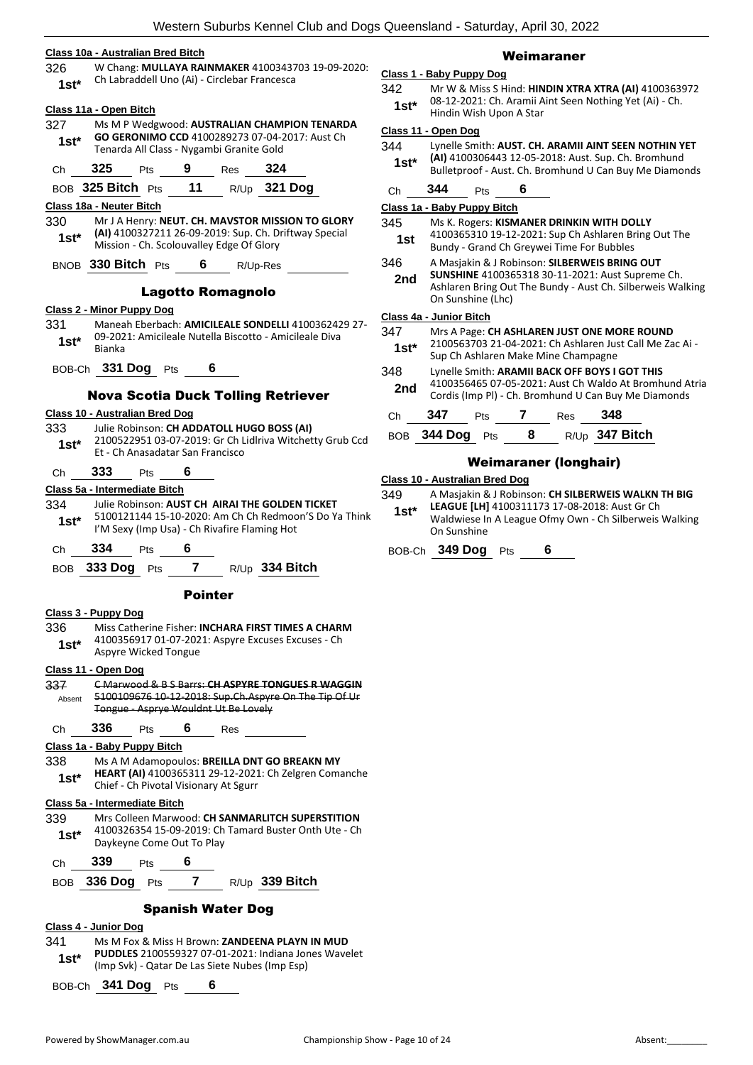#### Class 10a - Australian Bred Bitch

326 **1st*** W Chang: **MULLAYA RAINMAKER** 4100343703 19-09-2020: Ch Labraddell Uno (Ai) - Circlebar Francesca

#### Class 11a - Open Bitch

327 **1st*** Ms M P Wedgwood: **AUSTRALIAN CHAMPION TENARDA GO GERONIMO CCD** 4100289273 07-04-2017: Aust Ch Tenarda All Class - Nygambi Granite Gold

Ch **325** Pts **9** Res **324**

BOB **325 Bitch** Pts **11** R/Up **321 Dog**

#### Class 18a - Neuter Bitch

330 **1st*** Mr J A Henry: **NEUT. CH. MAVSTOR MISSION TO GLORY (AI)** 4100327211 26-09-2019: Sup. Ch. Driftway Special Mission - Ch. Scolouvalley Edge Of Glory

BNOB **330 Bitch** Pts **6** R/Up-Res

## Lagotto Romagnolo

#### Class 2 - Minor Puppy Dog

331 **1st*** Maneah Eberbach: **AMICILEALE SONDELLI** 4100362429 27-09-2021: Amicileale Nutella Biscotto - Amicileale Diva Bianka

BOB-Ch **331 Dog** Pts **6**

## Nova Scotia Duck Tolling Retriever

#### Class 10 - Australian Bred Dog

333 **1st*** Julie Robinson: **CH ADDATOLL HUGO BOSS (AI)** 2100522951 03-07-2019: Gr Ch Lidlriva Witchetty Grub Ccd Et - Ch Anasadatar San Francisco

Ch **333** Pts **6**

#### Class 5a - Intermediate Bitch

334 **1st*** Julie Robinson: **AUST CH AIRAI THE GOLDEN TICKET** 5100121144 15-10-2020: Am Ch Ch Redmoon'S Do Ya Think I'M Sexy (Imp Usa) - Ch Rivafire Flaming Hot

Ch **334** Pts **6**

BOB **333 Dog** Pts **7** R/Up **334 Bitch**

## Pointer

#### Class 3 - Puppy Dog

336 **1st*** Miss Catherine Fisher: **INCHARA FIRST TIMES A CHARM** 4100356917 01-07-2021: Aspyre Excuses Excuses - Ch Aspyre Wicked Tongue

#### Class 11 - Open Dog

337 Absent ~~C Marwood & B S Barrs: **CH ASPYRE TONGUES R WAGGIN** 5100109676 10-12-2018: Sup.Ch.Aspyre On The Tip Of Ur Tongue - Aspyre Wouldnt Ut Be Lovely~~

Ch **336** Pts **6** Res

#### Class 1a - Baby Puppy Bitch

338 **1st*** Ms A M Adamopoulos: **BREILLA DNT GO BREAKN MY HEART (AI)** 4100365311 29-12-2021: Ch Zelgren Comanche Chief - Ch Pivotal Visionary At Sgurr

#### Class 5a - Intermediate Bitch

339 **1st*** Mrs Colleen Marwood: **CH SANMARLITCH SUPERSTITION** 4100326354 15-09-2019: Ch Tamard Buster Onth Ute - Ch Daykeyne Come Out To Play

Ch **339** Pts **6**

BOB **336 Dog** Pts **7** R/Up **339 Bitch**

## Spanish Water Dog

#### Class 4 - Junior Dog

341 **1st*** Ms M Fox & Miss H Brown: **ZANDEENA PLAYN IN MUD PUDDLES** 2100559327 07-01-2021: Indiana Jones Wavelet (Imp Svk) - Qatar De Las Siete Nubes (Imp Esp)

BOB-Ch **341 Dog** Pts **6**

## Weimaraner

#### Class 1 - Baby Puppy Dog

342 **1st*** Mr W & Miss S Hind: **HINDIN XTRA XTRA (AI)** 4100363972 08-12-2021: Ch. Aramii Aint Seen Nothing Yet (Ai) - Ch. Hindin Wish Upon A Star

#### Class 11 - Open Dog

344 **1st*** Lynelle Smith: **AUST. CH. ARAMII AINT SEEN NOTHIN YET (AI)** 4100306443 12-05-2018: Aust. Sup. Ch. Bromhund Bulletproof - Aust. Ch. Bromhund U Can Buy Me Diamonds

Ch **344** Pts **6**

#### Class 1a - Baby Puppy Bitch

345 **1st** Ms K. Rogers: **KISMANER DRINKIN WITH DOLLY** 4100365310 19-12-2021: Sup Ch Ashlaren Bring Out The Bundy - Grand Ch Greywei Time For Bubbles

346 **2nd** A Masjakin & J Robinson: **SILBERWEIS BRING OUT SUNSHINE** 4100365318 30-11-2021: Aust Supreme Ch. Ashlaren Bring Out The Bundy - Aust Ch. Silberweis Walking On Sunshine (Lhc)

#### Class 4a - Junior Bitch

347 **1st*** Mrs A Page: **CH ASHLAREN JUST ONE MORE ROUND** 2100563703 21-04-2021: Ch Ashlaren Just Call Me Zac Ai - Sup Ch Ashlaren Make Mine Champagne

348 **2nd** Lynelle Smith: **ARAMII BACK OFF BOYS I GOT THIS** 4100356465 07-05-2021: Aust Ch Waldo At Bromhund Atria Cordis (Imp Pl) - Ch. Bromhund U Can Buy Me Diamonds

Ch **347** Pts **7** Res **348**

BOB **344 Dog** Pts **8** R/Up **347 Bitch**

## Weimaraner (longhair)

#### Class 10 - Australian Bred Dog

349 **1st*** A Masjakin & J Robinson: **CH SILBERWEIS WALKN TH BIG LEAGUE [LH]** 4100311173 17-08-2018: Aust Gr Ch Waldwiese In A League Ofmy Own - Ch Silberweis Walking On Sunshine

BOB-Ch **349 Dog** Pts **6**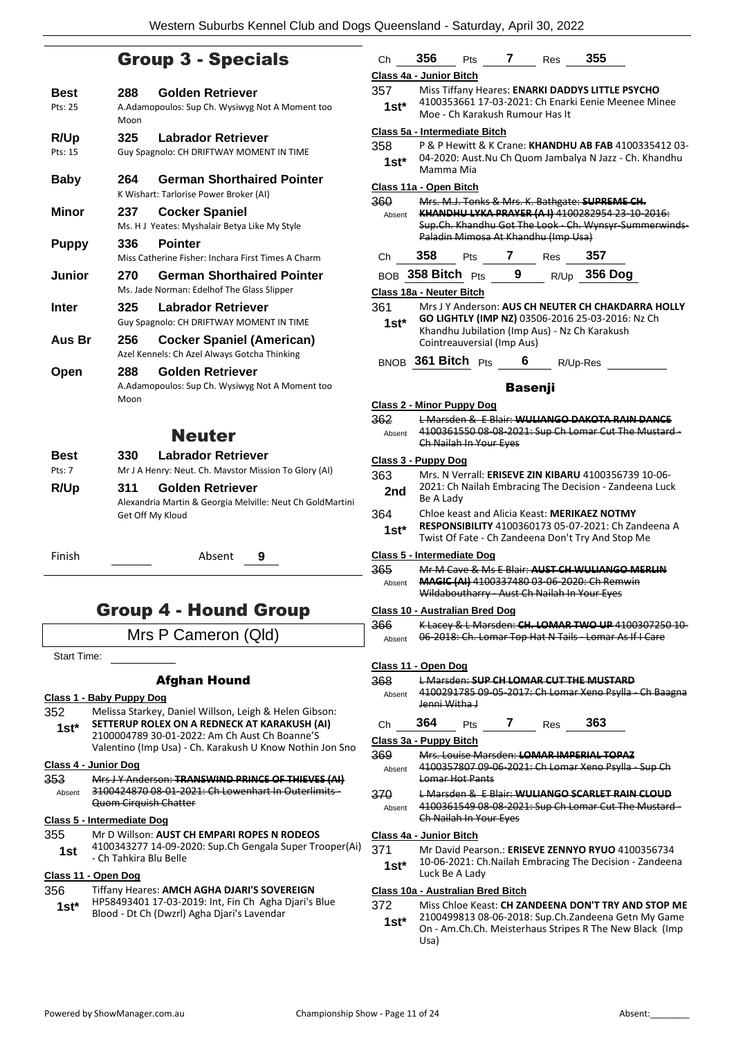## Group 3 - Specials

**Best** 288 **Golden Retriever**
Pts: 25
A.Adamopoulos: Sup Ch. Wysiwyg Not A Moment too Moon

**R/Up** 325 **Labrador Retriever**
Pts: 15
Guy Spagnolo: CH DRIFTWAY MOMENT IN TIME

**Baby** 264 **German Shorthaired Pointer**
K Wishart: Tarlorise Power Broker (AI)

**Minor** 237 **Cocker Spaniel**
Ms. H J Yeates: Myshalair Betya Like My Style

**Puppy** 336 **Pointer**
Miss Catherine Fisher: Inchara First Times A Charm

**Junior** 270 **German Shorthaired Pointer**
Ms. Jade Norman: Edelhof The Glass Slipper

**Inter** 325 **Labrador Retriever**
Guy Spagnolo: CH DRIFTWAY MOMENT IN TIME

**Aus Br** 256 **Cocker Spaniel (American)**
Azel Kennels: Ch Azel Always Gotcha Thinking

**Open** 288 **Golden Retriever**
A.Adamopoulos: Sup Ch. Wysiwyg Not A Moment too Moon

## Neuter

**Best** 330 **Labrador Retriever**
Pts: 7
Mr J A Henry: Neut. Ch. Mavstor Mission To Glory (AI)

**R/Up** 311 **Golden Retriever**
Alexandria Martin & Georgia Melville: Neut Ch GoldMartini Get Off My Kloud

Finish ______ Absent **9**

## Group 4 - Hound Group

Mrs P Cameron (Qld)

Start Time: ______

### Afghan Hound

**Class 1 - Baby Puppy Dog**

352 **1st*** Melissa Starkey, Daniel Willson, Leigh & Helen Gibson: **SETTERUP ROLEX ON A REDNECK AT KARAKUSH (AI)** 2100004789 30-01-2022: Am Ch Aust Ch Boanne'S Valentino (Imp Usa) - Ch. Karakush U Know Nothin Jon Sno

**Class 4 - Junior Dog**

353 Absent ~~Mrs J Y Anderson: **TRANSWIND PRINCE OF THIEVES (AI)** 3100424870 08-01-2021: Ch Lowenhart In Outerlimits - Quom Cirquish Chatter~~

**Class 5 - Intermediate Dog**

355 **1st** Mr D Willson: **AUST CH EMPARI ROPES N RODEOS** 4100343277 14-09-2020: Sup.Ch Gengala Super Trooper(Ai) - Ch Tahkira Blu Belle

**Class 11 - Open Dog**

356 **1st*** Tiffany Heares: **AMCH AGHA DJARI'S SOVEREIGN** HP58493401 17-03-2019: Int, Fin Ch Agha Djari's Blue Blood - Dt Ch (Dwzrl) Agha Djari's Lavendar

Ch **356** Pts **7** Res **355**

**Class 4a - Junior Bitch**

357 **1st*** Miss Tiffany Heares: **ENARKI DADDYS LITTLE PSYCHO** 4100353661 17-03-2021: Ch Enarki Eenie Meenee Minee Moe - Ch Karakush Rumour Has It

**Class 5a - Intermediate Bitch**

358 **1st*** P & P Hewitt & K Crane: **KHANDHU AB FAB** 4100335412 03-04-2020: Aust.Nu Ch Quom Jambalya N Jazz - Ch. Khandhu Mamma Mia

**Class 11a - Open Bitch**

360 Absent ~~Mrs. M.J. Tonks & Mrs. K. Bathgate: **SUPREME CH. KHANDHU LYKA PRAYER (A I)** 4100282954 23-10-2016: Sup.Ch. Khandhu Got The Look - Ch. Wynsyr-Summerwinds-Paladin Mimosa At Khandhu (Imp Usa)~~

Ch **358** Pts **7** Res **357**

BOB **358 Bitch** Pts **9** R/Up **356 Dog**

**Class 18a - Neuter Bitch**

361 **1st*** Mrs J Y Anderson: **AUS CH NEUTER CH CHAKDARRA HOLLY GO LIGHTLY (IMP NZ)** 03506-2016 25-03-2016: Nz Ch Khandhu Jubilation (Imp Aus) - Nz Ch Karakush Cointreauversial (Imp Aus)

BNOB **361 Bitch** Pts **6** R/Up-Res ______

### Basenji

**Class 2 - Minor Puppy Dog**

362 Absent ~~L Marsden & E Blair: **WULIANGO DAKOTA RAIN DANCE** 4100361550 08-08-2021: Sup Ch Lomar Cut The Mustard - Ch Nailah In Your Eyes~~

**Class 3 - Puppy Dog**

363 **2nd** Mrs. N Verrall: **ERISEVE ZIN KIBARU** 4100356739 10-06-2021: Ch Nailah Embracing The Decision - Zandeena Luck Be A Lady

364 **1st*** Chloe keast and Alicia Keast: **MERIKAEZ NOTMY RESPONSIBILITY** 4100360173 05-07-2021: Ch Zandeena A Twist Of Fate - Ch Zandeena Don't Try And Stop Me

**Class 5 - Intermediate Dog**

365 Absent ~~Mr M Cave & Ms E Blair: **AUST CH WULIANGO MERLIN MAGIC (AI)** 4100337480 03-06-2020: Ch Remwin Wildaboutharry - Aust Ch Nailah In Your Eyes~~

**Class 10 - Australian Bred Dog**

366 Absent ~~K Lacey & L Marsden: **CH. LOMAR TWO UP** 4100307250 10-06-2018: Ch. Lomar Top Hat N Tails - Lomar As If I Care~~

**Class 11 - Open Dog**

368 Absent ~~L Marsden: **SUP CH LOMAR CUT THE MUSTARD** 4100291785 09-05-2017: Ch Lomar Xeno Psylla - Ch Baagna Jenni Witha J~~

Ch **364** Pts **7** Res **363**

**Class 3a - Puppy Bitch**

369 Absent ~~Mrs. Louise Marsden: **LOMAR IMPERIAL TOPAZ** 4100357807 09-06-2021: Ch Lomar Xeno Psylla - Sup Ch Lomar Hot Pants~~

370 Absent ~~L Marsden & E Blair: **WULIANGO SCARLET RAIN CLOUD** 4100361549 08-08-2021: Sup Ch Lomar Cut The Mustard - Ch Nailah In Your Eyes~~

**Class 4a - Junior Bitch**

371 **1st*** Mr David Pearson.: **ERISEVE ZENNYO RYUO** 4100356734 10-06-2021: Ch.Nailah Embracing The Decision - Zandeena Luck Be A Lady

**Class 10a - Australian Bred Bitch**

372 **1st*** Miss Chloe Keast: **CH ZANDEENA DON'T TRY AND STOP ME** 2100499813 08-06-2018: Sup.Ch.Zandeena Getn My Game On - Am.Ch.Ch. Meisterhaus Stripes R The New Black (Imp Usa)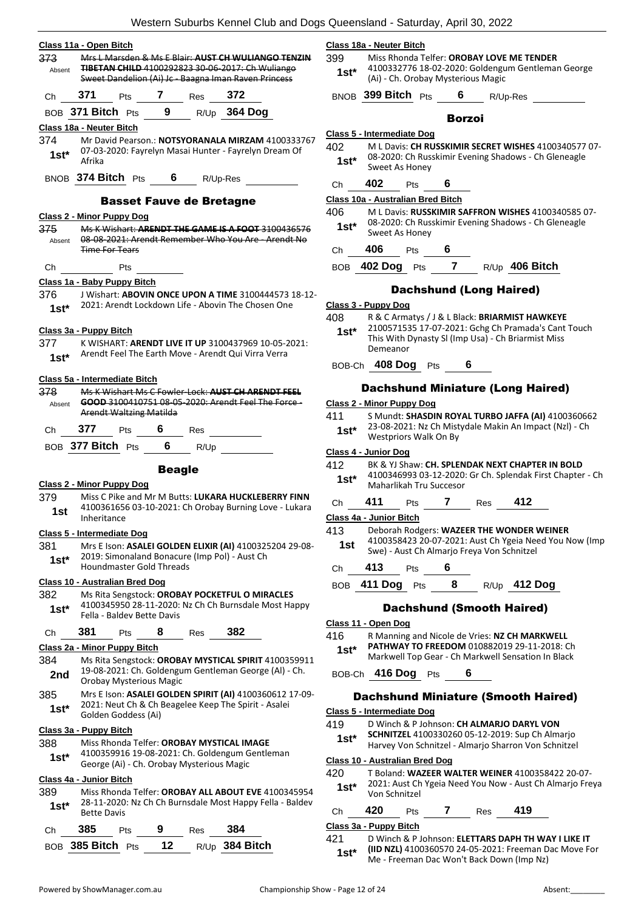### Class 11a - Open Bitch

373 Absent ~~Mrs L Marsden & Ms E Blair: **AUST CH WULIANGO TENZIN TIBETAN CHILD** 4100292823 30-06-2017: Ch Wuliango Sweet Dandelion (Ai) Jc - Baagna Iman Raven Princess~~

Ch **371** Pts **7** Res **372**

BOB **371 Bitch** Pts **9** R/Up **364 Dog**

### Class 18a - Neuter Bitch

374 1st* Mr David Pearson.: **NOTSYORANALA MIRZAM** 4100333767 07-03-2020: Fayrelyn Masai Hunter - Fayrelyn Dream Of Afrika

BNOB **374 Bitch** Pts **6** R/Up-Res

## Basset Fauve de Bretagne

### Class 2 - Minor Puppy Dog

375 Absent ~~Ms K Wishart: **ARENDT THE GAME IS A FOOT** 3100436576 08-08-2021: Arendt Remember Who You Are - Arendt No Time For Tears~~

Ch Pts

### Class 1a - Baby Puppy Bitch

376 1st* J Wishart: **ABOVIN ONCE UPON A TIME** 3100444573 18-12-2021: Arendt Lockdown Life - Abovin The Chosen One

### Class 3a - Puppy Bitch

377 1st* K WISHART: **ARENDT LIVE IT UP** 3100437969 10-05-2021: Arendt Feel The Earth Move - Arendt Qui Virra Verra

### Class 5a - Intermediate Bitch

378 Absent ~~Ms K Wishart Ms C Fowler-Lock: **AUST CH ARENDT FEEL GOOD** 3100410751 08-05-2020: Arendt Feel The Force - Arendt Waltzing Matilda~~

Ch **377** Pts **6** Res

BOB **377 Bitch** Pts **6** R/Up

## Beagle

### Class 2 - Minor Puppy Dog

379 1st Miss C Pike and Mr M Butts: **LUKARA HUCKLEBERRY FINN** 4100361656 03-10-2021: Ch Orobay Burning Love - Lukara Inheritance

### Class 5 - Intermediate Dog

381 1st* Mrs E Ison: **ASALEI GOLDEN ELIXIR (AI)** 4100325204 29-08-2019: Simonaland Bonacure (Imp Pol) - Aust Ch Houndmaster Gold Threads

### Class 10 - Australian Bred Dog

382 1st* Ms Rita Sengstock: **OROBAY POCKETFUL O MIRACLES** 4100345950 28-11-2020: Nz Ch Ch Burnsdale Most Happy Fella - Baldev Bette Davis

Ch **381** Pts **8** Res **382**

### Class 2a - Minor Puppy Bitch

384 2nd Ms Rita Sengstock: **OROBAY MYSTICAL SPIRIT** 4100359911 19-08-2021: Ch. Goldengum Gentleman George (AI) - Ch. Orobay Mysterious Magic

385 1st* Mrs E Ison: **ASALEI GOLDEN SPIRIT (AI)** 4100360612 17-09-2021: Neut Ch & Ch Beagelee Keep The Spirit - Asalei Golden Goddess (Ai)

### Class 3a - Puppy Bitch

388 1st* Miss Rhonda Telfer: **OROBAY MYSTICAL IMAGE** 4100359916 19-08-2021: Ch. Goldengum Gentleman George (Ai) - Ch. Orobay Mysterious Magic

### Class 4a - Junior Bitch

389 1st* Miss Rhonda Telfer: **OROBAY ALL ABOUT EVE** 4100345954 28-11-2020: Nz Ch Ch Burnsdale Most Happy Fella - Baldev Bette Davis

Ch **385** Pts **9** Res **384**

BOB **385 Bitch** Pts **12** R/Up **384 Bitch**

### Class 18a - Neuter Bitch

399 1st* Miss Rhonda Telfer: **OROBAY LOVE ME TENDER** 4100332776 18-02-2020: Goldengum Gentleman George (Ai) - Ch. Orobay Mysterious Magic

BNOB **399 Bitch** Pts **6** R/Up-Res

## Borzoi

### Class 5 - Intermediate Dog

402 1st* M L Davis: **CH RUSSKIMIR SECRET WISHES** 4100340577 07-08-2020: Ch Russkimir Evening Shadows - Ch Gleneagle Sweet As Honey

Ch **402** Pts **6**

### Class 10a - Australian Bred Bitch

406 1st* M L Davis: **RUSSKIMIR SAFFRON WISHES** 4100340585 07-08-2020: Ch Russkimir Evening Shadows - Ch Gleneagle Sweet As Honey

Ch **406** Pts **6**

BOB **402 Dog** Pts **7** R/Up **406 Bitch**

## Dachshund (Long Haired)

### Class 3 - Puppy Dog

408 1st* R & C Armatys / J & L Black: **BRIARMIST HAWKEYE** 2100571535 17-07-2021: Gchg Ch Pramada's Cant Touch This With Dynasty Sl (Imp Usa) - Ch Briarmist Miss Demeanor

BOB-Ch **408 Dog** Pts **6**

## Dachshund Miniature (Long Haired)

### Class 2 - Minor Puppy Dog

411 1st* S Mundt: **SHASDIN ROYAL TURBO JAFFA (AI)** 4100360662 23-08-2021: Nz Ch Mistydale Makin An Impact (Nzl) - Ch Westpriors Walk On By

### Class 4 - Junior Dog

412 1st* BK & YJ Shaw: **CH. SPLENDAK NEXT CHAPTER IN BOLD** 4100346993 03-12-2020: Gr Ch. Splendak First Chapter - Ch Maharlikah Tru Succesor

Ch **411** Pts **7** Res **412**

### Class 4a - Junior Bitch

413 1st Deborah Rodgers: **WAZEER THE WONDER WEINER** 4100358423 20-07-2021: Aust Ch Ygeia Need You Now (Imp Swe) - Aust Ch Almarjo Freya Von Schnitzel

Ch **413** Pts **6**

BOB **411 Dog** Pts **8** R/Up **412 Dog**

## Dachshund (Smooth Haired)

### Class 11 - Open Dog

416 1st* R Manning and Nicole de Vries: **NZ CH MARKWELL PATHWAY TO FREEDOM** 010882019 29-11-2018: Ch Markwell Top Gear - Ch Markwell Sensation In Black

BOB-Ch **416 Dog** Pts **6**

## Dachshund Miniature (Smooth Haired)

### Class 5 - Intermediate Dog

419 1st* D Winch & P Johnson: **CH ALMARJO DARYL VON SCHNITZEL** 4100330260 05-12-2019: Sup Ch Almarjo Harvey Von Schnitzel - Almarjo Sharron Von Schnitzel

### Class 10 - Australian Bred Dog

420 1st* T Boland: **WAZEER WALTER WEINER** 4100358422 20-07-2021: Aust Ch Ygeia Need You Now - Aust Ch Almarjo Freya Von Schnitzel

Ch **420** Pts **7** Res **419**

### Class 3a - Puppy Bitch

421 1st* D Winch & P Johnson: **ELETTARS DAPH TH WAY I LIKE IT (IID NZL)** 4100360570 24-05-2021: Freeman Dac Move For Me - Freeman Dac Won't Back Down (Imp Nz)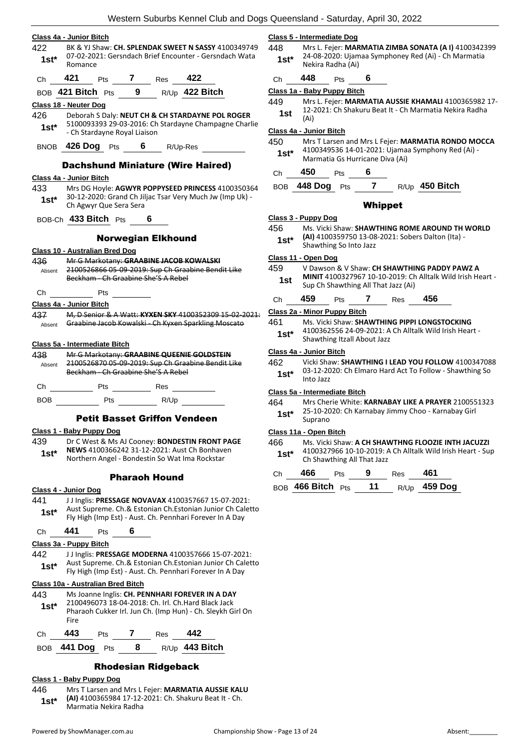### Class 4a - Junior Bitch

422 — BK & YJ Shaw: **CH. SPLENDAK SWEET N SASSY** 4100349749 07-02-2021: Gersndach Brief Encounter - Gersndach Wata Romance — **1st***

Ch **421** Pts **7** Res **422**

BOB **421 Bitch** Pts **9** R/Up **422 Bitch**

### Class 18 - Neuter Dog

426 — Deborah S Daly: **NEUT CH & CH STARDAYNE POL ROGER** 5100093393 29-03-2016: Ch Stardayne Champagne Charlie - Ch Stardayne Royal Liaison — **1st***

BNOB **426 Dog** Pts **6** R/Up-Res

## Dachshund Miniature (Wire Haired)

### Class 4a - Junior Bitch

433 — Mrs DG Hoyle: **AGWYR POPPYSEED PRINCESS** 4100350364 30-12-2020: Grand Ch Jiljac Tsar Very Much Jw (Imp Uk) - Ch Agwyr Que Sera Sera — **1st***

BOB-Ch **433 Bitch** Pts **6**

## Norwegian Elkhound

### Class 10 - Australian Bred Dog

436 — ~~Mr G Markotany: **GRAABINE JACOB KOWALSKI** 2100526866 05-09-2019: Sup Ch Graabine Bendit Like Beckham - Ch Graabine She'S A Rebel~~ — Absent

Ch Pts

### Class 4a - Junior Bitch

437 — ~~M, D Senior & A Watt: **KYXEN SKY** 4100352309 15-02-2021: Graabine Jacob Kowalski - Ch Kyxen Sparkling Moscato~~ — Absent

### Class 5a - Intermediate Bitch

438 — ~~Mr G Markotany: **GRAABINE QUEENIE GOLDSTEIN** 2100526870 05-09-2019: Sup Ch Graabine Bendit Like Beckham - Ch Graabine She'S A Rebel~~ — Absent

Ch Pts Res

BOB Pts R/Up

## Petit Basset Griffon Vendeen

### Class 1 - Baby Puppy Dog

439 — Dr C West & Ms AJ Cooney: **BONDESTIN FRONT PAGE NEWS** 4100366242 31-12-2021: Aust Ch Bonhaven Northern Angel - Bondestin So Wat Ima Rockstar — **1st***

## Pharaoh Hound

### Class 4 - Junior Dog

441 — J J Inglis: **PRESSAGE NOVAVAX** 4100357667 15-07-2021: Aust Supreme. Ch.& Estonian Ch.Estonian Junior Ch Caletto Fly High (Imp Est) - Aust. Ch. Pennhari Forever In A Day — **1st***

Ch **441** Pts **6**

### Class 3a - Puppy Bitch

442 — J J Inglis: **PRESSAGE MODERNA** 4100357666 15-07-2021: Aust Supreme. Ch.& Estonian Ch.Estonian Junior Ch Caletto Fly High (Imp Est) - Aust. Ch. Pennhari Forever In A Day — **1st***

### Class 10a - Australian Bred Bitch

443 — Ms Joanne Inglis: **CH. PENNHARI FOREVER IN A DAY** 2100496073 18-04-2018: Ch. Irl. Ch.Hard Black Jack Pharaoh Cukker Irl. Jun Ch. (Imp Hun) - Ch. Sleykh Girl On Fire — **1st***

Ch **443** Pts **7** Res **442**

BOB **441 Dog** Pts **8** R/Up **443 Bitch**

## Rhodesian Ridgeback

### Class 1 - Baby Puppy Dog

446 — Mrs T Larsen and Mrs L Fejer: **MARMATIA AUSSIE KALU (AI)** 4100365984 17-12-2021: Ch. Shakuru Beat It - Ch. Marmatia Nekira Radha — **1st***

### Class 5 - Intermediate Dog

448 — Mrs L. Fejer: **MARMATIA ZIMBA SONATA (A I)** 4100342399 24-08-2020: Ujamaa Symphoney Red (Ai) - Ch Marmatia Nekira Radha (Ai) — **1st***

Ch **448** Pts **6**

### Class 1a - Baby Puppy Bitch

449 — Mrs L. Fejer: **MARMATIA AUSSIE KHAMALI** 4100365982 17-12-2021: Ch Shakuru Beat It - Ch Marmatia Nekira Radha (Ai) — **1st**

### Class 4a - Junior Bitch

450 — Mrs T Larsen and Mrs L Fejer: **MARMATIA RONDO MOCCA** 4100349536 14-01-2021: Ujamaa Symphony Red (Ai) - Marmatia Gs Hurricane Diva (Ai) — **1st***

Ch **450** Pts **6**

BOB **448 Dog** Pts **7** R/Up **450 Bitch**

## Whippet

### Class 3 - Puppy Dog

456 — Ms. Vicki Shaw: **SHAWTHING ROME AROUND TH WORLD (AI)** 4100359750 13-08-2021: Sobers Dalton (Ita) - Shawthing So Into Jazz — **1st***

### Class 11 - Open Dog

459 — V Dawson & V Shaw: **CH SHAWTHING PADDY PAWZ A MINIT** 4100327967 10-10-2019: Ch Alltalk Wild Irish Heart - Sup Ch Shawthing All That Jazz (Ai) — **1st**

Ch **459** Pts **7** Res **456**

### Class 2a - Minor Puppy Bitch

461 — Ms. Vicki Shaw: **SHAWTHING PIPPI LONGSTOCKING** 4100362556 24-09-2021: A Ch Alltalk Wild Irish Heart - Shawthing Itzall About Jazz — **1st***

### Class 4a - Junior Bitch

462 — Vicki Shaw: **SHAWTHING I LEAD YOU FOLLOW** 4100347088 03-12-2020: Ch Elmaro Hard Act To Follow - Shawthing So Into Jazz — **1st***

### Class 5a - Intermediate Bitch

464 — Mrs Cherie White: **KARNABAY LIKE A PRAYER** 2100551323 25-10-2020: Ch Karnabay Jimmy Choo - Karnabay Girl Suprano — **1st***

### Class 11a - Open Bitch

466 — Ms. Vicki Shaw: **A CH SHAWTHNG FLOOZIE INTH JACUZZI** 4100327966 10-10-2019: A Ch Alltalk Wild Irish Heart - Sup Ch Shawthing All That Jazz — **1st***

Ch **466** Pts **9** Res **461**

BOB **466 Bitch** Pts **11** R/Up **459 Dog**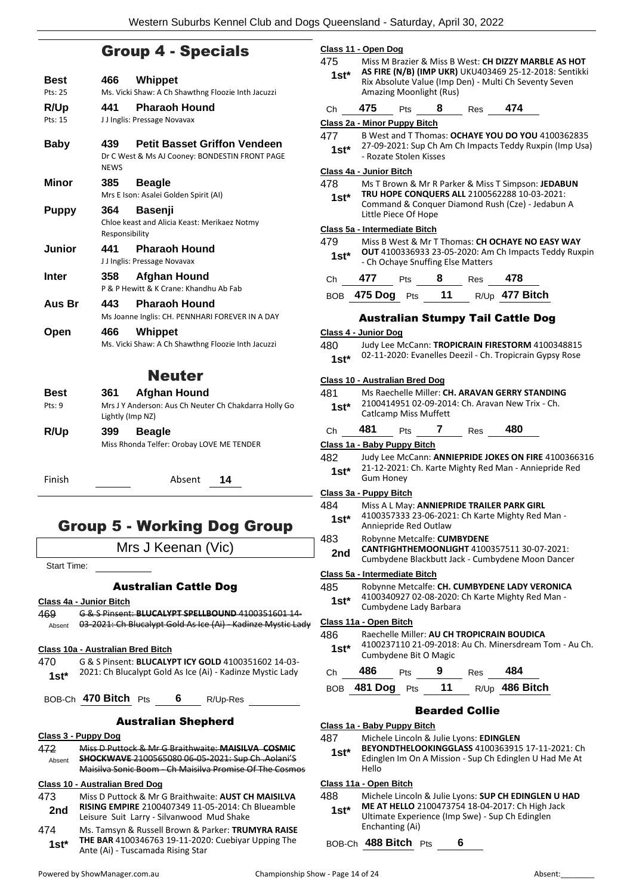## Group 4 - Specials

**Best** — **466 Whippet**
Pts: 25
Ms. Vicki Shaw: A Ch Shawthng Floozie Inth Jacuzzi

**R/Up** — **441 Pharaoh Hound**
Pts: 15
J J Inglis: Pressage Novavax

**Baby** — **439 Petit Basset Griffon Vendeen**
Dr C West & Ms AJ Cooney: BONDESTIN FRONT PAGE NEWS

**Minor** — **385 Beagle**
Mrs E Ison: Asalei Golden Spirit (AI)

**Puppy** — **364 Basenji**
Chloe keast and Alicia Keast: Merikaez Notmy Responsibility

**Junior** — **441 Pharaoh Hound**
J J Inglis: Pressage Novavax

**Inter** — **358 Afghan Hound**
P & P Hewitt & K Crane: Khandhu Ab Fab

**Aus Br** — **443 Pharaoh Hound**
Ms Joanne Inglis: CH. PENNHARI FOREVER IN A DAY

**Open** — **466 Whippet**
Ms. Vicki Shaw: A Ch Shawthng Floozie Inth Jacuzzi

## Neuter

**Best** — **361 Afghan Hound**
Pts: 9
Mrs J Y Anderson: Aus Ch Neuter Ch Chakdarra Holly Go Lightly (Imp NZ)

**R/Up** — **399 Beagle**
Miss Rhonda Telfer: Orobay LOVE ME TENDER

Finish ______ Absent **14**

# Group 5 - Working Dog Group

Mrs J Keenan (Vic)

Start Time: ______

### Australian Cattle Dog

**Class 4a - Junior Bitch**

469 Absent ~~G & S Pinsent: **BLUCALYPT SPELLBOUND** 4100351601 14-03-2021: Ch Blucalypt Gold As Ice (Ai) - Kadinze Mystic Lady~~

**Class 10a - Australian Bred Bitch**

470 1st* G & S Pinsent: **BLUCALYPT ICY GOLD** 4100351602 14-03-2021: Ch Blucalypt Gold As Ice (Ai) - Kadinze Mystic Lady

BOB-Ch **470 Bitch** Pts **6** R/Up-Res ______

### Australian Shepherd

**Class 3 - Puppy Dog**

472 Absent ~~Miss D Puttock & Mr G Braithwaite: **MAISILVA COSMIC SHOCKWAVE** 2100565080 06-05-2021: Sup Ch .Aolani'S Maisilva Sonic Boom - Ch Maisilva Promise Of The Cosmos~~

**Class 10 - Australian Bred Dog**

473 2nd Miss D Puttock & Mr G Braithwaite: **AUST CH MAISILVA RISING EMPIRE** 2100407349 11-05-2014: Ch Blueamble Leisure Suit Larry - Silvanwood Mud Shake

474 1st* Ms. Tamsyn & Russell Brown & Parker: **TRUMYRA RAISE THE BAR** 4100346763 19-11-2020: Cuebiyar Upping The Ante (Ai) - Tuscamada Rising Star

**Class 11 - Open Dog**

475 1st* Miss M Brazier & Miss B West: **CH DIZZY MARBLE AS HOT AS FIRE (N/B) (IMP UKR)** UKU403469 25-12-2018: Sentikki Rix Absolute Value (Imp Den) - Multi Ch Seventy Seven Amazing Moonlight (Rus)

Ch **475** Pts **8** Res **474**

**Class 2a - Minor Puppy Bitch**

477 1st* B West and T Thomas: **OCHAYE YOU DO YOU** 4100362835 27-09-2021: Sup Ch Am Ch Impacts Teddy Ruxpin (Imp Usa) - Rozate Stolen Kisses

**Class 4a - Junior Bitch**

478 1st* Ms T Brown & Mr R Parker & Miss T Simpson: **JEDABUN TRU HOPE CONQUERS ALL** 2100562288 10-03-2021: Command & Conquer Diamond Rush (Cze) - Jedabun A Little Piece Of Hope

**Class 5a - Intermediate Bitch**

479 1st* Miss B West & Mr T Thomas: **CH OCHAYE NO EASY WAY OUT** 4100336933 23-05-2020: Am Ch Impacts Teddy Ruxpin - Ch Ochaye Snuffing Else Matters

Ch **477** Pts **8** Res **478**

BOB **475 Dog** Pts **11** R/Up **477 Bitch**

### Australian Stumpy Tail Cattle Dog

**Class 4 - Junior Dog**

480 1st* Judy Lee McCann: **TROPICRAIN FIRESTORM** 4100348815 02-11-2020: Evanelles Deezil - Ch. Tropicrain Gypsy Rose

**Class 10 - Australian Bred Dog**

481 1st* Ms Raechelle Miller: **CH. ARAVAN GERRY STANDING** 2100414951 02-09-2014: Ch. Aravan New Trix - Ch. Catlcamp Miss Muffett

Ch **481** Pts **7** Res **480**

**Class 1a - Baby Puppy Bitch**

482 1st* Judy Lee McCann: **ANNIEPRIDE JOKES ON FIRE** 4100366316 21-12-2021: Ch. Karte Mighty Red Man - Anniepride Red Gum Honey

**Class 3a - Puppy Bitch**

484 1st* Miss A L May: **ANNIEPRIDE TRAILER PARK GIRL** 4100357333 23-06-2021: Ch Karte Mighty Red Man - Anniepride Red Outlaw

483 2nd Robynne Metcalfe: **CUMBYDENE CANTFIGHTHEMOONLIGHT** 4100357511 30-07-2021: Cumbydene Blackbutt Jack - Cumbydene Moon Dancer

**Class 5a - Intermediate Bitch**

485 1st* Robynne Metcalfe: **CH. CUMBYDENE LADY VERONICA** 4100340927 02-08-2020: Ch Karte Mighty Red Man - Cumbydene Lady Barbara

**Class 11a - Open Bitch**

486 1st* Raechelle Miller: **AU CH TROPICRAIN BOUDICA** 4100237110 21-09-2018: Au Ch. Minersdream Tom - Au Ch. Cumbydene Bit O Magic

Ch **486** Pts **9** Res **484**

BOB **481 Dog** Pts **11** R/Up **486 Bitch**

### Bearded Collie

**Class 1a - Baby Puppy Bitch**

487 1st* Michele Lincoln & Julie Lyons: **EDINGLEN BEYONDTHELOOKINGGLASS** 4100363915 17-11-2021: Ch Edinglen Im On A Mission - Sup Ch Edinglen U Had Me At Hello

**Class 11a - Open Bitch**

488 1st* Michele Lincoln & Julie Lyons: **SUP CH EDINGLEN U HAD ME AT HELLO** 2100473754 18-04-2017: Ch High Jack Ultimate Experience (Imp Swe) - Sup Ch Edinglen Enchanting (Ai)

BOB-Ch **488 Bitch** Pts **6**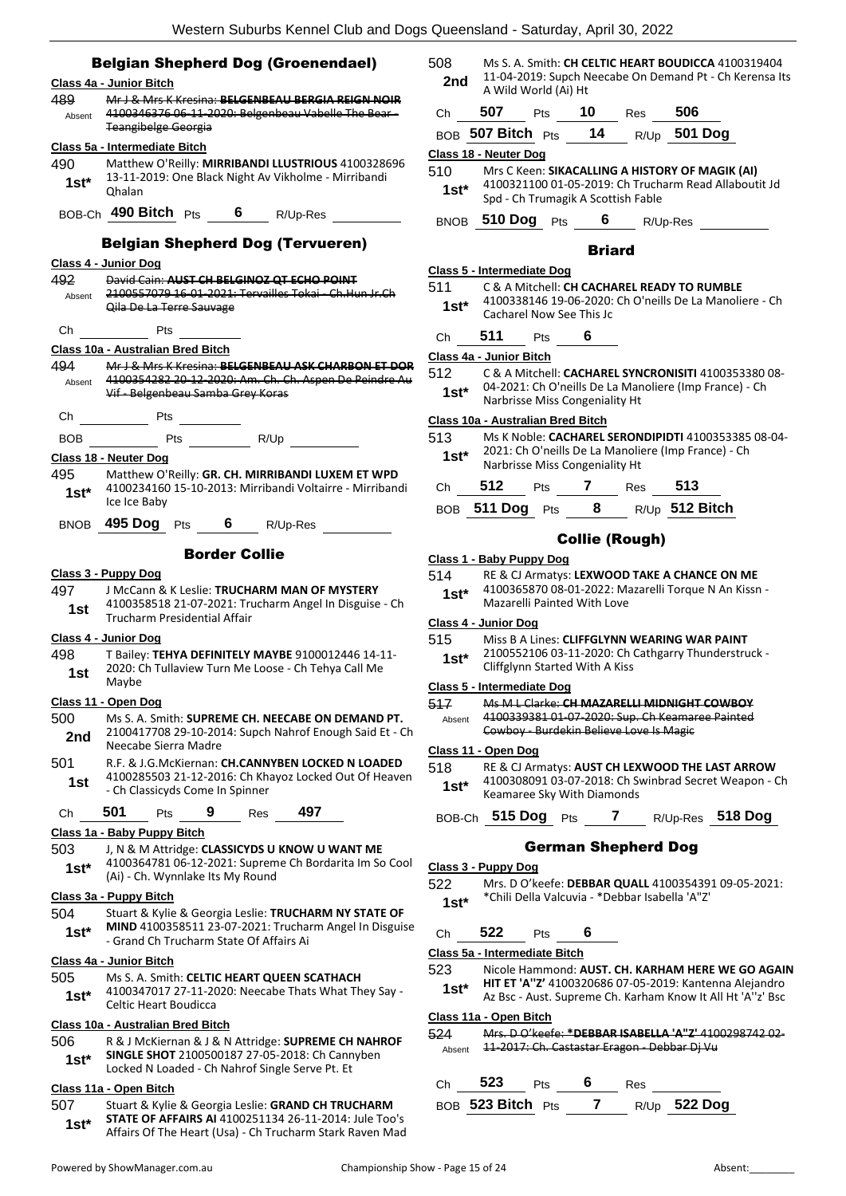## Belgian Shepherd Dog (Groenendael)

**Class 4a - Junior Bitch**

489 Absent ~~Mr J & Mrs K Kresina: **BELGENBEAU BERGIA REIGN NOIR** 4100346376 06-11-2020: Belgenbeau Vabelle The Bear - Teangibelge Georgia~~

**Class 5a - Intermediate Bitch**

490 1st* Matthew O'Reilly: **MIRRIBANDI LLUSTRIOUS** 4100328696 13-11-2019: One Black Night Av Vikholme - Mirribandi Qhalan

BOB-Ch **490 Bitch** Pts **6** R/Up-Res

## Belgian Shepherd Dog (Tervueren)

**Class 4 - Junior Dog**

492 Absent ~~David Cain: **AUST CH BELGINOZ QT ECHO POINT** 2100557079 16-01-2021: Tervailles Tokai - Ch.Hun Jr.Ch Qila De La Terre Sauvage~~

Ch Pts

**Class 10a - Australian Bred Bitch**

494 Absent ~~Mr J & Mrs K Kresina: **BELGENBEAU ASK CHARBON ET DOR** 4100354282 20-12-2020: Am. Ch. Ch. Aspen De Peindre Au Vif - Belgenbeau Samba Grey Koras~~

Ch Pts

BOB Pts R/Up

**Class 18 - Neuter Dog**

495 1st* Matthew O'Reilly: **GR. CH. MIRRIBANDI LUXEM ET WPD** 4100234160 15-10-2013: Mirribandi Voltairre - Mirribandi Ice Ice Baby

BNOB **495 Dog** Pts **6** R/Up-Res

## Border Collie

**Class 3 - Puppy Dog**

497 1st J McCann & K Leslie: **TRUCHARM MAN OF MYSTERY** 4100358518 21-07-2021: Trucharm Angel In Disguise - Ch Trucharm Presidential Affair

**Class 4 - Junior Dog**

498 1st T Bailey: **TEHYA DEFINITELY MAYBE** 9100012446 14-11-2020: Ch Tullaview Turn Me Loose - Ch Tehya Call Me Maybe

**Class 11 - Open Dog**

500 2nd Ms S. A. Smith: **SUPREME CH. NEECABE ON DEMAND PT.** 2100417708 29-10-2014: Supch Nahrof Enough Said Et - Ch Neecabe Sierra Madre

501 1st R.F. & J.G.McKiernan: **CH.CANNYBEN LOCKED N LOADED** 4100285503 21-12-2016: Ch Khayoz Locked Out Of Heaven - Ch Classicyds Come In Spinner

Ch **501** Pts **9** Res **497**

**Class 1a - Baby Puppy Bitch**

503 1st* J, N & M Attridge: **CLASSICYDS U KNOW U WANT ME** 4100364781 06-12-2021: Supreme Ch Bordarita Im So Cool (Ai) - Ch. Wynnlake Its My Round

**Class 3a - Puppy Bitch**

504 1st* Stuart & Kylie & Georgia Leslie: **TRUCHARM NY STATE OF MIND** 4100358511 23-07-2021: Trucharm Angel In Disguise - Grand Ch Trucharm State Of Affairs Ai

**Class 4a - Junior Bitch**

505 1st* Ms S. A. Smith: **CELTIC HEART QUEEN SCATHACH** 4100347017 27-11-2020: Neecabe Thats What They Say - Celtic Heart Boudicca

**Class 10a - Australian Bred Bitch**

506 1st* R & J McKiernan & J & N Attridge: **SUPREME CH NAHROF SINGLE SHOT** 2100500187 27-05-2018: Ch Cannyben Locked N Loaded - Ch Nahrof Single Serve Pt. Et

**Class 11a - Open Bitch**

507 1st* Stuart & Kylie & Georgia Leslie: **GRAND CH TRUCHARM STATE OF AFFAIRS AI** 4100251134 26-11-2014: Jule Too's Affairs Of The Heart (Usa) - Ch Trucharm Stark Raven Mad

508 2nd Ms S. A. Smith: **CH CELTIC HEART BOUDICCA** 4100319404 11-04-2019: Supch Neecabe On Demand Pt - Ch Kerensa Its A Wild World (Ai) Ht

Ch **507** Pts **10** Res **506**

BOB **507 Bitch** Pts **14** R/Up **501 Dog**

**Class 18 - Neuter Dog**

510 1st* Mrs C Keen: **SIKACALLING A HISTORY OF MAGIK (AI)** 4100321100 01-05-2019: Ch Trucharm Read Allaboutit Jd Spd - Ch Trumagik A Scottish Fable

BNOB **510 Dog** Pts **6** R/Up-Res

## Briard

**Class 5 - Intermediate Dog**

511 1st* C & A Mitchell: **CH CACHAREL READY TO RUMBLE** 4100338146 19-06-2020: Ch O'neills De La Manoliere - Ch Cacharel Now See This Jc

Ch **511** Pts **6**

**Class 4a - Junior Bitch**

512 1st* C & A Mitchell: **CACHAREL SYNCRONISITI** 4100353380 08-04-2021: Ch O'neills De La Manoliere (Imp France) - Ch Narbrisse Miss Congeniality Ht

**Class 10a - Australian Bred Bitch**

513 1st* Ms K Noble: **CACHAREL SERONDIPIDTI** 4100353385 08-04-2021: Ch O'neills De La Manoliere (Imp France) - Ch Narbrisse Miss Congeniality Ht

Ch **512** Pts **7** Res **513**

BOB **511 Dog** Pts **8** R/Up **512 Bitch**

## Collie (Rough)

**Class 1 - Baby Puppy Dog**

514 1st* RE & CJ Armatys: **LEXWOOD TAKE A CHANCE ON ME** 4100365870 08-01-2022: Mazarelli Torque N An Kissn - Mazarelli Painted With Love

**Class 4 - Junior Dog**

515 1st* Miss B A Lines: **CLIFFGLYNN WEARING WAR PAINT** 2100552106 03-11-2020: Ch Cathgarry Thunderstruck - Cliffglynn Started With A Kiss

**Class 5 - Intermediate Dog**

517 Absent ~~Ms M L Clarke: **CH MAZARELLI MIDNIGHT COWBOY** 4100339381 01-07-2020: Sup. Ch Keamaree Painted Cowboy - Burdekin Believe Love Is Magic~~

**Class 11 - Open Dog**

518 1st* RE & CJ Armatys: **AUST CH LEXWOOD THE LAST ARROW** 4100308091 03-07-2018: Ch Swinbrad Secret Weapon - Ch Keamaree Sky With Diamonds

BOB-Ch **515 Dog** Pts **7** R/Up-Res **518 Dog**

## German Shepherd Dog

**Class 3 - Puppy Dog**

522 1st* Mrs. D O'keefe: **DEBBAR QUALL** 4100354391 09-05-2021: *Chili Della Valcuvia - *Debbar Isabella 'A''Z'

Ch **522** Pts **6**

**Class 5a - Intermediate Bitch**

523 1st* Nicole Hammond: **AUST. CH. KARHAM HERE WE GO AGAIN HIT ET 'A''Z'** 4100320686 07-05-2019: Kantenna Alejandro Az Bsc - Aust. Supreme Ch. Karham Know It All Ht 'A''z' Bsc

**Class 11a - Open Bitch**

524 Absent ~~Mrs. D O'keefe: ***DEBBAR ISABELLA 'A''Z'** 4100298742 02-11-2017: Ch. Castastar Eragon - Debbar Dj Vu~~

Ch **523** Pts **6** Res

BOB **523 Bitch** Pts **7** R/Up **522 Dog**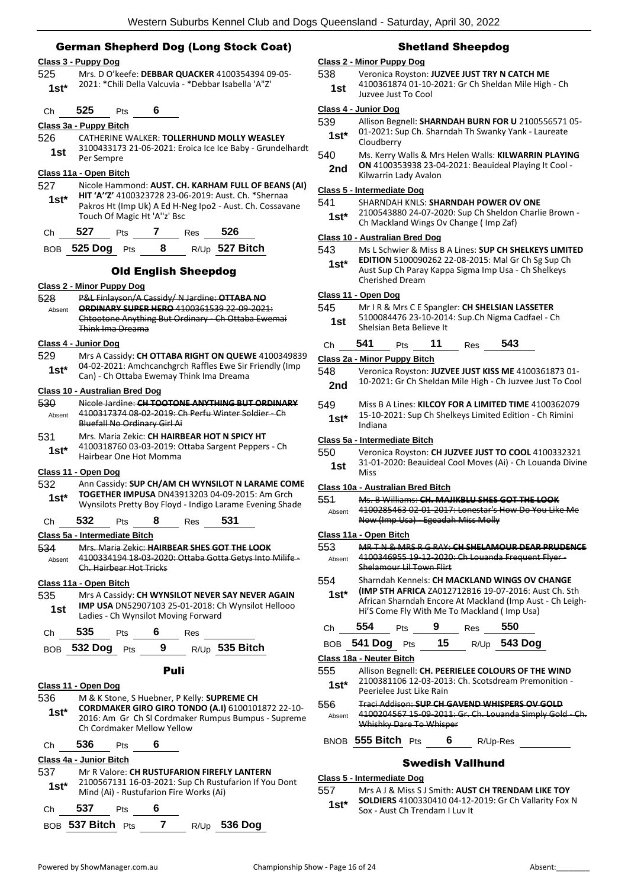## German Shepherd Dog (Long Stock Coat)

### Class 3 - Puppy Dog

525 Mrs. D O'keefe: **DEBBAR QUACKER** 4100354394 09-05-2021: *Chili Della Valcuvia - *Debbar Isabella 'A''Z'
**1st***

Ch **525** Pts **6**

### Class 3a - Puppy Bitch

526 CATHERINE WALKER: **TOLLERHUND MOLLY WEASLEY** 3100433173 21-06-2021: Eroica Ice Ice Baby - Grundelhardt Per Sempre
**1st**

### Class 11a - Open Bitch

527 Nicole Hammond: **AUST. CH. KARHAM FULL OF BEANS (AI) HIT 'A''Z'** 4100323728 23-06-2019: Aust. Ch. *Shernaa Pakros Ht (Imp Uk) A Ed H-Neg Ipo2 - Aust. Ch. Cossavane Touch Of Magic Ht 'A''z' Bsc
**1st***

Ch **527** Pts **7** Res **526**

BOB **525 Dog** Pts **8** R/Up **527 Bitch**

## Old English Sheepdog

### Class 2 - Minor Puppy Dog

528 ~~P&L Finlayson/A Cassidy/ N Jardine: **OTTABA NO ORDINARY SUPER HERO** 4100361539 22-09-2021: Chtootone Anything But Ordinary - Ch Ottaba Ewemai Think Ima Dreama~~
Absent

### Class 4 - Junior Dog

529 Mrs A Cassidy: **CH OTTABA RIGHT ON QUEWE** 4100349839 04-02-2021: Amchcanchgrch Raffles Ewe Sir Friendly (Imp Can) - Ch Ottaba Ewemay Think Ima Dreama
**1st***

### Class 10 - Australian Bred Dog

530 ~~Nicole Jardine: **CH TOOTONE ANYTHING BUT ORDINARY** 4100317374 08-02-2019: Ch Perfu Winter Soldier - Ch Bluefall No Ordinary Girl Ai~~
Absent

531 Mrs. Maria Zekic: **CH HAIRBEAR HOT N SPICY HT** 4100318760 03-03-2019: Ottaba Sargent Peppers - Ch Hairbear One Hot Momma
**1st***

### Class 11 - Open Dog

532 Ann Cassidy: **SUP CH/AM CH WYNSILOT N LARAME COME TOGETHER IMPUSA** DN43913203 04-09-2015: Am Grch Wynsilots Pretty Boy Floyd - Indigo Larame Evening Shade
**1st***

Ch **532** Pts **8** Res **531**

### Class 5a - Intermediate Bitch

534 ~~Mrs. Maria Zekic: **HAIRBEAR SHES GOT THE LOOK** 4100334194 18-03-2020: Ottaba Gotta Getys Into Milife - Ch. Hairbear Hot Tricks~~
Absent

### Class 11a - Open Bitch

535 Mrs A Cassidy: **CH WYNSILOT NEVER SAY NEVER AGAIN IMP USA** DN52907103 25-01-2018: Ch Wynsilot Hellooo Ladies - Ch Wynsilot Moving Forward
**1st**

Ch **535** Pts **6** Res

BOB **532 Dog** Pts **9** R/Up **535 Bitch**

## Puli

### Class 11 - Open Dog

536 M & K Stone, S Huebner, P Kelly: **SUPREME CH CORDMAKER GIRO GIRO TONDO (A.I)** 6100101872 22-10-2016: Am Gr Ch Sl Cordmaker Rumpus Bumpus - Supreme Ch Cordmaker Mellow Yellow
**1st***

Ch **536** Pts **6**

### Class 4a - Junior Bitch

537 Mr R Valore: **CH RUSTUFARION FIREFLY LANTERN** 2100567131 16-03-2021: Sup Ch Rustufarion If You Dont Mind (Ai) - Rustufarion Fire Works (Ai)
**1st***

Ch **537** Pts **6**

BOB **537 Bitch** Pts **7** R/Up **536 Dog**

## Shetland Sheepdog

### Class 2 - Minor Puppy Dog

538 Veronica Royston: **JUZVEE JUST TRY N CATCH ME** 4100361874 01-10-2021: Gr Ch Sheldan Mile High - Ch Juzvee Just To Cool
**1st**

### Class 4 - Junior Dog

539 Allison Begnell: **SHARNDAH BURN FOR U** 2100556571 05-01-2021: Sup Ch. Sharndah Th Swanky Yank - Laureate Cloudberry
**1st***

540 Ms. Kerry Walls & Mrs Helen Walls: **KILWARRIN PLAYING ON** 4100353938 23-04-2021: Beauideal Playing It Cool - Kilwarrin Lady Avalon
**2nd**

### Class 5 - Intermediate Dog

541 SHARNDAH KNLS: **SHARNDAH POWER OV ONE** 2100543880 24-07-2020: Sup Ch Sheldon Charlie Brown - Ch Mackland Wings Ov Change ( Imp Zaf)
**1st***

### Class 10 - Australian Bred Dog

543 Ms L Schwier & Miss B A Lines: **SUP CH SHELKEYS LIMITED EDITION** 5100090262 22-08-2015: Mal Gr Ch Sg Sup Ch Aust Sup Ch Paray Kappa Sigma Imp Usa - Ch Shelkeys Cherished Dream
**1st***

### Class 11 - Open Dog

545 Mr I R & Mrs C E Spangler: **CH SHELSIAN LASSETER** 5100084476 23-10-2014: Sup.Ch Nigma Cadfael - Ch Shelsian Beta Believe It
**1st**

Ch **541** Pts **11** Res **543**

### Class 2a - Minor Puppy Bitch

548 Veronica Royston: **JUZVEE JUST KISS ME** 4100361873 01-10-2021: Gr Ch Sheldan Mile High - Ch Juzvee Just To Cool
**2nd**

549 Miss B A Lines: **KILCOY FOR A LIMITED TIME** 4100362079 15-10-2021: Sup Ch Shelkeys Limited Edition - Ch Rimini Indiana
**1st***

### Class 5a - Intermediate Bitch

550 Veronica Royston: **CH JUZVEE JUST TO COOL** 4100332321 31-01-2020: Beauideal Cool Moves (Ai) - Ch Louanda Divine Miss
**1st**

### Class 10a - Australian Bred Bitch

551 ~~Ms. B Williams: **CH. MAJIKBLU SHES GOT THE LOOK** 4100285463 02-01-2017: Lonestar's How Do You Like Me Now (Imp Usa) - Egeadah Miss Molly~~
Absent

### Class 11a - Open Bitch

553 ~~MR T N & MRS R G RAY: **CH SHELAMOUR DEAR PRUDENCE** 4100346955 19-12-2020: Ch Louanda Frequent Flyer - Shelamour Lil Town Flirt~~
Absent

554 Sharndah Kennels: **CH MACKLAND WINGS OV CHANGE (IMP STH AFRICA** ZA012712B16 19-07-2016: Aust Ch. Sth African Sharndah Encore At Mackland (Imp Aust - Ch Leigh-Hi'S Come Fly With Me To Mackland ( Imp Usa)
**1st***

Ch **554** Pts **9** Res **550**

BOB **541 Dog** Pts **15** R/Up **543 Dog**

### Class 18a - Neuter Bitch

555 Allison Begnell: **CH. PEERIELEE COLOURS OF THE WIND** 2100381106 12-03-2013: Ch. Scotsdream Premonition - Peerielee Just Like Rain
**1st***

556 ~~Traci Addison: **SUP CH GAVEND WHISPERS OV GOLD** 4100204567 15-09-2011: Gr. Ch. Louanda Simply Gold - Ch. Whiskhy Dare To Whisper~~
Absent

BNOB **555 Bitch** Pts **6** R/Up-Res

## Swedish Vallhund

### Class 5 - Intermediate Dog

557 Mrs A J & Miss S J Smith: **AUST CH TRENDAM LIKE TOY SOLDIERS** 4100330410 04-12-2019: Gr Ch Vallarity Fox N Sox - Aust Ch Trendam I Luv It
**1st***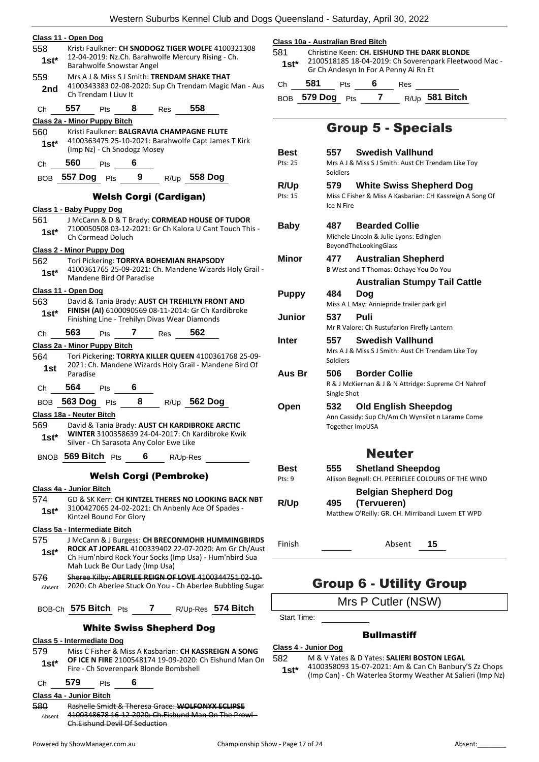**Class 11 - Open Dog**

558 **1st*** Kristi Faulkner: **CH SNODOGZ TIGER WOLFE** 4100321308 12-04-2019: Nz.Ch. Barahwolfe Mercury Rising - Ch. Barahwolfe Snowstar Angel

559 **2nd** Mrs A J & Miss S J Smith: **TRENDAM SHAKE THAT** 4100343383 02-08-2020: Sup Ch Trendam Magic Man - Aus Ch Trendam I Liuv It

Ch **557** Pts **8** Res **558**

**Class 2a - Minor Puppy Bitch**

560 **1st*** Kristi Faulkner: **BALGRAVIA CHAMPAGNE FLUTE** 4100363475 25-10-2021: Barahwolfe Capt James T Kirk (Imp Nz) - Ch Snodogz Mosey

Ch **560** Pts **6**

BOB **557 Dog** Pts **9** R/Up **558 Dog**

### Welsh Corgi (Cardigan)

**Class 1 - Baby Puppy Dog**

561 **1st*** J McCann & D & T Brady: **CORMEAD HOUSE OF TUDOR** 7100050508 03-12-2021: Gr Ch Kalora U Cant Touch This - Ch Cormead Doluch

**Class 2 - Minor Puppy Dog**

562 **1st*** Tori Pickering: **TORRYA BOHEMIAN RHAPSODY** 4100361765 25-09-2021: Ch. Mandene Wizards Holy Grail - Mandene Bird Of Paradise

**Class 11 - Open Dog**

563 **1st*** David & Tania Brady: **AUST CH TREHILYN FRONT AND FINISH (AI)** 6100090569 08-11-2014: Gr Ch Kardibroke Finishing Line - Trehilyn Divas Wear Diamonds

Ch **563** Pts **7** Res **562**

**Class 2a - Minor Puppy Bitch**

564 **1st** Tori Pickering: **TORRYA KILLER QUEEN** 4100361768 25-09-2021: Ch. Mandene Wizards Holy Grail - Mandene Bird Of Paradise

Ch **564** Pts **6**

BOB **563 Dog** Pts **8** R/Up **562 Dog**

**Class 18a - Neuter Bitch**

569 **1st*** David & Tania Brady: **AUST CH KARDIBROKE ARCTIC WINTER** 3100358639 24-04-2017: Ch Kardibroke Kwik Silver - Ch Sarasota Any Color Ewe Like

BNOB **569 Bitch** Pts **6** R/Up-Res

### Welsh Corgi (Pembroke)

**Class 4a - Junior Bitch**

574 **1st*** GD & SK Kerr: **CH KINTZEL THERES NO LOOKING BACK NBT** 3100427065 24-02-2021: Ch Anbenly Ace Of Spades - Kintzel Bound For Glory

**Class 5a - Intermediate Bitch**

575 **1st*** J McCann & J Burgess: **CH BRECONMOHR HUMMINGBIRDS ROCK AT JOPEARL** 4100339402 22-07-2020: Am Gr Ch/Aust Ch Hum'nbird Rock Your Socks (Imp Usa) - Hum'nbird Sua Mah Luck Be Our Lady (Imp Usa)

576 Absent ~~Sheree Kilby: **ABERLEE REIGN OF LOVE** 4100344751 02-10-2020: Ch Aberlee Stuck On You - Ch Aberlee Bubbling Sugar~~

BOB-Ch **575 Bitch** Pts **7** R/Up-Res **574 Bitch**

### White Swiss Shepherd Dog

**Class 5 - Intermediate Dog**

579 **1st*** Miss C Fisher & Miss A Kasbarian: **CH KASSREIGN A SONG OF ICE N FIRE** 2100548174 19-09-2020: Ch Eishund Man On Fire - Ch Soverenpark Blonde Bombshell

Ch **579** Pts **6**

**Class 4a - Junior Bitch**

580 Absent ~~Rashelle Smidt & Theresa Grace: **WOLFONYX ECLIPSE** 4100348678 16-12-2020: Ch.Eishund Man On The Prowl - Ch.Eishund Devil Of Seduction~~

**Class 10a - Australian Bred Bitch**

581 **1st*** Christine Keen: **CH. EISHUND THE DARK BLONDE** 2100518185 18-04-2019: Ch Soverenpark Fleetwood Mac - Gr Ch Andesyn In For A Penny Ai Rn Et

Ch **581** Pts **6** Res

BOB **579 Dog** Pts **7** R/Up **581 Bitch**

## Group 5 - Specials

| | | |
|---|---|---|
| **Best** Pts: 25 | 557 | **Swedish Vallhund** Mrs A J & Miss S J Smith: Aust CH Trendam Like Toy Soldiers |
| **R/Up** Pts: 15 | 579 | **White Swiss Shepherd Dog** Miss C Fisher & Miss A Kasbarian: CH Kassreign A Song Of Ice N Fire |
| **Baby** | 487 | **Bearded Collie** Michele Lincoln & Julie Lyons: Edinglen BeyondTheLookingGlass |
| **Minor** | 477 | **Australian Shepherd** B West and T Thomas: Ochaye You Do You |
| **Puppy** | 484 | **Australian Stumpy Tail Cattle Dog** Miss A L May: Anniepride trailer park girl |
| **Junior** | 537 | **Puli** Mr R Valore: Ch Rustufarion Firefly Lantern |
| **Inter** | 557 | **Swedish Vallhund** Mrs A J & Miss S J Smith: Aust CH Trendam Like Toy Soldiers |
| **Aus Br** | 506 | **Border Collie** R & J McKiernan & J & N Attridge: Supreme CH Nahrof Single Shot |
| **Open** | 532 | **Old English Sheepdog** Ann Cassidy: Sup Ch/Am Ch Wynsilot n Larame Come Together impUSA |

## Neuter

| | | |
|---|---|---|
| **Best** Pts: 9 | 555 | **Shetland Sheepdog** Allison Begnell: CH. PEERIELEE COLOURS OF THE WIND |
| **R/Up** | 495 | **Belgian Shepherd Dog (Tervueren)** Matthew O'Reilly: GR. CH. Mirribandi Luxem ET WPD |

Finish Absent **15**

## Group 6 - Utility Group

Mrs P Cutler (NSW)

Start Time:

### Bullmastiff

**Class 4 - Junior Dog**

582 **1st*** M & V Yates & D Yates: **SALIERI BOSTON LEGAL** 4100358093 15-07-2021: Am & Can Ch Banbury's Zz Chops (Imp Can) - Ch Waterlea Stormy Weather At Salieri (Imp Nz)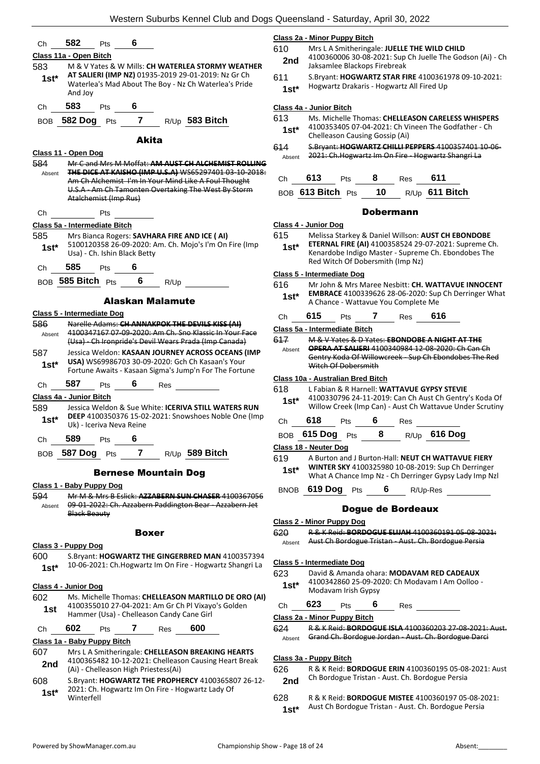Ch **582** Pts **6**

**Class 11a - Open Bitch**

583 **1st*** M & V Yates & W Mills: **CH WATERLEA STORMY WEATHER AT SALIERI (IMP NZ)** 01935-2019 29-01-2019: Nz Gr Ch Waterlea's Mad About The Boy - Nz Ch Waterlea's Pride And Joy

Ch **583** Pts **6**

BOB **582 Dog** Pts **7** R/Up **583 Bitch**

## Akita

**Class 11 - Open Dog**

584 Absent ~~Mr C and Mrs M Moffat: **AM AUST CH ALCHEMIST ROLLING THE DICE AT KAISHO (IMP U.S.A)** WS65297401 03-10-2018: Am Ch Alchemist I'm In Your Mind Like A Foul Thought U.S.A - Am Ch Tamonten Overtaking The West By Storm Atalchemist (Imp Rus)~~

Ch Pts

**Class 5a - Intermediate Bitch**

585 **1st*** Mrs Bianca Rogers: **SAVHARA FIRE AND ICE ( AI)** 5100120358 26-09-2020: Am. Ch. Mojo's I'm On Fire (Imp Usa) - Ch. Ishin Black Betty

Ch **585** Pts **6**

BOB **585 Bitch** Pts **6** R/Up

## Alaskan Malamute

**Class 5 - Intermediate Dog**

586 Absent ~~Narelle Adams: **CH ANNAKPOK THE DEVILS KISS (AI)** 4100347167 07-09-2020: Am Ch. Sno Klassic In Your Face (Usa) - Ch Ironpride's Devil Wears Prada (Imp Canada)~~

587 **1st*** Jessica Weldon: **KASAAN JOURNEY ACROSS OCEANS (IMP USA)** WS69986703 30-09-2020: Gch Ch Kasaan's Your Fortune Awaits - Kasaan Sigma's Jump'n For The Fortune

Ch **587** Pts **6** Res

**Class 4a - Junior Bitch**

589 **1st*** Jessica Weldon & Sue White: **ICERIVA STILL WATERS RUN DEEP** 4100350376 15-02-2021: Snowshoes Noble One (Imp Uk) - Iceriva Neva Reine

Ch **589** Pts **6**

BOB **587 Dog** Pts **7** R/Up **589 Bitch**

## Bernese Mountain Dog

**Class 1 - Baby Puppy Dog**

594 Absent ~~Mr M & Mrs B Eslick: **AZZABERN SUN CHASER** 4100367056 09-01-2022: Ch. Azzabern Paddington Bear - Azzabern Jet Black Beauty~~

## Boxer

**Class 3 - Puppy Dog**

600 **1st*** S.Bryant: **HOGWARTZ THE GINGERBRED MAN** 4100357394 10-06-2021: Ch.Hogwartz Im On Fire - Hogwartz Shangri La

**Class 4 - Junior Dog**

602 **1st** Ms. Michelle Thomas: **CHELLEASON MARTILLO DE ORO (AI)** 4100355010 27-04-2021: Am Gr Ch Pl Vixayo's Golden Hammer (Usa) - Chelleason Candy Cane Girl

Ch **602** Pts **7** Res **600**

**Class 1a - Baby Puppy Bitch**

607 **2nd** Mrs L A Smitheringale: **CHELLEASON BREAKING HEARTS** 4100365482 10-12-2021: Chelleason Causing Heart Break (Ai) - Chelleason High Priestess(Ai)

608 **1st*** S.Bryant: **HOGWARTZ THE PROPHERCY** 4100365807 26-12-2021: Ch. Hogwartz Im On Fire - Hogwartz Lady Of Winterfell

**Class 2a - Minor Puppy Bitch**

610 **2nd** Mrs L A Smitheringale: **JUELLE THE WILD CHILD** 4100360006 30-08-2021: Sup Ch Juelle The Godson (Ai) - Ch Jaksamlee Blackops Firebreak

611 **1st*** S.Bryant: **HOGWARTZ STAR FIRE** 4100361978 09-10-2021: Hogwartz Drakaris - Hogwartz All Fired Up

**Class 4a - Junior Bitch**

613 **1st*** Ms. Michelle Thomas: **CHELLEASON CARELESS WHISPERS** 4100353405 07-04-2021: Ch Vineen The Godfather - Ch Chelleason Causing Gossip (Ai)

614 Absent ~~S.Bryant: **HOGWARTZ CHILLI PEPPERS** 4100357401 10-06-2021: Ch.Hogwartz Im On Fire - Hogwartz Shangri La~~

Ch **613** Pts **8** Res **611**

BOB **613 Bitch** Pts **10** R/Up **611 Bitch**

## Dobermann

**Class 4 - Junior Dog**

615 **1st*** Melissa Starkey & Daniel Willson: **AUST CH EBONDOBE ETERNAL FIRE (AI)** 4100358524 29-07-2021: Supreme Ch. Kenardobe Indigo Master - Supreme Ch. Ebondobes The Red Witch Of Dobersmith (Imp Nz)

**Class 5 - Intermediate Dog**

616 **1st*** Mr John & Mrs Maree Nesbitt: **CH. WATTAVUE INNOCENT EMBRACE** 4100339626 28-06-2020: Sup Ch Derringer What A Chance - Wattavue You Complete Me

Ch **615** Pts **7** Res **616**

**Class 5a - Intermediate Bitch**

617 Absent ~~M & V Yates & D Yates: **EBONDOBE A NIGHT AT THE OPERA AT SALIERI** 4100340984 12-08-2020: Ch Can Ch Gentry Koda Of Willowcreek - Sup Ch Ebondobes The Red Witch Of Dobersmith~~

**Class 10a - Australian Bred Bitch**

618 **1st*** L Fabian & R Harnell: **WATTAVUE GYPSY STEVIE** 4100330796 24-11-2019: Can Ch Aust Ch Gentry's Koda Of Willow Creek (Imp Can) - Aust Ch Wattavue Under Scrutiny

Ch **618** Pts **6** Res

BOB **615 Dog** Pts **8** R/Up **616 Dog**

**Class 18 - Neuter Dog**

619 **1st*** A Burton and J Burton-Hall: **NEUT CH WATTAVUE FIERY WINTER SKY** 4100325980 10-08-2019: Sup Ch Derringer What A Chance Imp Nz - Ch Derringer Gypsy Lady Imp Nzl

BNOB **619 Dog** Pts **6** R/Up-Res

## Dogue de Bordeaux

**Class 2 - Minor Puppy Dog**

620 Absent ~~R & K Reid: **BORDOGUE ELIJAH** 4100360191 05-08-2021: Aust Ch Bordogue Tristan - Aust. Ch. Bordogue Persia~~

**Class 5 - Intermediate Dog**

623 **1st*** David & Amanda ohara: **MODAVAM RED CADEAUX** 4100342860 25-09-2020: Ch Modavam I Am Oolloo - Modavam Irish Gypsy

Ch **623** Pts **6** Res

**Class 2a - Minor Puppy Bitch**

624 Absent ~~R & K Reid: **BORDOGUE ISLA** 4100360203 27-08-2021: Aust. Grand Ch. Bordogue Jordan - Aust. Ch. Bordogue Darci~~

**Class 3a - Puppy Bitch**

626 **2nd** R & K Reid: **BORDOGUE ERIN** 4100360195 05-08-2021: Aust Ch Bordogue Tristan - Aust. Ch. Bordogue Persia

628 **1st*** R & K Reid: **BORDOGUE MISTEE** 4100360197 05-08-2021: Aust Ch Bordogue Tristan - Aust. Ch. Bordogue Persia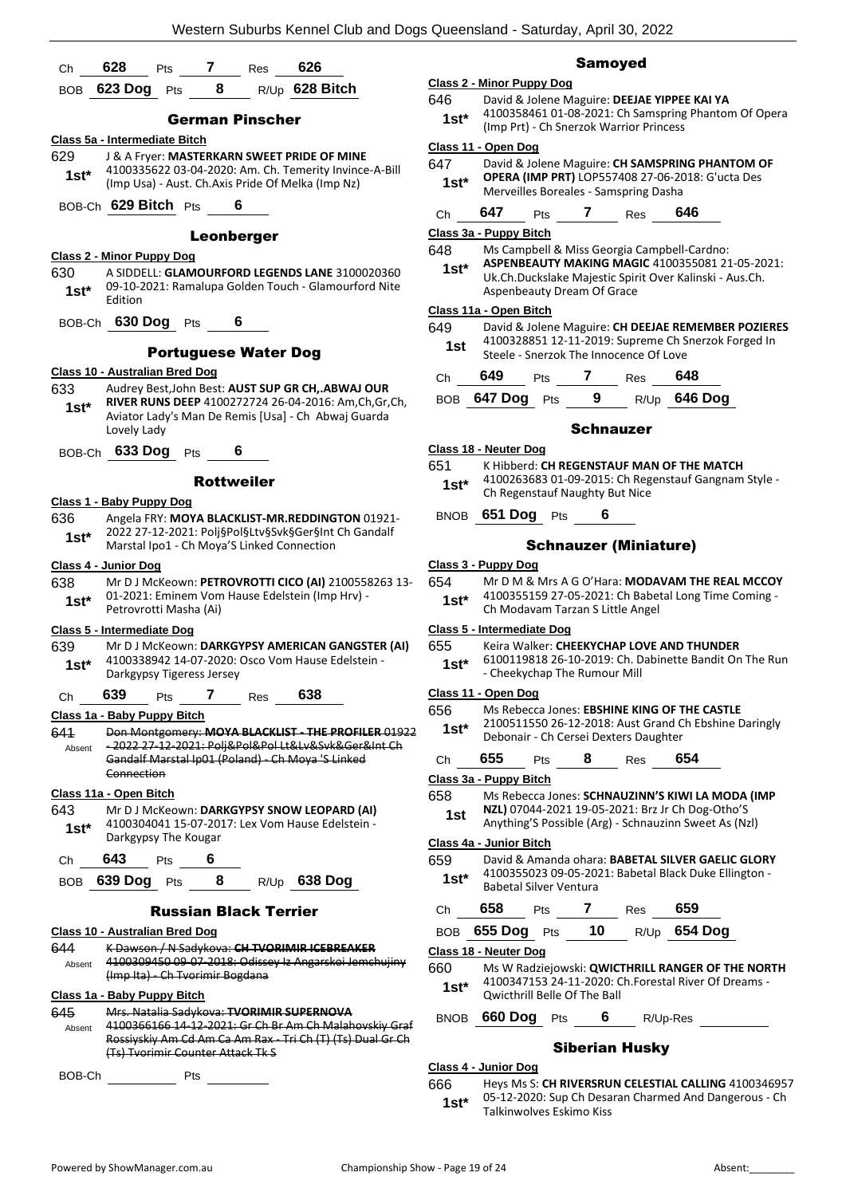Ch **628** Pts **7** Res **626**

BOB **623 Dog** Pts **8** R/Up **628 Bitch**

## German Pinscher

**Class 5a - Intermediate Bitch**

629 **1st*** J & A Fryer: **MASTERKARN SWEET PRIDE OF MINE** 4100335622 03-04-2020: Am. Ch. Temerity Invince-A-Bill (Imp Usa) - Aust. Ch.Axis Pride Of Melka (Imp Nz)

BOB-Ch **629 Bitch** Pts **6**

## Leonberger

**Class 2 - Minor Puppy Dog**

630 **1st*** A SIDDELL: **GLAMOURFORD LEGENDS LANE** 3100020360 09-10-2021: Ramalupa Golden Touch - Glamourford Nite Edition

BOB-Ch **630 Dog** Pts **6**

## Portuguese Water Dog

**Class 10 - Australian Bred Dog**

633 **1st*** Audrey Best,John Best: **AUST SUP GR CH,.ABWAJ OUR RIVER RUNS DEEP** 4100272724 26-04-2016: Am,Ch,Gr,Ch, Aviator Lady's Man De Remis [Usa] - Ch Abwaj Guarda Lovely Lady

BOB-Ch **633 Dog** Pts **6**

## Rottweiler

**Class 1 - Baby Puppy Dog**

636 **1st*** Angela FRY: **MOYA BLACKLIST-MR.REDDINGTON** 01921-2022 27-12-2021: Polj§Pol§Ltv§Svk§Ger§Int Ch Gandalf Marstal Ipo1 - Ch Moya'S Linked Connection

**Class 4 - Junior Dog**

638 **1st*** Mr D J McKeown: **PETROVROTTI CICO (AI)** 2100558263 13-01-2021: Eminem Vom Hause Edelstein (Imp Hrv) - Petrovrotti Masha (Ai)

**Class 5 - Intermediate Dog**

639 **1st*** Mr D J McKeown: **DARKGYPSY AMERICAN GANGSTER (AI)** 4100338942 14-07-2020: Osco Vom Hause Edelstein - Darkgypsy Tigeress Jersey

Ch **639** Pts **7** Res **638**

**Class 1a - Baby Puppy Bitch**

641 Absent ~~Don Montgomery: **MOYA BLACKLIST - THE PROFILER** 01922 - 2022 27-12-2021: Polj&Pol&Pol Lt&Lv&Svk&Ger&Int Ch Gandalf Marstal Ip01 (Poland) - Ch Moya 'S Linked Connection~~

**Class 11a - Open Bitch**

643 **1st*** Mr D J McKeown: **DARKGYPSY SNOW LEOPARD (AI)** 4100304041 15-07-2017: Lex Vom Hause Edelstein - Darkgypsy The Kougar

Ch **643** Pts **6**

BOB **639 Dog** Pts **8** R/Up **638 Dog**

## Russian Black Terrier

**Class 10 - Australian Bred Dog**

644 Absent ~~K Dawson / N Sadykova: **CH TVORIMIR ICEBREAKER** 4100309450 09-07-2018: Odissey Iz Angarskoi Jemchujiny (Imp Ita) - Ch Tvorimir Bogdana~~

**Class 1a - Baby Puppy Bitch**

645 Absent ~~Mrs. Natalia Sadykova: **TVORIMIR SUPERNOVA** 4100366166 14-12-2021: Gr Ch Br Am Ch Malahovskiy Graf Rossiyskiy Am Cd Am Ca Am Rax - Tri Ch (T) (Ts) Dual Gr Ch (Ts) Tvorimir Counter Attack Tk S~~

BOB-Ch \_\_\_\_\_\_ Pts \_\_\_\_\_\_

## Samoyed

**Class 2 - Minor Puppy Dog**

646 **1st*** David & Jolene Maguire: **DEEJAE YIPPEE KAI YA** 4100358461 01-08-2021: Ch Samspring Phantom Of Opera (Imp Prt) - Ch Snerzok Warrior Princess

**Class 11 - Open Dog**

647 **1st*** David & Jolene Maguire: **CH SAMSPRING PHANTOM OF OPERA (IMP PRT)** LOP557408 27-06-2018: G'ucta Des Merveilles Boreales - Samspring Dasha

Ch **647** Pts **7** Res **646**

**Class 3a - Puppy Bitch**

648 **1st*** Ms Campbell & Miss Georgia Campbell-Cardno: **ASPENBEAUTY MAKING MAGIC** 4100355081 21-05-2021: Uk.Ch.Duckslake Majestic Spirit Over Kalinski - Aus.Ch. Aspenbeauty Dream Of Grace

**Class 11a - Open Bitch**

649 **1st** David & Jolene Maguire: **CH DEEJAE REMEMBER POZIERES** 4100328851 12-11-2019: Supreme Ch Snerzok Forged In Steele - Snerzok The Innocence Of Love

Ch **649** Pts **7** Res **648**

BOB **647 Dog** Pts **9** R/Up **646 Dog**

## Schnauzer

**Class 18 - Neuter Dog**

651 **1st*** K Hibberd: **CH REGENSTAUF MAN OF THE MATCH** 4100263683 01-09-2015: Ch Regenstauf Gangnam Style - Ch Regenstauf Naughty But Nice

BNOB **651 Dog** Pts **6**

## Schnauzer (Miniature)

**Class 3 - Puppy Dog**

654 **1st*** Mr D M & Mrs A G O'Hara: **MODAVAM THE REAL MCCOY** 4100355159 27-05-2021: Ch Babetal Long Time Coming - Ch Modavam Tarzan S Little Angel

**Class 5 - Intermediate Dog**

655 **1st*** Keira Walker: **CHEEKYCHAP LOVE AND THUNDER** 6100119818 26-10-2019: Ch. Dabinette Bandit On The Run - Cheekychap The Rumour Mill

**Class 11 - Open Dog**

656 **1st*** Ms Rebecca Jones: **EBSHINE KING OF THE CASTLE** 2100511550 26-12-2018: Aust Grand Ch Ebshine Daringly Debonair - Ch Cersei Dexters Daughter

Ch **655** Pts **8** Res **654**

**Class 3a - Puppy Bitch**

658 **1st** Ms Rebecca Jones: **SCHNAUZINN'S KIWI LA MODA (IMP NZL)** 07044-2021 19-05-2021: Brz Jr Ch Dog-Otho'S Anything'S Possible (Arg) - Schnauzinn Sweet As (Nzl)

**Class 4a - Junior Bitch**

659 **1st*** David & Amanda ohara: **BABETAL SILVER GAELIC GLORY** 4100355023 09-05-2021: Babetal Black Duke Ellington - Babetal Silver Ventura

Ch **658** Pts **7** Res **659**

BOB **655 Dog** Pts **10** R/Up **654 Dog**

**Class 18 - Neuter Dog**

660 **1st*** Ms W Radziejowski: **QWICTHRILL RANGER OF THE NORTH** 4100347153 24-11-2020: Ch.Forestal River Of Dreams - Qwicthrill Belle Of The Ball

BNOB **660 Dog** Pts **6** R/Up-Res \_\_\_\_\_\_

## Siberian Husky

**Class 4 - Junior Dog**

666 **1st*** Heys Ms S: **CH RIVERSRUN CELESTIAL CALLING** 4100346957 05-12-2020: Sup Ch Desaran Charmed And Dangerous - Ch Talkinwolves Eskimo Kiss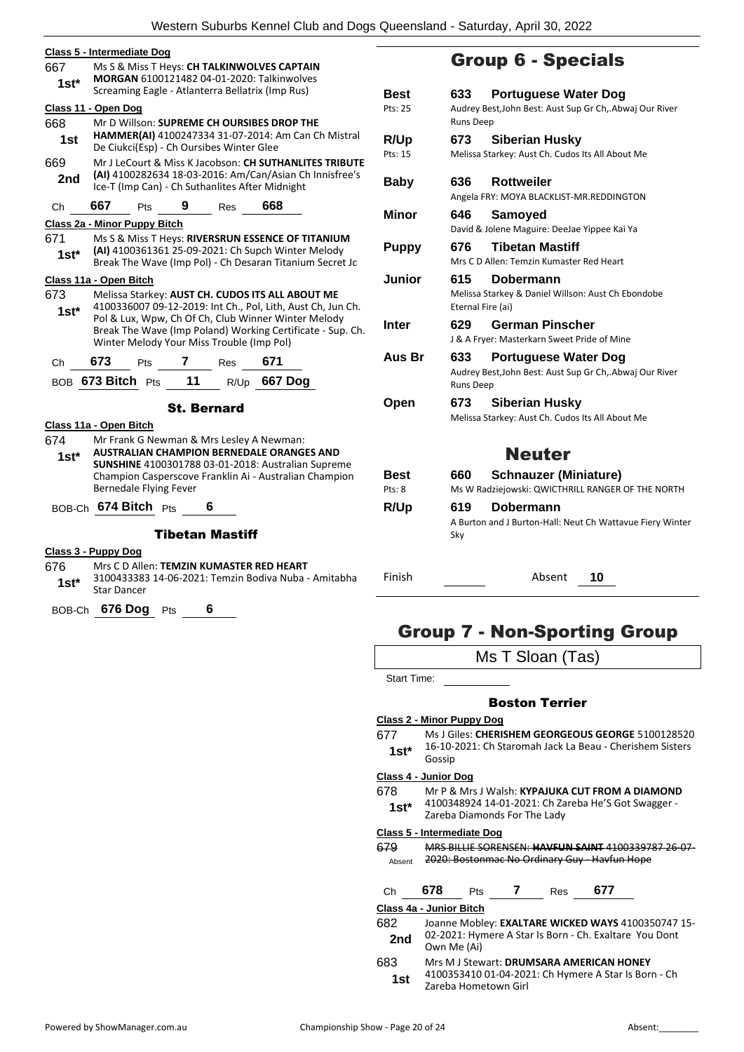**Class 5 - Intermediate Dog**

667 — 1st* — Ms S & Miss T Heys: **CH TALKINWOLVES CAPTAIN MORGAN** 6100121482 04-01-2020: Talkinwolves Screaming Eagle - Atlanterra Bellatrix (Imp Rus)

**Class 11 - Open Dog**

668 — 1st — Mr D Willson: **SUPREME CH OURSIBES DROP THE HAMMER(AI)** 4100247334 31-07-2014: Am Can Ch Mistral De Ciukci(Esp) - Ch Oursibes Winter Glee

669 — 2nd — Mr J LeCourt & Miss K Jacobson: **CH SUTHANLITES TRIBUTE (AI)** 4100282634 18-03-2016: Am/Can/Asian Ch Innisfree's Ice-T (Imp Can) - Ch Suthanlites After Midnight

Ch 667 Pts 9 Res 668

**Class 2a - Minor Puppy Bitch**

671 — 1st* — Ms S & Miss T Heys: **RIVERSRUN ESSENCE OF TITANIUM (AI)** 4100361361 25-09-2021: Ch Supch Winter Melody Break The Wave (Imp Pol) - Ch Desaran Titanium Secret Jc

**Class 11a - Open Bitch**

673 — 1st* — Melissa Starkey: **AUST CH. CUDOS ITS ALL ABOUT ME** 4100336007 09-12-2019: Int Ch., Pol, Lith, Aust Ch, Jun Ch. Pol & Lux, Wpw, Ch Of Ch, Club Winner Winter Melody Break The Wave (Imp Poland) Working Certificate - Sup. Ch. Winter Melody Your Miss Trouble (Imp Pol)

Ch 673 Pts 7 Res 671

BOB 673 Bitch Pts 11 R/Up 667 Dog

### St. Bernard

**Class 11a - Open Bitch**

674 — 1st* — Mr Frank G Newman & Mrs Lesley A Newman: **AUSTRALIAN CHAMPION BERNEDALE ORANGES AND SUNSHINE** 4100301788 03-01-2018: Australian Supreme Champion Casperscove Franklin Ai - Australian Champion Bernedale Flying Fever

BOB-Ch 674 Bitch Pts 6

### Tibetan Mastiff

**Class 3 - Puppy Dog**

676 — 1st* — Mrs C D Allen: **TEMZIN KUMASTER RED HEART** 3100433383 14-06-2021: Temzin Bodiva Nuba - Amitabha Star Dancer

BOB-Ch 676 Dog Pts 6

## Group 6 - Specials

| | | |
|---|---|---|
| **Best** (Pts: 25) | 633 | **Portuguese Water Dog** — Audrey Best,John Best: Aust Sup Gr Ch,.Abwaj Our River Runs Deep |
| **R/Up** (Pts: 15) | 673 | **Siberian Husky** — Melissa Starkey: Aust Ch. Cudos Its All About Me |
| **Baby** | 636 | **Rottweiler** — Angela FRY: MOYA BLACKLIST-MR.REDDINGTON |
| **Minor** | 646 | **Samoyed** — David & Jolene Maguire: DeeJae Yippee Kai Ya |
| **Puppy** | 676 | **Tibetan Mastiff** — Mrs C D Allen: Temzin Kumaster Red Heart |
| **Junior** | 615 | **Dobermann** — Melissa Starkey & Daniel Willson: Aust Ch Ebondobe Eternal Fire (ai) |
| **Inter** | 629 | **German Pinscher** — J & A Fryer: Masterkarn Sweet Pride of Mine |
| **Aus Br** | 633 | **Portuguese Water Dog** — Audrey Best,John Best: Aust Sup Gr Ch,.Abwaj Our River Runs Deep |
| **Open** | 673 | **Siberian Husky** — Melissa Starkey: Aust Ch. Cudos Its All About Me |

### Neuter

| | | |
|---|---|---|
| **Best** (Pts: 8) | 660 | **Schnauzer (Miniature)** — Ms W Radziejowski: QWICTHRILL RANGER OF THE NORTH |
| **R/Up** | 619 | **Dobermann** — A Burton and J Burton-Hall: Neut Ch Wattavue Fiery Winter Sky |

Finish ______ Absent 10

## Group 7 - Non-Sporting Group

Ms T Sloan (Tas)

Start Time:

### Boston Terrier

**Class 2 - Minor Puppy Dog**

677 — 1st* — Ms J Giles: **CHERISHEM GEORGEOUS GEORGE** 5100128520 16-10-2021: Ch Staromah Jack La Beau - Cherishem Sisters Gossip

**Class 4 - Junior Dog**

678 — 1st* — Mr P & Mrs J Walsh: **KYPAJUKA CUT FROM A DIAMOND** 4100348924 14-01-2021: Ch Zareba He'S Got Swagger - Zareba Diamonds For The Lady

**Class 5 - Intermediate Dog**

~~679~~ — Absent — ~~MRS BILLIE SORENSEN: HAVFUN SAINT 4100339787 26-07-2020: Bostonmac No Ordinary Guy - Havfun Hope~~

Ch 678 Pts 7 Res 677

**Class 4a - Junior Bitch**

682 — 2nd — Joanne Mobley: **EXALTARE WICKED WAYS** 4100350747 15-02-2021: Hymere A Star Is Born - Ch. Exaltare You Dont Own Me (Ai)

683 — 1st — Mrs M J Stewart: **DRUMSARA AMERICAN HONEY** 4100353410 01-04-2021: Ch Hymere A Star Is Born - Ch Zareba Hometown Girl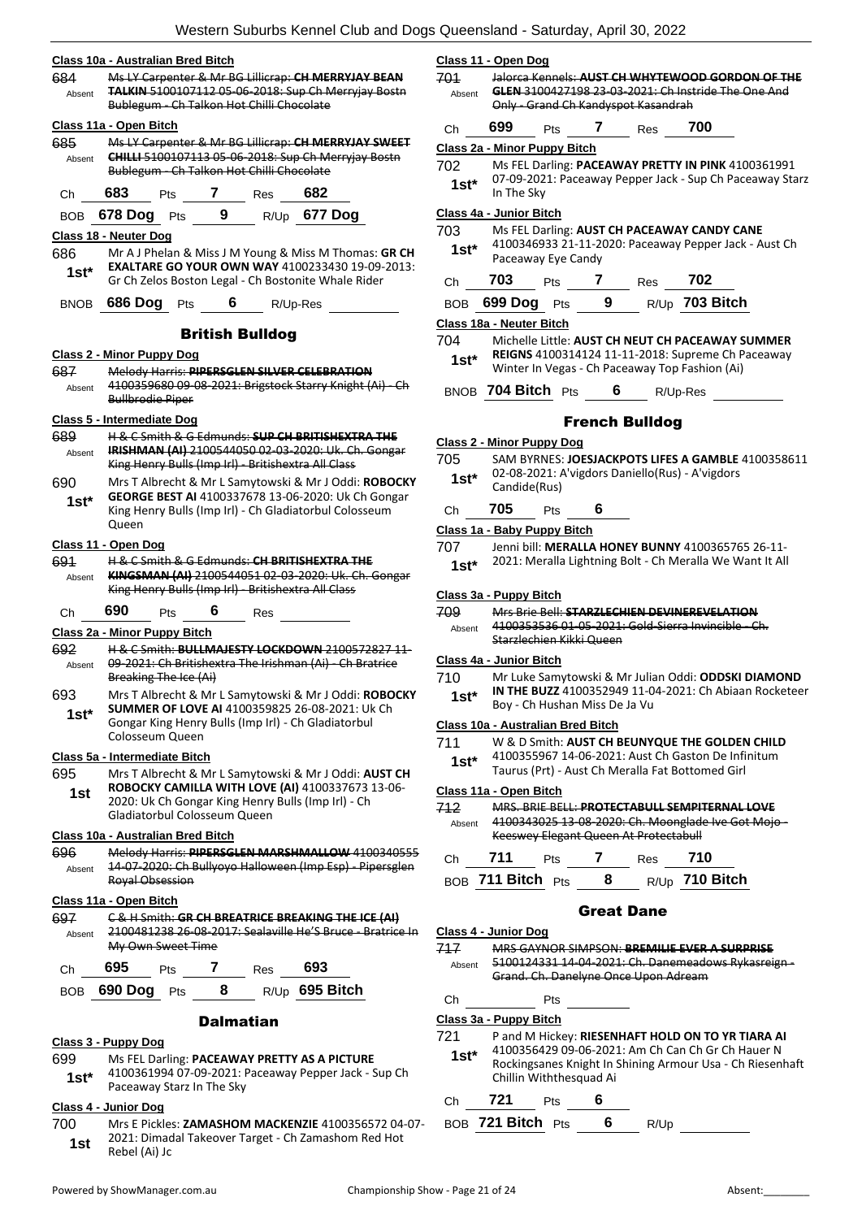### Class 10a - Australian Bred Bitch

684 Absent — ~~Ms LY Carpenter & Mr BG Lillicrap: **CH MERRYJAY BEAN TALKIN** 5100107112 05-06-2018: Sup Ch Merryjay Bostn Bublegum - Ch Talkon Hot Chilli Chocolate~~

### Class 11a - Open Bitch

685 Absent — ~~Ms LY Carpenter & Mr BG Lillicrap: **CH MERRYJAY SWEET CHILLI** 5100107113 05-06-2018: Sup Ch Merryjay Bostn Bublegum - Ch Talkon Hot Chilli Chocolate~~

Ch **683** Pts **7** Res **682**

BOB **678 Dog** Pts **9** R/Up **677 Dog**

### Class 18 - Neuter Dog

686 1st* — Mr A J Phelan & Miss J M Young & Miss M Thomas: **GR CH EXALTARE GO YOUR OWN WAY** 4100233430 19-09-2013: Gr Ch Zelos Boston Legal - Ch Bostonite Whale Rider

BNOB **686 Dog** Pts **6** R/Up-Res

## British Bulldog

### Class 2 - Minor Puppy Dog

687 Absent — ~~Melody Harris: **PIPERSGLEN SILVER CELEBRATION** 4100359680 09-08-2021: Brigstock Starry Knight (Ai) - Ch Bullbrodie Piper~~

### Class 5 - Intermediate Dog

689 Absent — ~~H & C Smith & G Edmunds: **SUP CH BRITISHEXTRA THE IRISHMAN (AI)** 2100544050 02-03-2020: Uk. Ch. Gongar King Henry Bulls (Imp Irl) - Britishextra All Class~~

690 1st* — Mrs T Albrecht & Mr L Samytowski & Mr J Oddi: **ROBOCKY GEORGE BEST AI** 4100337678 13-06-2020: Uk Ch Gongar King Henry Bulls (Imp Irl) - Ch Gladiatorbul Colosseum Queen

### Class 11 - Open Dog

691 Absent — ~~H & C Smith & G Edmunds: **CH BRITISHEXTRA THE KINGSMAN (AI)** 2100544051 02-03-2020: Uk. Ch. Gongar King Henry Bulls (Imp Irl) - Britishextra All Class~~

Ch **690** Pts **6** Res

### Class 2a - Minor Puppy Bitch

692 Absent — ~~H & C Smith: **BULLMAJESTY LOCKDOWN** 2100572827 11-09-2021: Ch Britishextra The Irishman (Ai) - Ch Bratrice Breaking The Ice (Ai)~~

693 1st* — Mrs T Albrecht & Mr L Samytowski & Mr J Oddi: **ROBOCKY SUMMER OF LOVE AI** 4100359825 26-08-2021: Uk Ch Gongar King Henry Bulls (Imp Irl) - Ch Gladiatorbul Colosseum Queen

### Class 5a - Intermediate Bitch

695 1st — Mrs T Albrecht & Mr L Samytowski & Mr J Oddi: **AUST CH ROBOCKY CAMILLA WITH LOVE (AI)** 4100337673 13-06-2020: Uk Ch Gongar King Henry Bulls (Imp Irl) - Ch Gladiatorbul Colosseum Queen

### Class 10a - Australian Bred Bitch

696 Absent — ~~Melody Harris: **PIPERSGLEN MARSHMALLOW** 4100340555 14-07-2020: Ch Bullyoyo Halloween (Imp Esp) - Pipersglen Royal Obsession~~

### Class 11a - Open Bitch

697 Absent — ~~C & H Smith: **GR CH BREATRICE BREAKING THE ICE (AI)** 2100481238 26-08-2017: Sealaville He'S Bruce - Bratrice In My Own Sweet Time~~

Ch **695** Pts **7** Res **693**

BOB **690 Dog** Pts **8** R/Up **695 Bitch**

## Dalmatian

### Class 3 - Puppy Dog

699 1st* — Ms FEL Darling: **PACEAWAY PRETTY AS A PICTURE** 4100361994 07-09-2021: Paceaway Pepper Jack - Sup Ch Paceaway Starz In The Sky

### Class 4 - Junior Dog

700 1st — Mrs E Pickles: **ZAMASHOM MACKENZIE** 4100356572 04-07-2021: Dimadal Takeover Target - Ch Zamashom Red Hot Rebel (Ai) Jc

### Class 11 - Open Dog

701 Absent — ~~Jalorca Kennels: **AUST CH WHYTEWOOD GORDON OF THE GLEN** 3100427198 23-03-2021: Ch Instride The One And Only - Grand Ch Kandyspot Kasandrah~~

Ch **699** Pts **7** Res **700**

### Class 2a - Minor Puppy Bitch

702 1st* — Ms FEL Darling: **PACEAWAY PRETTY IN PINK** 4100361991 07-09-2021: Paceaway Pepper Jack - Sup Ch Paceaway Starz In The Sky

### Class 4a - Junior Bitch

703 1st* — Ms FEL Darling: **AUST CH PACEAWAY CANDY CANE** 4100346933 21-11-2020: Paceaway Pepper Jack - Aust Ch Paceaway Eye Candy

Ch **703** Pts **7** Res **702**

BOB **699 Dog** Pts **9** R/Up **703 Bitch**

### Class 18a - Neuter Bitch

704 1st* — Michelle Little: **AUST CH NEUT CH PACEAWAY SUMMER REIGNS** 4100314124 11-11-2018: Supreme Ch Paceaway Winter In Vegas - Ch Paceaway Top Fashion (Ai)

BNOB **704 Bitch** Pts **6** R/Up-Res

## French Bulldog

### Class 2 - Minor Puppy Dog

705 1st* — SAM BYRNES: **JOESJACKPOTS LIFES A GAMBLE** 4100358611 02-08-2021: A'vigdors Daniello(Rus) - A'vigdors Candide(Rus)

Ch **705** Pts **6**

### Class 1a - Baby Puppy Bitch

707 1st* — Jenni bill: **MERALLA HONEY BUNNY** 4100365765 26-11-2021: Meralla Lightning Bolt - Ch Meralla We Want It All

### Class 3a - Puppy Bitch

709 Absent — ~~Mrs Brie Bell: **STARZLECHIEN DEVINEREVELATION** 4100353536 01-05-2021: Gold-Sierra Invincible - Ch. Starzlechien Kikki Queen~~

### Class 4a - Junior Bitch

710 1st* — Mr Luke Samytowski & Mr Julian Oddi: **ODDSKI DIAMOND IN THE BUZZ** 4100352949 11-04-2021: Ch Abiaan Rocketeer Boy - Ch Hushan Miss De Ja Vu

### Class 10a - Australian Bred Bitch

711 1st* — W & D Smith: **AUST CH BEUNYQUE THE GOLDEN CHILD** 4100355967 14-06-2021: Aust Ch Gaston De Infinitum Taurus (Prt) - Aust Ch Meralla Fat Bottomed Girl

### Class 11a - Open Bitch

712 Absent — ~~MRS. BRIE BELL: **PROTECTABULL SEMPITERNAL LOVE** 4100343025 13-08-2020: Ch. Moonglade Ive Got Mojo - Keeswey Elegant Queen At Protectabull~~

Ch **711** Pts **7** Res **710**

BOB **711 Bitch** Pts **8** R/Up **710 Bitch**

## Great Dane

### Class 4 - Junior Dog

717 Absent — ~~MRS GAYNOR SIMPSON: **BREMILIE EVER A SURPRISE** 5100124331 14-04-2021: Ch. Danemeadows Rykasreign - Grand. Ch. Danelyne Once Upon Adream~~

Ch Pts

### Class 3a - Puppy Bitch

721 1st* — P and M Hickey: **RIESENHAFT HOLD ON TO YR TIARA AI** 4100356429 09-06-2021: Am Ch Can Ch Gr Ch Hauer N Rockingsanes Knight In Shining Armour Usa - Ch Riesenhaft Chillin Withthesquad Ai

Ch **721** Pts **6**

BOB **721 Bitch** Pts **6** R/Up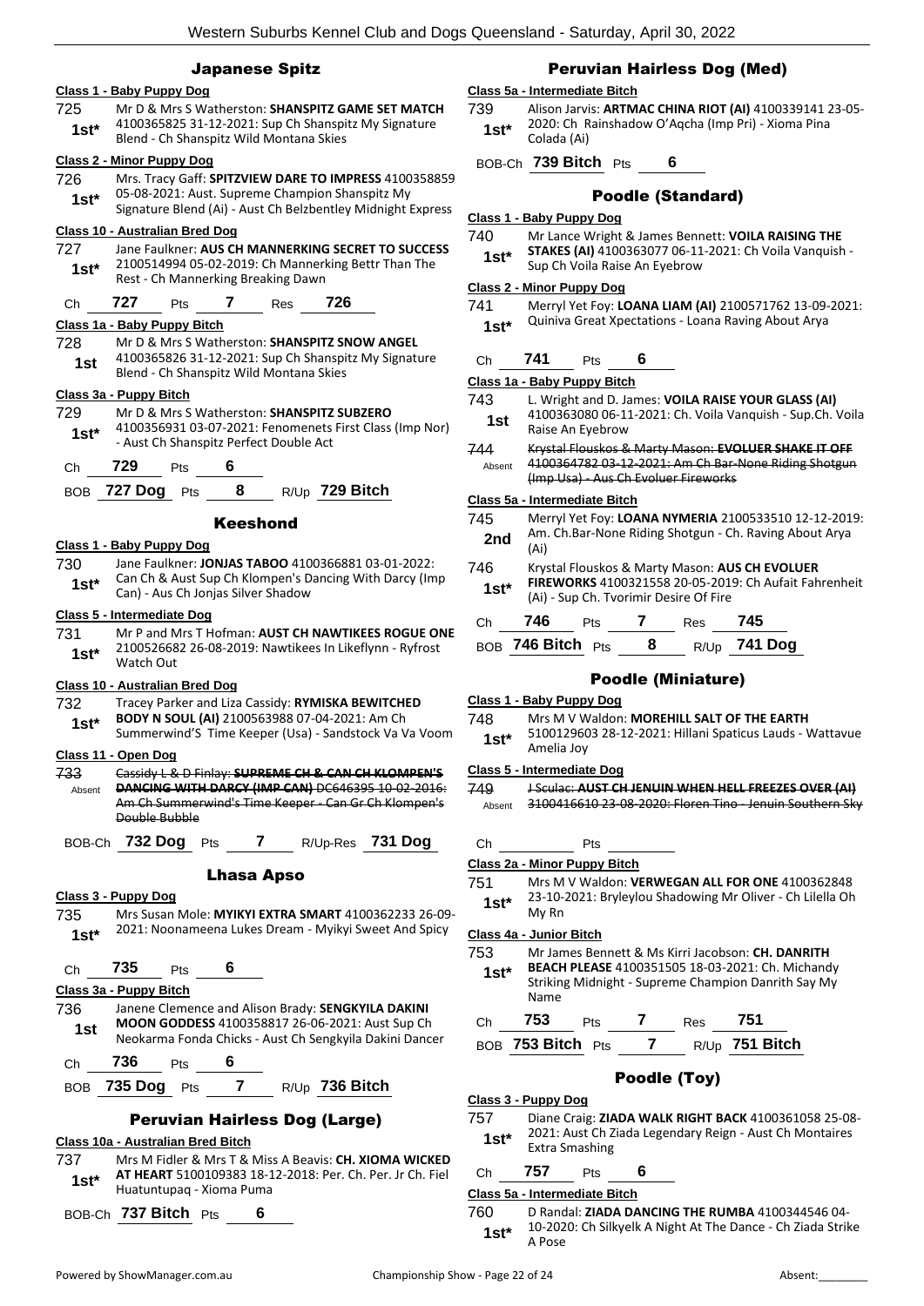## Japanese Spitz

**Class 1 - Baby Puppy Dog**

725 — 1st* — Mr D & Mrs S Watherston: **SHANSPITZ GAME SET MATCH** 4100365825 31-12-2021: Sup Ch Shanspitz My Signature Blend - Ch Shanspitz Wild Montana Skies

**Class 2 - Minor Puppy Dog**

726 — 1st* — Mrs. Tracy Gaff: **SPITZVIEW DARE TO IMPRESS** 4100358859 05-08-2021: Aust. Supreme Champion Shanspitz My Signature Blend (Ai) - Aust Ch Belzbentley Midnight Express

**Class 10 - Australian Bred Dog**

727 — 1st* — Jane Faulkner: **AUS CH MANNERKING SECRET TO SUCCESS** 2100514994 05-02-2019: Ch Mannerking Bettr Than The Rest - Ch Mannerking Breaking Dawn

Ch 727 Pts 7 Res 726

**Class 1a - Baby Puppy Bitch**

728 — 1st — Mr D & Mrs S Watherston: **SHANSPITZ SNOW ANGEL** 4100365826 31-12-2021: Sup Ch Shanspitz My Signature Blend - Ch Shanspitz Wild Montana Skies

**Class 3a - Puppy Bitch**

729 — 1st* — Mr D & Mrs S Watherston: **SHANSPITZ SUBZERO** 4100356931 03-07-2021: Fenomenets First Class (Imp Nor) - Aust Ch Shanspitz Perfect Double Act

Ch 729 Pts 6

BOB 727 Dog Pts 8 R/Up 729 Bitch

## Keeshond

**Class 1 - Baby Puppy Dog**

730 — 1st* — Jane Faulkner: **JONJAS TABOO** 4100366881 03-01-2022: Can Ch & Aust Sup Ch Klompen's Dancing With Darcy (Imp Can) - Aus Ch Jonjas Silver Shadow

**Class 5 - Intermediate Dog**

731 — 1st* — Mr P and Mrs T Hofman: **AUST CH NAWTIKEES ROGUE ONE** 2100526682 26-08-2019: Nawtikees In Likeflynn - Ryfrost Watch Out

**Class 10 - Australian Bred Dog**

732 — 1st* — Tracey Parker and Liza Cassidy: **RYMISKA BEWITCHED BODY N SOUL (AI)** 2100563988 07-04-2021: Am Ch Summerwind'S Time Keeper (Usa) - Sandstock Va Va Voom

**Class 11 - Open Dog**

733 — Absent — ~~Cassidy L & D Finlay: **SUPREME CH & CAN CH KLOMPEN'S DANCING WITH DARCY (IMP CAN)** DC646395 10-02-2016: Am Ch Summerwind's Time Keeper - Can Gr Ch Klompen's Double Bubble~~

BOB-Ch 732 Dog Pts 7 R/Up-Res 731 Dog

## Lhasa Apso

**Class 3 - Puppy Dog**

735 — 1st* — Mrs Susan Mole: **MYIKYI EXTRA SMART** 4100362233 26-09-2021: Noonameena Lukes Dream - Myikyi Sweet And Spicy

Ch 735 Pts 6

**Class 3a - Puppy Bitch**

736 — 1st — Janene Clemence and Alison Brady: **SENGKYILA DAKINI MOON GODDESS** 4100358817 26-06-2021: Aust Sup Ch Neokarma Fonda Chicks - Aust Ch Sengkyila Dakini Dancer

Ch 736 Pts 6

BOB 735 Dog Pts 7 R/Up 736 Bitch

## Peruvian Hairless Dog (Large)

**Class 10a - Australian Bred Bitch**

737 — 1st* — Mrs M Fidler & Mrs T & Miss A Beavis: **CH. XIOMA WICKED AT HEART** 5100109383 18-12-2018: Per. Ch. Per. Jr Ch. Fiel Huatuntupaq - Xioma Puma

BOB-Ch 737 Bitch Pts 6

## Peruvian Hairless Dog (Med)

**Class 5a - Intermediate Bitch**

739 — 1st* — Alison Jarvis: **ARTMAC CHINA RIOT (AI)** 4100339141 23-05-2020: Ch Rainshadow O'Aqcha (Imp Pri) - Xioma Pina Colada (Ai)

BOB-Ch 739 Bitch Pts 6

## Poodle (Standard)

**Class 1 - Baby Puppy Dog**

740 — 1st* — Mr Lance Wright & James Bennett: **VOILA RAISING THE STAKES (AI)** 4100363077 06-11-2021: Ch Voila Vanquish - Sup Ch Voila Raise An Eyebrow

**Class 2 - Minor Puppy Dog**

741 — 1st* — Merryl Yet Foy: **LOANA LIAM (AI)** 2100571762 13-09-2021: Quiniva Great Xpectations - Loana Raving About Arya

Ch 741 Pts 6

**Class 1a - Baby Puppy Bitch**

743 — 1st — L. Wright and D. James: **VOILA RAISE YOUR GLASS (AI)** 4100363080 06-11-2021: Ch. Voila Vanquish - Sup.Ch. Voila Raise An Eyebrow

744 — Absent — ~~Krystal Flouskos & Marty Mason: **EVOLUER SHAKE IT OFF** 4100364782 03-12-2021: Am Ch Bar-None Riding Shotgun (Imp Usa) - Aus Ch Evoluer Fireworks~~

**Class 5a - Intermediate Bitch**

745 — 2nd — Merryl Yet Foy: **LOANA NYMERIA** 2100533510 12-12-2019: Am. Ch.Bar-None Riding Shotgun - Ch. Raving About Arya (Ai)

746 — 1st* — Krystal Flouskos & Marty Mason: **AUS CH EVOLUER FIREWORKS** 4100321558 20-05-2019: Ch Aufait Fahrenheit (Ai) - Sup Ch. Tvorimir Desire Of Fire

Ch 746 Pts 7 Res 745

BOB 746 Bitch Pts 8 R/Up 741 Dog

## Poodle (Miniature)

**Class 1 - Baby Puppy Dog**

748 — 1st* — Mrs M V Waldon: **MOREHILL SALT OF THE EARTH** 5100129603 28-12-2021: Hillani Spaticus Lauds - Wattavue Amelia Joy

**Class 5 - Intermediate Dog**

749 — Absent — ~~J Sculac: **AUST CH JENUIN WHEN HELL FREEZES OVER (AI)** 3100416610 23-08-2020: Floren Tino - Jenuin Southern Sky~~

Ch Pts

**Class 2a - Minor Puppy Bitch**

751 — 1st* — Mrs M V Waldon: **VERWEGAN ALL FOR ONE** 4100362848 23-10-2021: Bryleylou Shadowing Mr Oliver - Ch Lilella Oh My Rn

**Class 4a - Junior Bitch**

753 — 1st* — Mr James Bennett & Ms Kirri Jacobson: **CH. DANRITH BEACH PLEASE** 4100351505 18-03-2021: Ch. Michandy Striking Midnight - Supreme Champion Danrith Say My Name

Ch 753 Pts 7 Res 751

BOB 753 Bitch Pts 7 R/Up 751 Bitch

## Poodle (Toy)

**Class 3 - Puppy Dog**

757 — 1st* — Diane Craig: **ZIADA WALK RIGHT BACK** 4100361058 25-08-2021: Aust Ch Ziada Legendary Reign - Aust Ch Montaires Extra Smashing

Ch 757 Pts 6

**Class 5a - Intermediate Bitch**

760 — 1st* — D Randal: **ZIADA DANCING THE RUMBA** 4100344546 04-10-2020: Ch Silkyelk A Night At The Dance - Ch Ziada Strike A Pose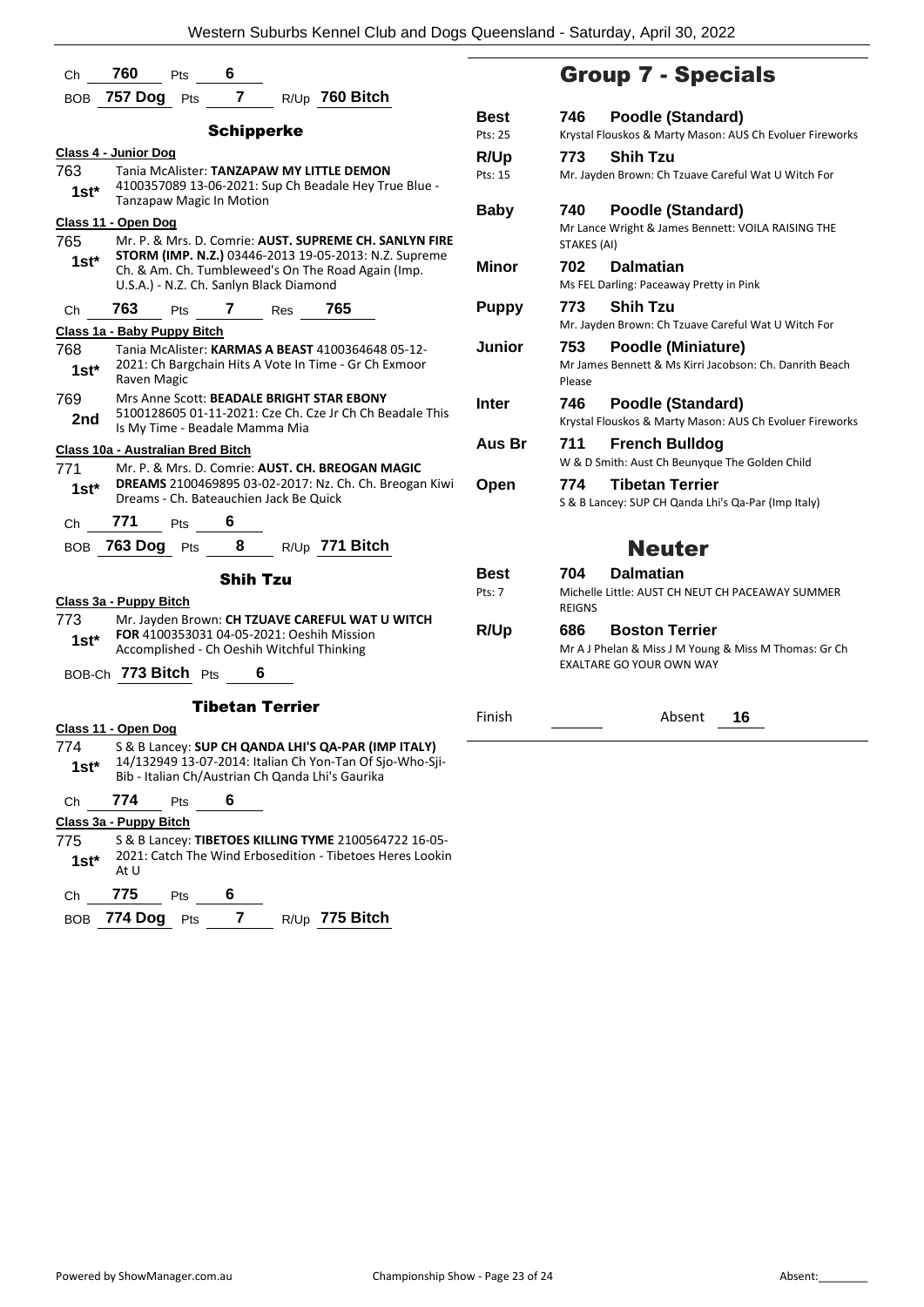Ch **760** Pts **6**

BOB **757 Dog** Pts **7** R/Up **760 Bitch**

### Schipperke

**Class 4 - Junior Dog**

763 **1st*** Tania McAlister: **TANZAPAW MY LITTLE DEMON** 4100357089 13-06-2021: Sup Ch Beadale Hey True Blue - Tanzapaw Magic In Motion

**Class 11 - Open Dog**

765 **1st*** Mr. P. & Mrs. D. Comrie: **AUST. SUPREME CH. SANLYN FIRE STORM (IMP. N.Z.)** 03446-2013 19-05-2013: N.Z. Supreme Ch. & Am. Ch. Tumbleweed's On The Road Again (Imp. U.S.A.) - N.Z. Ch. Sanlyn Black Diamond

Ch **763** Pts **7** Res **765**

**Class 1a - Baby Puppy Bitch**

768 **1st*** Tania McAlister: **KARMAS A BEAST** 4100364648 05-12-2021: Ch Bargchain Hits A Vote In Time - Gr Ch Exmoor Raven Magic

769 **2nd** Mrs Anne Scott: **BEADALE BRIGHT STAR EBONY** 5100128605 01-11-2021: Cze Ch. Cze Jr Ch Ch Beadale This Is My Time - Beadale Mamma Mia

**Class 10a - Australian Bred Bitch**

771 **1st*** Mr. P. & Mrs. D. Comrie: **AUST. CH. BREOGAN MAGIC DREAMS** 2100469895 03-02-2017: Nz. Ch. Ch. Breogan Kiwi Dreams - Ch. Bateauchien Jack Be Quick

Ch **771** Pts **6**

BOB **763 Dog** Pts **8** R/Up **771 Bitch**

### Shih Tzu

**Class 3a - Puppy Bitch**

773 **1st*** Mr. Jayden Brown: **CH TZUAVE CAREFUL WAT U WITCH FOR** 4100353031 04-05-2021: Oeshih Mission Accomplished - Ch Oeshih Witchful Thinking

BOB-Ch **773 Bitch** Pts **6**

### Tibetan Terrier

**Class 11 - Open Dog**

774 **1st*** S & B Lancey: **SUP CH QANDA LHI'S QA-PAR (IMP ITALY)** 14/132949 13-07-2014: Italian Ch Yon-Tan Of Sjo-Who-Sji-Bib - Italian Ch/Austrian Ch Qanda Lhi's Gaurika

Ch **774** Pts **6**

**Class 3a - Puppy Bitch**

775 **1st*** S & B Lancey: **TIBETOES KILLING TYME** 2100564722 16-05-2021: Catch The Wind Erbosedition - Tibetoes Heres Lookin At U

Ch **775** Pts **6**

BOB **774 Dog** Pts **7** R/Up **775 Bitch**

## Group 7 - Specials

**Best** (Pts: 25) — **746 Poodle (Standard)** — Krystal Flouskos & Marty Mason: AUS Ch Evoluer Fireworks

**R/Up** (Pts: 15) — **773 Shih Tzu** — Mr. Jayden Brown: Ch Tzuave Careful Wat U Witch For

**Baby** — **740 Poodle (Standard)** — Mr Lance Wright & James Bennett: VOILA RAISING THE STAKES (AI)

**Minor** — **702 Dalmatian** — Ms FEL Darling: Paceaway Pretty in Pink

**Puppy** — **773 Shih Tzu** — Mr. Jayden Brown: Ch Tzuave Careful Wat U Witch For

**Junior** — **753 Poodle (Miniature)** — Mr James Bennett & Ms Kirri Jacobson: Ch. Danrith Beach Please

**Inter** — **746 Poodle (Standard)** — Krystal Flouskos & Marty Mason: AUS Ch Evoluer Fireworks

**Aus Br** — **711 French Bulldog** — W & D Smith: Aust Ch Beunyque The Golden Child

**Open** — **774 Tibetan Terrier** — S & B Lancey: SUP CH Qanda Lhi's Qa-Par (Imp Italy)

## Neuter

**Best** (Pts: 7) — **704 Dalmatian** — Michelle Little: AUST CH NEUT CH PACEAWAY SUMMER REIGNS

**R/Up** — **686 Boston Terrier** — Mr A J Phelan & Miss J M Young & Miss M Thomas: Gr Ch EXALTARE GO YOUR OWN WAY

Finish ______ Absent **16**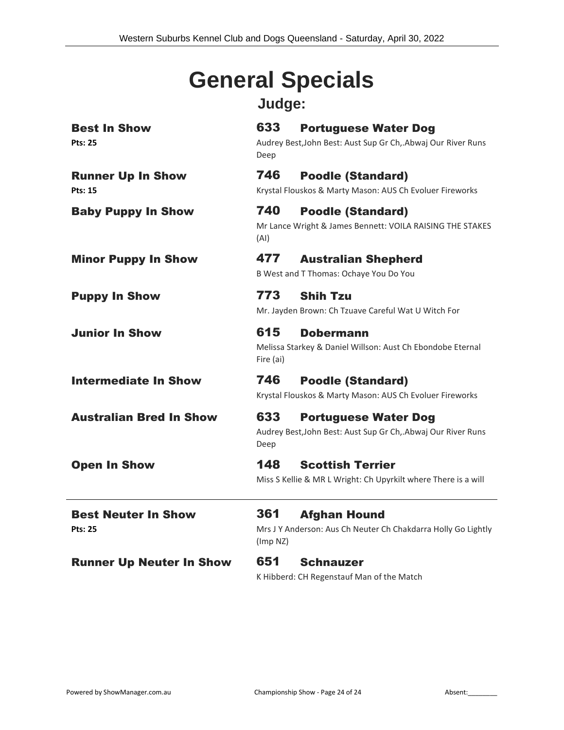# General Specials

## Judge:

**Best In Show**
**Pts: 25**

**633 Portuguese Water Dog**
Audrey Best,John Best: Aust Sup Gr Ch,.Abwaj Our River Runs Deep

**Runner Up In Show**
**Pts: 15**

**746 Poodle (Standard)**
Krystal Flouskos & Marty Mason: AUS Ch Evoluer Fireworks

**Baby Puppy In Show**

**740 Poodle (Standard)**
Mr Lance Wright & James Bennett: VOILA RAISING THE STAKES (AI)

**Minor Puppy In Show**

**477 Australian Shepherd**
B West and T Thomas: Ochaye You Do You

**Puppy In Show**

**773 Shih Tzu**
Mr. Jayden Brown: Ch Tzuave Careful Wat U Witch For

**Junior In Show**

**615 Dobermann**
Melissa Starkey & Daniel Willson: Aust Ch Ebondobe Eternal Fire (ai)

**Intermediate In Show**

**746 Poodle (Standard)**
Krystal Flouskos & Marty Mason: AUS Ch Evoluer Fireworks

**Australian Bred In Show**

**633 Portuguese Water Dog**
Audrey Best,John Best: Aust Sup Gr Ch,.Abwaj Our River Runs Deep

**Open In Show**

**148 Scottish Terrier**
Miss S Kellie & MR L Wright: Ch Upyrkilt where There is a will

---

**Best Neuter In Show**
**Pts: 25**

**361 Afghan Hound**
Mrs J Y Anderson: Aus Ch Neuter Ch Chakdarra Holly Go Lightly (Imp NZ)

**Runner Up Neuter In Show**

**651 Schnauzer**
K Hibberd: CH Regenstauf Man of the Match

Absent:________